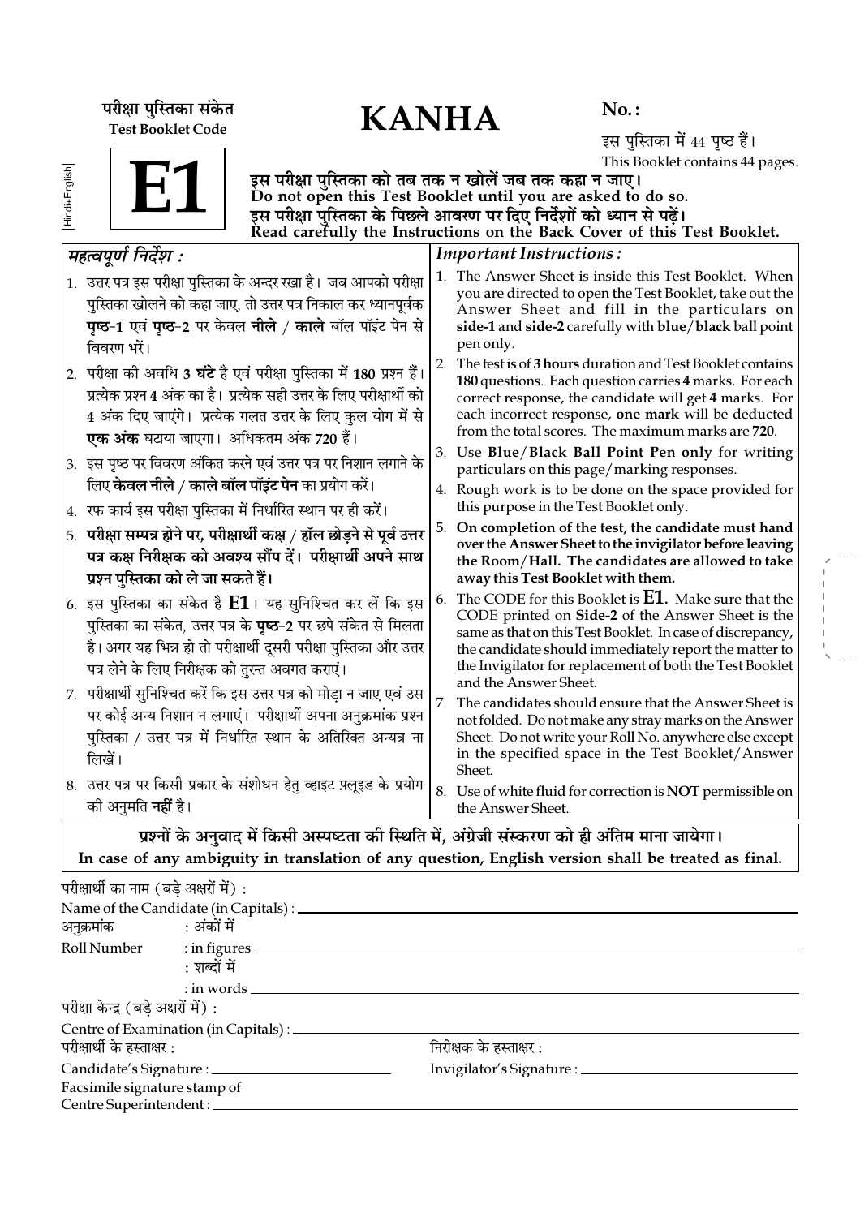परीक्षा पुस्तिका संकेत
Test Booklet Code

# KANHA

No. :

इस पुस्तिका में 44 पृष्ठ हैं।
This Booklet contains 44 pages.

Hindi+English

# E1

**इस परीक्षा पुस्तिका को तब तक न खोलें जब तक कहा न जाए।**
**Do not open this Test Booklet until you are asked to do so.**
**इस परीक्षा पुस्तिका के पिछले आवरण पर दिए निर्देशों को ध्यान से पढ़ें।**
**Read carefully the Instructions on the Back Cover of this Test Booklet.**

## *महत्वपूर्ण निर्देश :*

1. उत्तर पत्र इस परीक्षा पुस्तिका के अन्दर रखा है। जब आपको परीक्षा पुस्तिका खोलने को कहा जाए, तो उत्तर पत्र निकाल कर ध्यानपूर्वक **पृष्ठ-1** एवं **पृष्ठ-2** पर केवल **नीले** / **काले** बॉल पॉइंट पेन से विवरण भरें।
2. परीक्षा की अवधि **3 घंटे** है एवं परीक्षा पुस्तिका में **180** प्रश्न हैं। प्रत्येक प्रश्न **4** अंक का है। प्रत्येक सही उत्तर के लिए परीक्षार्थी को **4** अंक दिए जाएंगे। प्रत्येक गलत उत्तर के लिए कुल योग में से **एक अंक** घटाया जाएगा। अधिकतम अंक **720** हैं।
3. इस पृष्ठ पर विवरण अंकित करने एवं उत्तर पत्र पर निशान लगाने के लिए **केवल नीले** / **काले बॉल पॉइंट पेन** का प्रयोग करें।
4. रफ कार्य इस परीक्षा पुस्तिका में निर्धारित स्थान पर ही करें।
5. **परीक्षा सम्पन्न होने पर, परीक्षार्थी कक्ष / हॉल छोड़ने से पूर्व उत्तर पत्र कक्ष निरीक्षक को अवश्य सौंप दें। परीक्षार्थी अपने साथ प्रश्न पुस्तिका को ले जा सकते हैं।**
6. इस पुस्तिका का संकेत है **E1**। यह सुनिश्चित कर लें कि इस पुस्तिका का संकेत, उत्तर पत्र के **पृष्ठ-2** पर छपे संकेत से मिलता है। अगर यह भिन्न हो तो परीक्षार्थी दूसरी परीक्षा पुस्तिका और उत्तर पत्र लेने के लिए निरीक्षक को तुरन्त अवगत कराएं।
7. परीक्षार्थी सुनिश्चित करें कि इस उत्तर पत्र को मोड़ा न जाए एवं उस पर कोई अन्य निशान न लगाएं। परीक्षार्थी अपना अनुक्रमांक प्रश्न पुस्तिका / उत्तर पत्र में निर्धारित स्थान के अतिरिक्त अन्यत्र ना लिखें।
8. उत्तर पत्र पर किसी प्रकार के संशोधन हेतु व्हाइट फ़्लूइड के प्रयोग की अनुमति **नहीं** है।

## *Important Instructions :*

1. The Answer Sheet is inside this Test Booklet. When you are directed to open the Test Booklet, take out the Answer Sheet and fill in the particulars on **side-1** and **side-2** carefully with **blue**/**black** ball point pen only.
2. The test is of **3 hours** duration and Test Booklet contains **180** questions. Each question carries **4** marks. For each correct response, the candidate will get **4** marks. For each incorrect response, **one mark** will be deducted from the total scores. The maximum marks are **720**.
3. Use **Blue/Black Ball Point Pen only** for writing particulars on this page/marking responses.
4. Rough work is to be done on the space provided for this purpose in the Test Booklet only.
5. **On completion of the test, the candidate must hand over the Answer Sheet to the invigilator before leaving the Room/Hall. The candidates are allowed to take away this Test Booklet with them.**
6. The CODE for this Booklet is **E1**. Make sure that the CODE printed on **Side-2** of the Answer Sheet is the same as that on this Test Booklet. In case of discrepancy, the candidate should immediately report the matter to the Invigilator for replacement of both the Test Booklet and the Answer Sheet.
7. The candidates should ensure that the Answer Sheet is not folded. Do not make any stray marks on the Answer Sheet. Do not write your Roll No. anywhere else except in the specified space in the Test Booklet/Answer Sheet.
8. Use of white fluid for correction is **NOT** permissible on the Answer Sheet.

**प्रश्नों के अनुवाद में किसी अस्पष्टता की स्थिति में, अंग्रेजी संस्करण को ही अंतिम माना जायेगा।**
**In case of any ambiguity in translation of any question, English version shall be treated as final.**

परीक्षार्थी का नाम (बड़े अक्षरों में) :
Name of the Candidate (in Capitals) : ____________________

अनुक्रमांक : अंकों में
Roll Number : in figures ____________________
: शब्दों में
: in words ____________________

परीक्षा केन्द्र (बड़े अक्षरों में) :
Centre of Examination (in Capitals) : ____________________

परीक्षार्थी के हस्ताक्षर :
Candidate's Signature : ____________________

निरीक्षक के हस्ताक्षर :
Invigilator's Signature : ____________________

Facsimile signature stamp of
Centre Superintendent : ____________________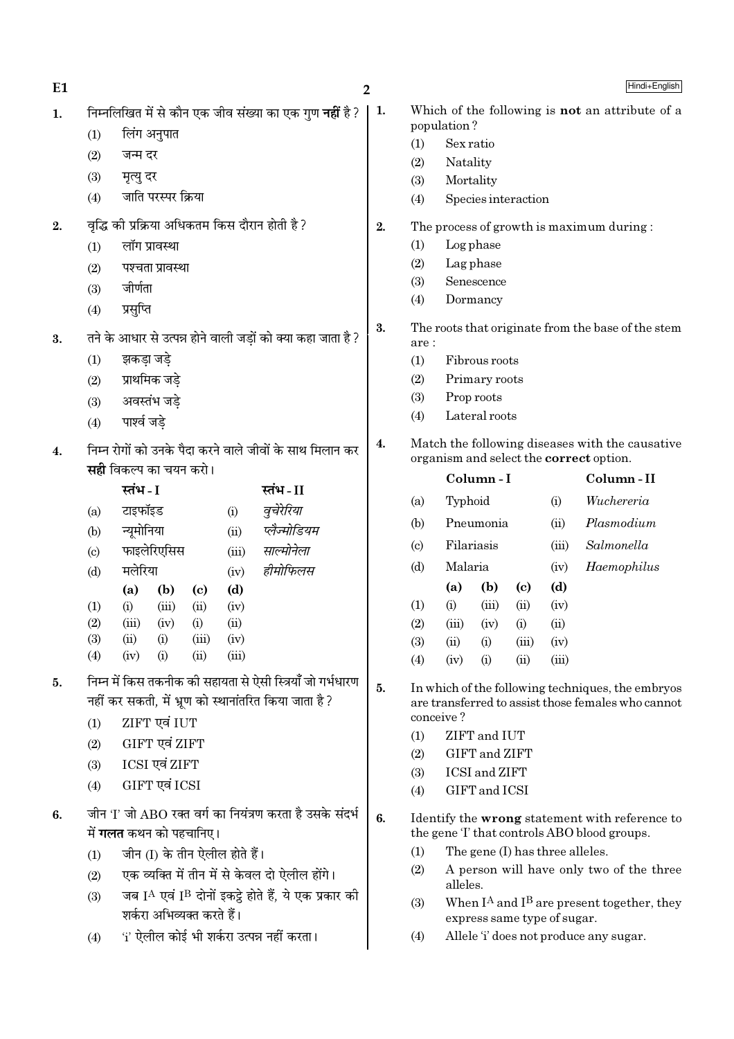1. निम्नलिखित में से कौन एक जीव संख्या का एक गुण **नहीं** है ?
   (1) लिंग अनुपात
   (2) जन्म दर
   (3) मृत्यु दर
   (4) जाति परस्पर क्रिया

2. वृद्धि की प्रक्रिया अधिकतम किस दौरान होती है ?
   (1) लॉग प्रावस्था
   (2) पश्चता प्रावस्था
   (3) जीर्णता
   (4) प्रसुप्ति

3. तने के आधार से उत्पन्न होने वाली जड़ों को क्या कहा जाता है ?
   (1) झकड़ा जड़े
   (2) प्राथमिक जड़े
   (3) अवस्तंभ जड़े
   (4) पार्श्व जड़े

4. निम्न रोगों को उनके पैदा करने वाले जीवों के साथ मिलान कर **सही** विकल्प का चयन करो।

|  | स्तंभ - I |  | स्तंभ - II |
|---|---|---|---|
| (a) | टाइफॉइड | (i) | *वुचेरेरिया* |
| (b) | न्यूमोनिया | (ii) | *प्लैज्मोडियम* |
| (c) | फाइलेरिएसिस | (iii) | *साल्मोनेला* |
| (d) | मलेरिया | (iv) | *हीमोफिलस* |

|  | (a) | (b) | (c) | (d) |
|---|---|---|---|---|
| (1) | (i) | (iii) | (ii) | (iv) |
| (2) | (iii) | (iv) | (i) | (ii) |
| (3) | (ii) | (i) | (iii) | (iv) |
| (4) | (iv) | (i) | (ii) | (iii) |

5. निम्न में किस तकनीक की सहायता से ऐसी स्त्रियाँ जो गर्भधारण नहीं कर सकती, में भ्रूण को स्थानांतरित किया जाता है ?
   (1) ZIFT एवं IUT
   (2) GIFT एवं ZIFT
   (3) ICSI एवं ZIFT
   (4) GIFT एवं ICSI

6. जीन 'I' जो ABO रक्त वर्ग का नियंत्रण करता है उसके संदर्भ में **गलत** कथन को पहचानिए।
   (1) जीन (I) के तीन ऐलील होते हैं।
   (2) एक व्यक्ति में तीन में से केवल दो ऐलील होंगे।
   (3) जब $I^A$ एवं $I^B$ दोनों इकट्ठे होते हैं, ये एक प्रकार की शर्करा अभिव्यक्त करते हैं।
   (4) 'i' ऐलील कोई भी शर्करा उत्पन्न नहीं करता।

1. Which of the following is **not** an attribute of a population ?
   (1) Sex ratio
   (2) Natality
   (3) Mortality
   (4) Species interaction

2. The process of growth is maximum during :
   (1) Log phase
   (2) Lag phase
   (3) Senescence
   (4) Dormancy

3. The roots that originate from the base of the stem are :
   (1) Fibrous roots
   (2) Primary roots
   (3) Prop roots
   (4) Lateral roots

4. Match the following diseases with the causative organism and select the **correct** option.

|  | Column - I |  | Column - II |
|---|---|---|---|
| (a) | Typhoid | (i) | *Wuchereria* |
| (b) | Pneumonia | (ii) | *Plasmodium* |
| (c) | Filariasis | (iii) | *Salmonella* |
| (d) | Malaria | (iv) | *Haemophilus* |

|  | (a) | (b) | (c) | (d) |
|---|---|---|---|---|
| (1) | (i) | (iii) | (ii) | (iv) |
| (2) | (iii) | (iv) | (i) | (ii) |
| (3) | (ii) | (i) | (iii) | (iv) |
| (4) | (iv) | (i) | (ii) | (iii) |

5. In which of the following techniques, the embryos are transferred to assist those females who cannot conceive ?
   (1) ZIFT and IUT
   (2) GIFT and ZIFT
   (3) ICSI and ZIFT
   (4) GIFT and ICSI

6. Identify the **wrong** statement with reference to the gene 'I' that controls ABO blood groups.
   (1) The gene (I) has three alleles.
   (2) A person will have only two of the three alleles.
   (3) When $I^A$ and $I^B$ are present together, they express same type of sugar.
   (4) Allele 'i' does not produce any sugar.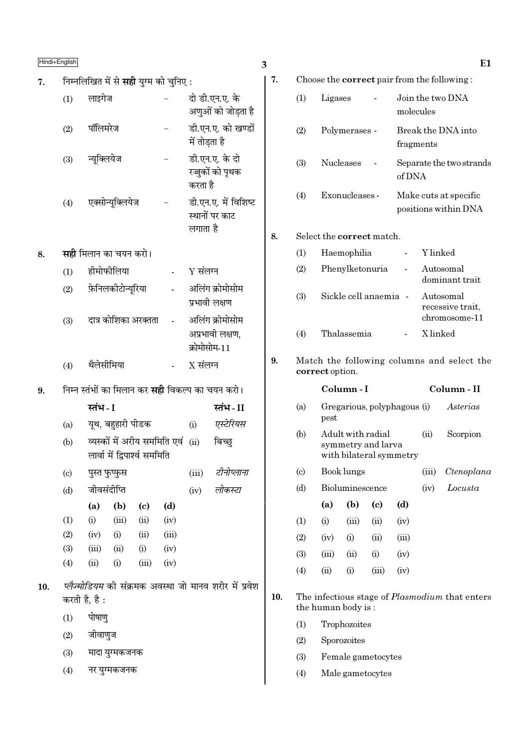7. निम्नलिखित में से **सही** युग्म को चुनिए :

(1) लाइगेज – दो डी.एन.ए. के अणुओं को जोड़ता है

(2) पॉलिमरेज – डी.एन.ए. को खण्डों में तोड़ता है

(3) न्यूक्लियेज – डी.एन.ए. के दो रज्जुकों को पृथक करता है

(4) एक्सोन्यूक्लियेज – डी.एन.ए. में विशिष्ट स्थानों पर काट लगाता है

8. **सही** मिलान का चयन करो।

(1) हीमोफीलिया - Y संलग्न

(2) फ़ेनिलकीटोन्यूरिया - अलिंग क्रोमोसोम प्रभावी लक्षण

(3) दात्र कोशिका अरक्तता - अलिंग क्रोमोसोम अप्रभावी लक्षण, क्रोमोसोम-11

(4) थैलेसीमिया - X संलग्न

9. निम्न स्तंभों का मिलान कर **सही** विकल्प का चयन करो।

| | स्तंभ - I | | स्तंभ - II |
|---|---|---|---|
| (a) | यूथ, बहुहारी पीडक | (i) | *एस्टेरियस* |
| (b) | व्यस्कों में अरीय सममिति एवं लार्वा में द्विपार्श्व सममिति | (ii) | बिच्छु |
| (c) | पुस्त फुप्फुस | (iii) | *टीनोप्लाना* |
| (d) | जीवसंदीप्ति | (iv) | *लोकस्टा* |

| | (a) | (b) | (c) | (d) |
|---|---|---|---|---|
| (1) | (i) | (iii) | (ii) | (iv) |
| (2) | (iv) | (i) | (ii) | (iii) |
| (3) | (iii) | (ii) | (i) | (iv) |
| (4) | (ii) | (i) | (iii) | (iv) |

10. *प्लैज़्मोडियम* की संक्रमक अवस्था जो मानव शरीर में प्रवेश करती है, है :

(1) पोषाणु

(2) जीवाणुज

(3) मादा युग्मकजनक

(4) नर युग्मकजनक

7. Choose the **correct** pair from the following :

(1) Ligases - Join the two DNA molecules

(2) Polymerases - Break the DNA into fragments

(3) Nucleases - Separate the two strands of DNA

(4) Exonucleases - Make cuts at specific positions within DNA

8. Select the **correct** match.

(1) Haemophilia - Y linked

(2) Phenylketonuria - Autosomal dominant trait

(3) Sickle cell anaemia - Autosomal recessive trait, chromosome-11

(4) Thalassemia - X linked

9. Match the following columns and select the **correct** option.

| | Column - I | | Column - II |
|---|---|---|---|
| (a) | Gregarious, polyphagous pest | (i) | *Asterias* |
| (b) | Adult with radial symmetry and larva with bilateral symmetry | (ii) | Scorpion |
| (c) | Book lungs | (iii) | *Ctenoplana* |
| (d) | Bioluminescence | (iv) | *Locusta* |

| | (a) | (b) | (c) | (d) |
|---|---|---|---|---|
| (1) | (i) | (iii) | (ii) | (iv) |
| (2) | (iv) | (i) | (ii) | (iii) |
| (3) | (iii) | (ii) | (i) | (iv) |
| (4) | (ii) | (i) | (iii) | (iv) |

10. The infectious stage of *Plasmodium* that enters the human body is :

(1) Trophozoites

(2) Sporozoites

(3) Female gametocytes

(4) Male gametocytes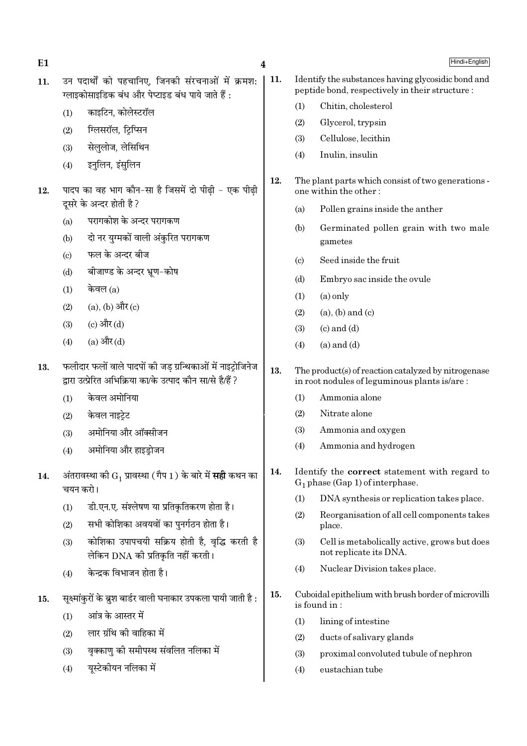11. उन पदार्थों को पहचानिए, जिनकी संरचनाओं में क्रमश: ग्लाइकोसाइडिक बंध और पेप्टाइड बंध पाये जाते हैं :
    (1) काइटिन, कोलेस्टरॉल
    (2) ग्लिसरॉल, ट्रिप्सिन
    (3) सेलुलोज, लेसिथिन
    (4) इनुलिन, इंसुलिन

12. पादप का वह भाग कौन-सा है जिसमें दो पीढ़ी - एक पीढ़ी दूसरे के अन्दर होती है ?
    (a) परागकोश के अन्दर परागकण
    (b) दो नर युग्मकों वाली अंकुरित परागकण
    (c) फल के अन्दर बीज
    (d) बीजाण्ड के अन्दर भ्रूण-कोष
    (1) केवल (a)
    (2) (a), (b) और (c)
    (3) (c) और (d)
    (4) (a) और (d)

13. फलीदार फलों वाले पादपों की जड़ ग्रन्थिकाओं में नाइट्रोजिनेज द्वारा उत्प्रेरित अभिक्रिया का/के उत्पाद कौन सा/से है/हैं ?
    (1) केवल अमोनिया
    (2) केवल नाइट्रेट
    (3) अमोनिया और ऑक्सीजन
    (4) अमोनिया और हाइड्रोजन

14. अंतरावस्था की $G_1$ प्रावस्था (गैप 1) के बारे में **सही** कथन का चयन करो।
    (1) डी.एन.ए. संश्लेषण या प्रतिकृतिकरण होता है।
    (2) सभी कोशिका अवयवों का पुनर्गठन होता है।
    (3) कोशिका उपापचयी सक्रिय होती है, वृद्धि करती है लेकिन DNA की प्रतिकृति नहीं करती।
    (4) केन्द्रक विभाजन होता है।

15. सूक्ष्मांकुरों के ब्रुश बार्डर वाली घनाकार उपकला पायी जाती है :
    (1) आंत्र के आस्तर में
    (2) लार ग्रंथि की वाहिका में
    (3) वृक्काणु की समीपस्थ संवलित नलिका में
    (4) यूस्टेकीयन नलिका में

11. Identify the substances having glycosidic bond and peptide bond, respectively in their structure :
    (1) Chitin, cholesterol
    (2) Glycerol, trypsin
    (3) Cellulose, lecithin
    (4) Inulin, insulin

12. The plant parts which consist of two generations - one within the other :
    (a) Pollen grains inside the anther
    (b) Germinated pollen grain with two male gametes
    (c) Seed inside the fruit
    (d) Embryo sac inside the ovule
    (1) (a) only
    (2) (a), (b) and (c)
    (3) (c) and (d)
    (4) (a) and (d)

13. The product(s) of reaction catalyzed by nitrogenase in root nodules of leguminous plants is/are :
    (1) Ammonia alone
    (2) Nitrate alone
    (3) Ammonia and oxygen
    (4) Ammonia and hydrogen

14. Identify the **correct** statement with regard to $G_1$ phase (Gap 1) of interphase.
    (1) DNA synthesis or replication takes place.
    (2) Reorganisation of all cell components takes place.
    (3) Cell is metabolically active, grows but does not replicate its DNA.
    (4) Nuclear Division takes place.

15. Cuboidal epithelium with brush border of microvilli is found in :
    (1) lining of intestine
    (2) ducts of salivary glands
    (3) proximal convoluted tubule of nephron
    (4) eustachian tube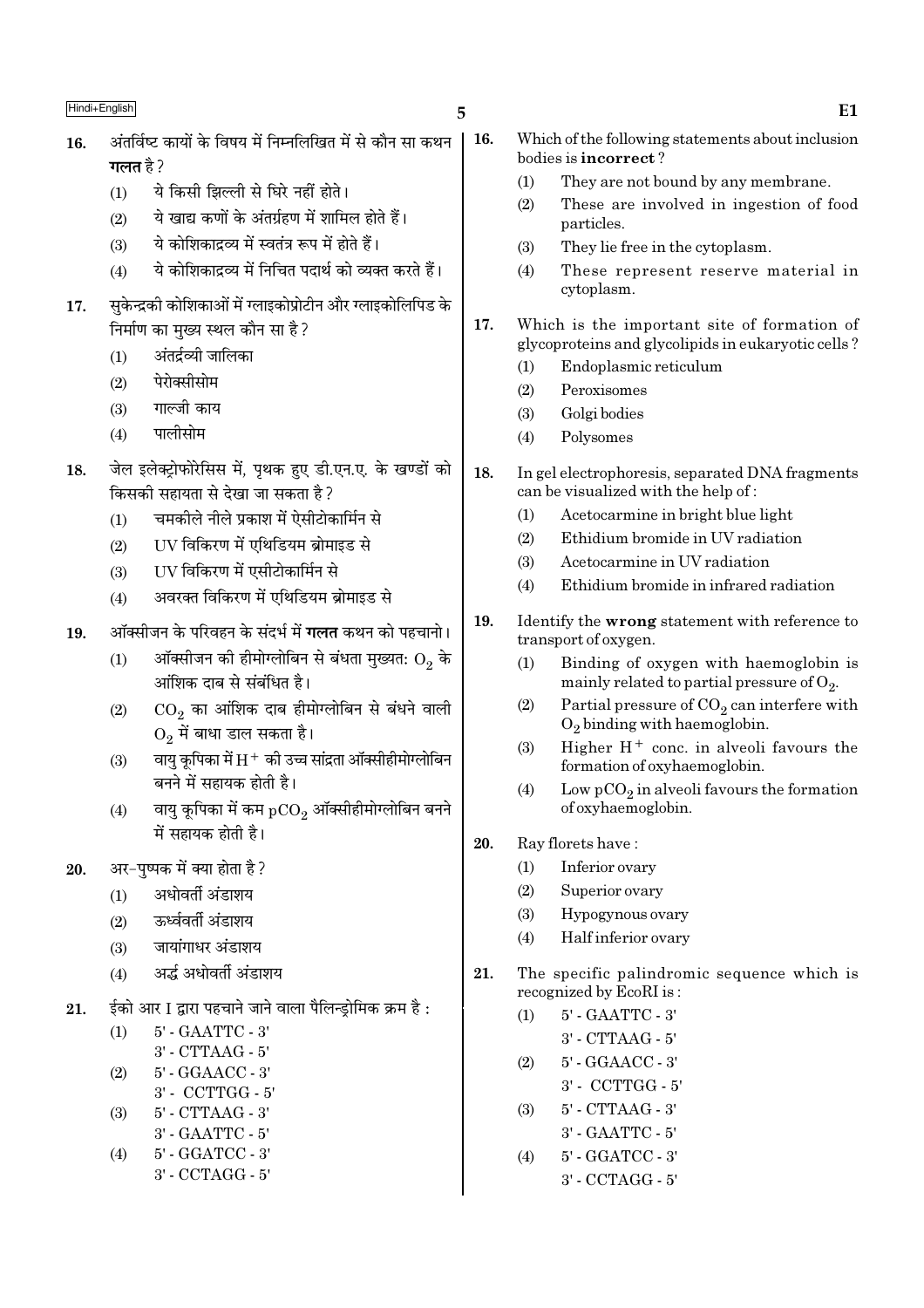16. अंतर्विष्ट कायों के विषय में निम्नलिखित में से कौन सा कथन **गलत** है ?
    (1) ये किसी झिल्ली से घिरे नहीं होते।
    (2) ये खाद्य कणों के अंतर्ग्रहण में शामिल होते हैं।
    (3) ये कोशिकाद्रव्य में स्वतंत्र रूप में होते हैं।
    (4) ये कोशिकाद्रव्य में निचित पदार्थ को व्यक्त करते हैं।

17. सुकेन्द्रकी कोशिकाओं में ग्लाइकोप्रोटीन और ग्लाइकोलिपिड के निर्माण का मुख्य स्थल कौन सा है ?
    (1) अंतर्द्रव्यी जालिका
    (2) पेरोक्सीसोम
    (3) गाल्जी काय
    (4) पालीसोम

18. जेल इलेक्ट्रोफोरेसिस में, पृथक हुए डी.एन.ए. के खण्डों को किसकी सहायता से देखा जा सकता है ?
    (1) चमकीले नीले प्रकाश में ऐसीटोकार्मिन से
    (2) UV विकिरण में एथिडियम ब्रोमाइड से
    (3) UV विकिरण में एसीटोकार्मिन से
    (4) अवरक्त विकिरण में एथिडियम ब्रोमाइड से

19. ऑक्सीजन के परिवहन के संदर्भ में **गलत** कथन को पहचानो।
    (1) ऑक्सीजन की हीमोग्लोबिन से बंधता मुख्यत: $O_2$ के आंशिक दाब से संबंधित है।
    (2) $CO_2$ का आंशिक दाब हीमोग्लोबिन से बंधने वाली $O_2$ में बाधा डाल सकता है।
    (3) वायु कूपिका में $H^+$ की उच्च सांद्रता ऑक्सीहीमोग्लोबिन बनने में सहायक होती है।
    (4) वायु कूपिका में कम $pCO_2$ ऑक्सीहीमोग्लोबिन बनने में सहायक होती है।

20. अर-पुष्पक में क्या होता है ?
    (1) अधोवर्ती अंडाशय
    (2) ऊर्ध्ववर्ती अंडाशय
    (3) जायांगाधर अंडाशय
    (4) अर्द्ध अधोवर्ती अंडाशय

21. ईको आर I द्वारा पहचाने जाने वाला पैलिन्ड्रोमिक क्रम है :
    (1) 5' - GAATTC - 3'
        3' - CTTAAG - 5'
    (2) 5' - GGAACC - 3'
        3' - CCTTGG - 5'
    (3) 5' - CTTAAG - 3'
        3' - GAATTC - 5'
    (4) 5' - GGATCC - 3'
        3' - CCTAGG - 5'

16. Which of the following statements about inclusion bodies is **incorrect** ?
    (1) They are not bound by any membrane.
    (2) These are involved in ingestion of food particles.
    (3) They lie free in the cytoplasm.
    (4) These represent reserve material in cytoplasm.

17. Which is the important site of formation of glycoproteins and glycolipids in eukaryotic cells ?
    (1) Endoplasmic reticulum
    (2) Peroxisomes
    (3) Golgi bodies
    (4) Polysomes

18. In gel electrophoresis, separated DNA fragments can be visualized with the help of :
    (1) Acetocarmine in bright blue light
    (2) Ethidium bromide in UV radiation
    (3) Acetocarmine in UV radiation
    (4) Ethidium bromide in infrared radiation

19. Identify the **wrong** statement with reference to transport of oxygen.
    (1) Binding of oxygen with haemoglobin is mainly related to partial pressure of $O_2$.
    (2) Partial pressure of $CO_2$ can interfere with $O_2$ binding with haemoglobin.
    (3) Higher $H^+$ conc. in alveoli favours the formation of oxyhaemoglobin.
    (4) Low $pCO_2$ in alveoli favours the formation of oxyhaemoglobin.

20. Ray florets have :
    (1) Inferior ovary
    (2) Superior ovary
    (3) Hypogynous ovary
    (4) Half inferior ovary

21. The specific palindromic sequence which is recognized by EcoRI is :
    (1) 5' - GAATTC - 3'
        3' - CTTAAG - 5'
    (2) 5' - GGAACC - 3'
        3' - CCTTGG - 5'
    (3) 5' - CTTAAG - 3'
        3' - GAATTC - 5'
    (4) 5' - GGATCC - 3'
        3' - CCTAGG - 5'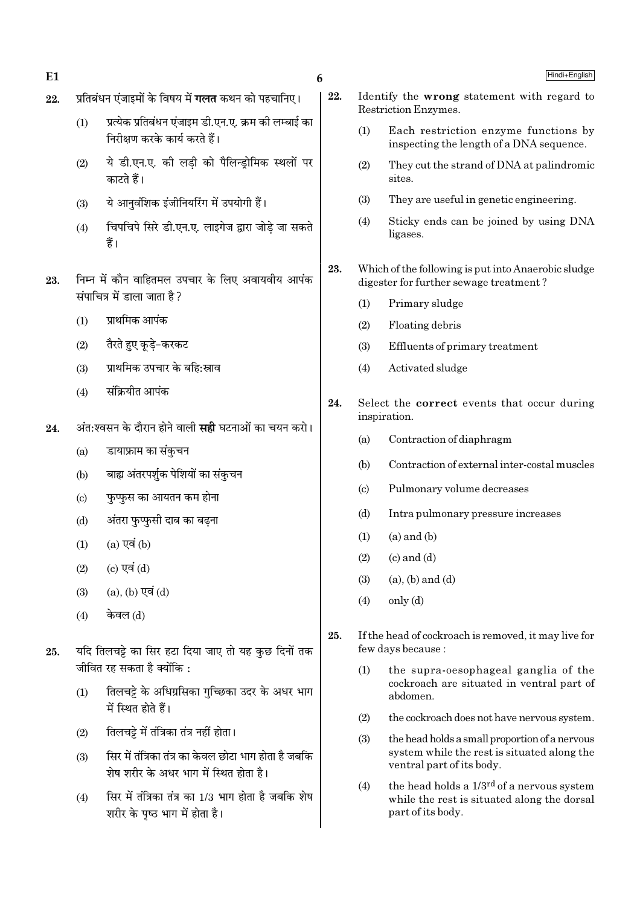22. प्रतिबंधन एंजाइमों के विषय में **गलत** कथन को पहचानिए।

(1) प्रत्येक प्रतिबंधन एंजाइम डी.एन.ए. क्रम की लम्बाई का निरीक्षण करके कार्य करते हैं।

(2) ये डी.एन.ए. की लड़ी को पैलिन्ड्रोमिक स्थलों पर काटते हैं।

(3) ये आनुवंशिक इंजीनियरिंग में उपयोगी हैं।

(4) चिपचिपे सिरे डी.एन.ए. लाइगेज द्वारा जोड़े जा सकते हैं।

23. निम्न में कौन वाहितमल उपचार के लिए अवायवीय आपंक संपाचित्र में डाला जाता है ?

(1) प्राथमिक आपंक

(2) तैरते हुए कूड़े-करकट

(3) प्राथमिक उपचार के बहिःस्राव

(4) संक्रियीत आपंक

24. अंतःश्वसन के दौरान होने वाली **सही** घटनाओं का चयन करो।

(a) डायाफ्राम का संकुचन

(b) बाह्य अंतरपर्शुक पेशियों का संकुचन

(c) फुप्फुस का आयतन कम होना

(d) अंतरा फुप्फुसी दाब का बढ़ना

(1) (a) एवं (b)

(2) (c) एवं (d)

(3) (a), (b) एवं (d)

(4) केवल (d)

25. यदि तिलचट्टे का सिर हटा दिया जाए तो यह कुछ दिनों तक जीवित रह सकता है क्योंकि :

(1) तिलचट्टे के अधिग्रसिका गुच्छिका उदर के अधर भाग में स्थित होते हैं।

(2) तिलचट्टे में तंत्रिका तंत्र नहीं होता।

(3) सिर में तंत्रिका तंत्र का केवल छोटा भाग होता है जबकि शेष शरीर के अधर भाग में स्थित होता है।

(4) सिर में तंत्रिका तंत्र का 1/3 भाग होता है जबकि शेष शरीर के पृष्ठ भाग में होता है।

22. Identify the **wrong** statement with regard to Restriction Enzymes.

(1) Each restriction enzyme functions by inspecting the length of a DNA sequence.

(2) They cut the strand of DNA at palindromic sites.

(3) They are useful in genetic engineering.

(4) Sticky ends can be joined by using DNA ligases.

23. Which of the following is put into Anaerobic sludge digester for further sewage treatment ?

(1) Primary sludge

(2) Floating debris

(3) Effluents of primary treatment

(4) Activated sludge

24. Select the **correct** events that occur during inspiration.

(a) Contraction of diaphragm

(b) Contraction of external inter-costal muscles

(c) Pulmonary volume decreases

(d) Intra pulmonary pressure increases

(1) (a) and (b)

(2) (c) and (d)

(3) (a), (b) and (d)

(4) only (d)

25. If the head of cockroach is removed, it may live for few days because :

(1) the supra-oesophageal ganglia of the cockroach are situated in ventral part of abdomen.

(2) the cockroach does not have nervous system.

(3) the head holds a small proportion of a nervous system while the rest is situated along the ventral part of its body.

(4) the head holds a $1/3^{rd}$ of a nervous system while the rest is situated along the dorsal part of its body.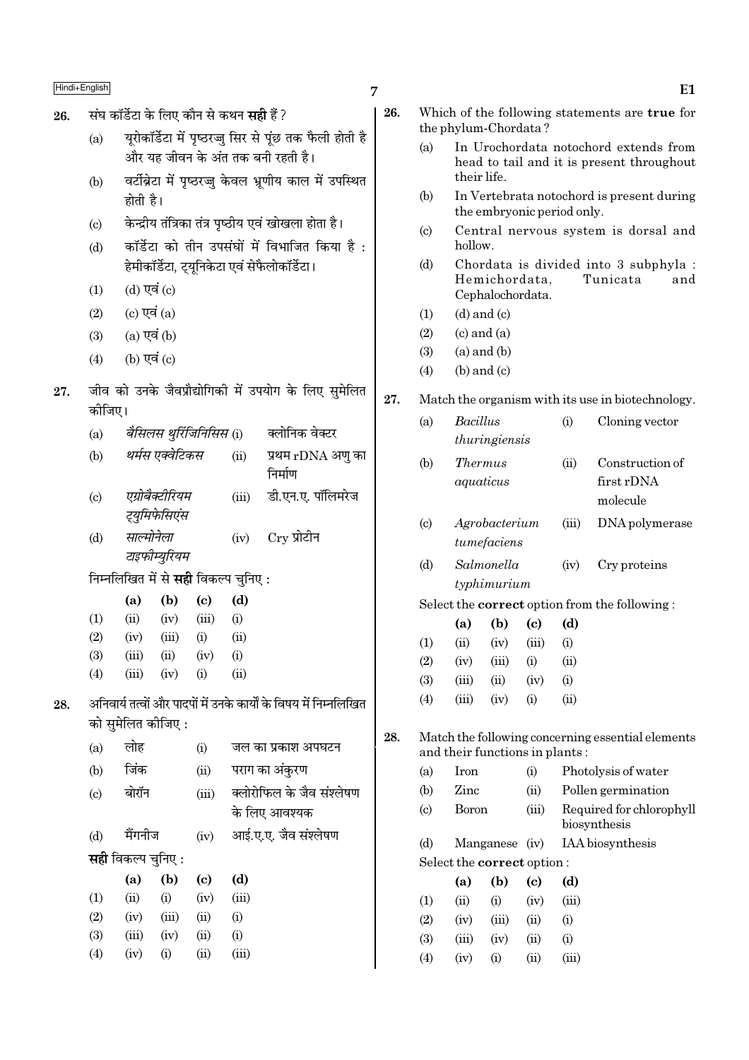26. संघ कॉर्डेटा के लिए कौन से कथन **सही** हैं ?

(a) यूरोकॉर्डेटा में पृष्ठरज्जु सिर से पूंछ तक फैली होती है और यह जीवन के अंत तक बनी रहती है।

(b) वर्टीब्रेटा में पृष्ठरज्जु केवल भ्रूणीय काल में उपस्थित होती है।

(c) केन्द्रीय तंत्रिका तंत्र पृष्ठीय एवं खोखला होता है।

(d) कॉर्डेटा को तीन उपसंघों में विभाजित किया है : हेमीकॉर्डेटा, ट्यूनिकेटा एवं सेफैलोकॉर्डेटा।

(1) (d) एवं (c)

(2) (c) एवं (a)

(3) (a) एवं (b)

(4) (b) एवं (c)

27. जीव को उनके जैवप्रौद्योगिकी में उपयोग के लिए सुमेलित कीजिए।

| | | | |
|---|---|---|---|
| (a) | *बैसिलस थुरिंजिनिसिस* | (i) | क्लोनिक वेक्टर |
| (b) | *थर्मस एक्वेटिकस* | (ii) | प्रथम rDNA अणु का निर्माण |
| (c) | *एग्रोबैक्टीरियम ट्युमिफेसिएंस* | (iii) | डी.एन.ए. पॉलिमरेज |
| (d) | *साल्मोनेला टाइफीम्युरियम* | (iv) | Cry प्रोटीन |

निम्नलिखित में से **सही** विकल्प चुनिए :

| | (a) | (b) | (c) | (d) |
|---|---|---|---|---|
| (1) | (ii) | (iv) | (iii) | (i) |
| (2) | (iv) | (iii) | (i) | (ii) |
| (3) | (iii) | (ii) | (iv) | (i) |
| (4) | (iii) | (iv) | (i) | (ii) |

28. अनिवार्य तत्वों और पादपों में उनके कार्यों के विषय में निम्नलिखित को सुमेलित कीजिए :

| | | | |
|---|---|---|---|
| (a) | लोह | (i) | जल का प्रकाश अपघटन |
| (b) | जिंक | (ii) | पराग का अंकुरण |
| (c) | बोरॉन | (iii) | क्लोरोफिल के जैव संश्लेषण के लिए आवश्यक |
| (d) | मैंगनीज | (iv) | आई.ए.ए. जैव संश्लेषण |

**सही** विकल्प चुनिए :

| | (a) | (b) | (c) | (d) |
|---|---|---|---|---|
| (1) | (ii) | (i) | (iv) | (iii) |
| (2) | (iv) | (iii) | (ii) | (i) |
| (3) | (iii) | (iv) | (ii) | (i) |
| (4) | (iv) | (i) | (ii) | (iii) |

26. Which of the following statements are **true** for the phylum-Chordata ?

(a) In Urochordata notochord extends from head to tail and it is present throughout their life.

(b) In Vertebrata notochord is present during the embryonic period only.

(c) Central nervous system is dorsal and hollow.

(d) Chordata is divided into 3 subphyla : Hemichordata, Tunicata and Cephalochordata.

(1) (d) and (c)

(2) (c) and (a)

(3) (a) and (b)

(4) (b) and (c)

27. Match the organism with its use in biotechnology.

| | | | |
|---|---|---|---|
| (a) | *Bacillus thuringiensis* | (i) | Cloning vector |
| (b) | *Thermus aquaticus* | (ii) | Construction of first rDNA molecule |
| (c) | *Agrobacterium tumefaciens* | (iii) | DNA polymerase |
| (d) | *Salmonella typhimurium* | (iv) | Cry proteins |

Select the **correct** option from the following :

| | (a) | (b) | (c) | (d) |
|---|---|---|---|---|
| (1) | (ii) | (iv) | (iii) | (i) |
| (2) | (iv) | (iii) | (i) | (ii) |
| (3) | (iii) | (ii) | (iv) | (i) |
| (4) | (iii) | (iv) | (i) | (ii) |

28. Match the following concerning essential elements and their functions in plants :

| | | | |
|---|---|---|---|
| (a) | Iron | (i) | Photolysis of water |
| (b) | Zinc | (ii) | Pollen germination |
| (c) | Boron | (iii) | Required for chlorophyll biosynthesis |
| (d) | Manganese | (iv) | IAA biosynthesis |

Select the **correct** option :

| | (a) | (b) | (c) | (d) |
|---|---|---|---|---|
| (1) | (ii) | (i) | (iv) | (iii) |
| (2) | (iv) | (iii) | (ii) | (i) |
| (3) | (iii) | (iv) | (ii) | (i) |
| (4) | (iv) | (i) | (ii) | (iii) |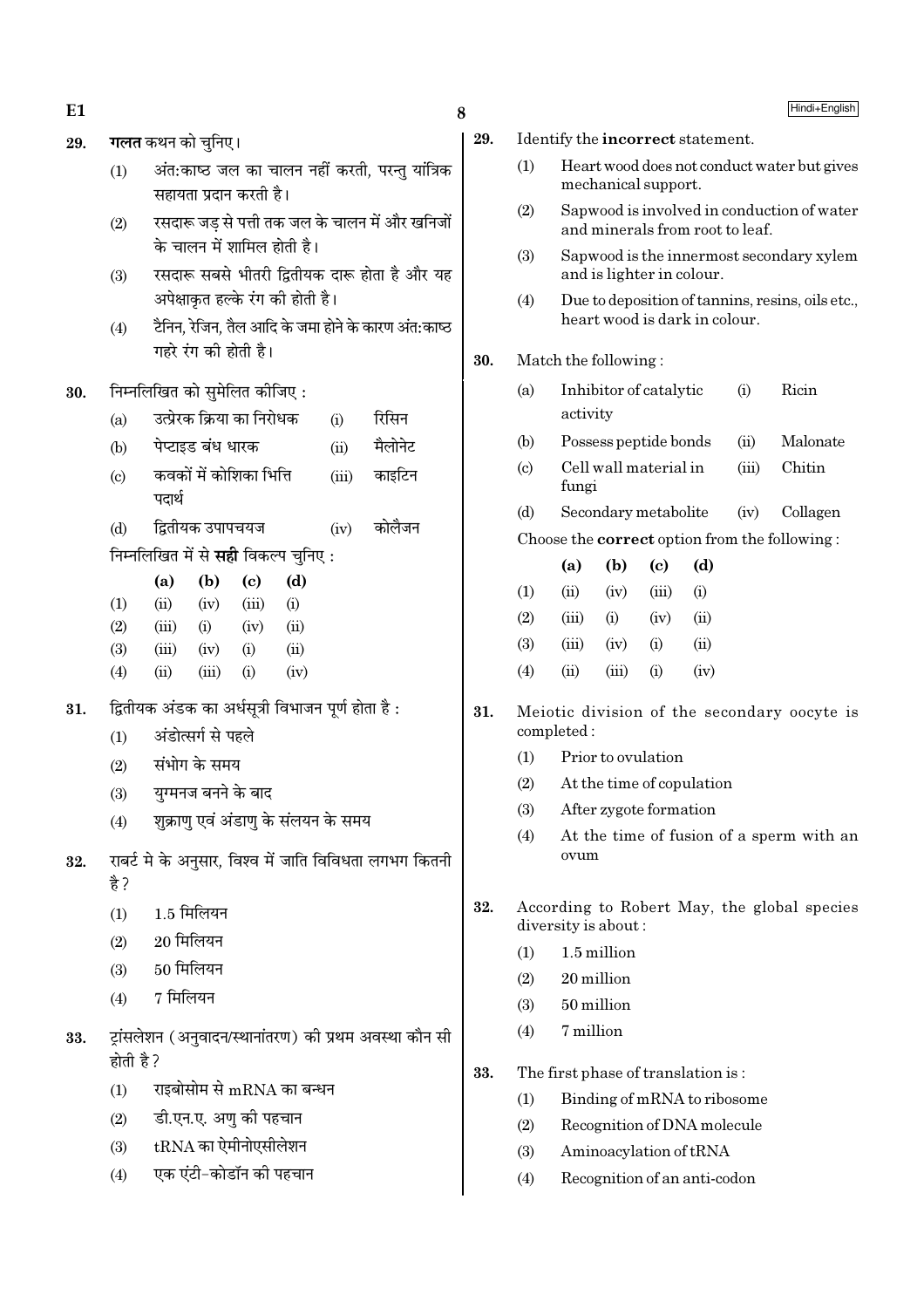29. गलत कथन को चुनिए।

(1) अंतःकाष्ठ जल का चालन नहीं करती, परन्तु यांत्रिक सहायता प्रदान करती है।

(2) रसदारू जड़ से पत्ती तक जल के चालन में और खनिजों के चालन में शामिल होती है।

(3) रसदारू सबसे भीतरी द्वितीयक दारू होता है और यह अपेक्षाकृत हल्के रंग की होती है।

(4) टैनिन, रेजिन, तैल आदि के जमा होने के कारण अंतःकाष्ठ गहरे रंग की होती है।

30. निम्नलिखित को सुमेलित कीजिए :

| | | | |
|---|---|---|---|
| (a) | उत्प्रेरक क्रिया का निरोधक | (i) | रिसिन |
| (b) | पेप्टाइड बंध धारक | (ii) | मैलोनेट |
| (c) | कवकों में कोशिका भित्ति पदार्थ | (iii) | काइटिन |
| (d) | द्वितीयक उपापचयज | (iv) | कोलैजन |

निम्नलिखित में से **सही** विकल्प चुनिए :

| | (a) | (b) | (c) | (d) |
|---|---|---|---|---|
| (1) | (ii) | (iv) | (iii) | (i) |
| (2) | (iii) | (i) | (iv) | (ii) |
| (3) | (iii) | (iv) | (i) | (ii) |
| (4) | (ii) | (iii) | (i) | (iv) |

31. द्वितीयक अंडक का अर्धसूत्री विभाजन पूर्ण होता है :

(1) अंडोत्सर्ग से पहले

(2) संभोग के समय

(3) युग्मनज बनने के बाद

(4) शुक्राणु एवं अंडाणु के संलयन के समय

32. राबर्ट मे के अनुसार, विश्व में जाति विविधता लगभग कितनी है?

(1) 1.5 मिलियन

(2) 20 मिलियन

(3) 50 मिलियन

(4) 7 मिलियन

33. ट्रांसलेशन (अनुवादन/स्थानांतरण) की प्रथम अवस्था कौन सी होती है?

(1) राइबोसोम से mRNA का बन्धन

(2) डी.एन.ए. अणु की पहचान

(3) tRNA का ऐमीनोएसीलेशन

(4) एक एंटी-कोडॉन की पहचान

29. Identify the **incorrect** statement.

(1) Heart wood does not conduct water but gives mechanical support.

(2) Sapwood is involved in conduction of water and minerals from root to leaf.

(3) Sapwood is the innermost secondary xylem and is lighter in colour.

(4) Due to deposition of tannins, resins, oils etc., heart wood is dark in colour.

30. Match the following :

| | | | |
|---|---|---|---|
| (a) | Inhibitor of catalytic activity | (i) | Ricin |
| (b) | Possess peptide bonds | (ii) | Malonate |
| (c) | Cell wall material in fungi | (iii) | Chitin |
| (d) | Secondary metabolite | (iv) | Collagen |

Choose the **correct** option from the following :

| | (a) | (b) | (c) | (d) |
|---|---|---|---|---|
| (1) | (ii) | (iv) | (iii) | (i) |
| (2) | (iii) | (i) | (iv) | (ii) |
| (3) | (iii) | (iv) | (i) | (ii) |
| (4) | (ii) | (iii) | (i) | (iv) |

31. Meiotic division of the secondary oocyte is completed :

(1) Prior to ovulation

(2) At the time of copulation

(3) After zygote formation

(4) At the time of fusion of a sperm with an ovum

32. According to Robert May, the global species diversity is about :

(1) 1.5 million

(2) 20 million

(3) 50 million

(4) 7 million

33. The first phase of translation is :

(1) Binding of mRNA to ribosome

(2) Recognition of DNA molecule

(3) Aminoacylation of tRNA

(4) Recognition of an anti-codon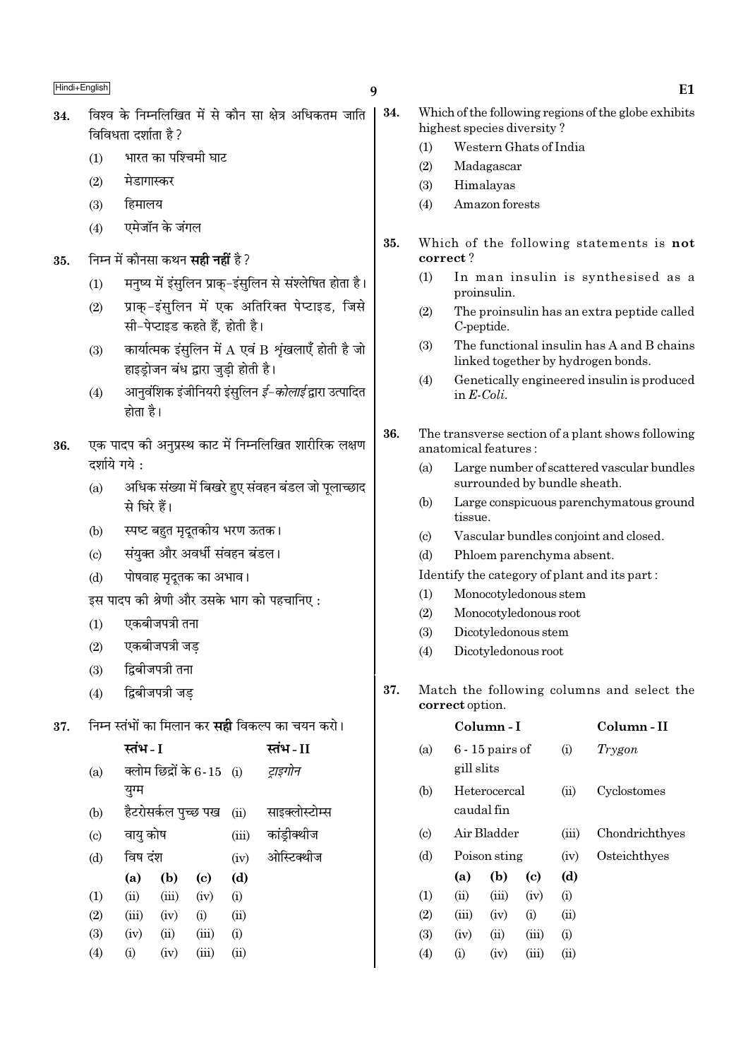**34.** विश्व के निम्नलिखित में से कौन सा क्षेत्र अधिकतम जाति विविधता दर्शाता है ?

(1) भारत का पश्चिमी घाट
(2) मेडागास्कर
(3) हिमालय
(4) एमेजॉन के जंगल

**35.** निम्न में कौनसा कथन **सही नहीं** है ?

(1) मनुष्य में इंसुलिन प्राक्-इंसुलिन से संश्लेषित होता है।
(2) प्राक्-इंसुलिन में एक अतिरिक्त पेप्टाइड, जिसे सी-पेप्टाइड कहते हैं, होती है।
(3) कार्यात्मक इंसुलिन में A एवं B शृंखलाएँ होती है जो हाइड्रोजन बंध द्वारा जुड़ी होती है।
(4) आनुवंशिक इंजीनियरी इंसुलिन *ई-कोलाई* द्वारा उत्पादित होता है।

**36.** एक पादप की अनुप्रस्थ काट में निम्नलिखित शारीरिक लक्षण दर्शाये गये :

(a) अधिक संख्या में बिखरे हुए संवहन बंडल जो पूलाच्छाद से घिरे हैं।
(b) स्पष्ट बहुत मृदूतकीय भरण ऊतक।
(c) संयुक्त और अवर्धी संवहन बंडल।
(d) पोषवाह मृदूतक का अभाव।

इस पादप की श्रेणी और उसके भाग को पहचानिए :

(1) एकबीजपत्री तना
(2) एकबीजपत्री जड़
(3) द्विबीजपत्री तना
(4) द्विबीजपत्री जड़

**37.** निम्न स्तंभों का मिलान कर **सही** विकल्प का चयन करो।

| | स्तंभ - I | | स्तंभ - II |
|---|---|---|---|
| (a) | क्लोम छिद्रों के 6-15 युग्म | (i) | *ट्राइगोन* |
| (b) | हैटरोसर्कल पुच्छ पख | (ii) | साइक्लोस्टोम्स |
| (c) | वायु कोष | (iii) | कांड्रीक्थीज |
| (d) | विष दंश | (iv) | ओस्टिक्थीज |

| | (a) | (b) | (c) | (d) |
|---|---|---|---|---|
| (1) | (ii) | (iii) | (iv) | (i) |
| (2) | (iii) | (iv) | (i) | (ii) |
| (3) | (iv) | (ii) | (iii) | (i) |
| (4) | (i) | (iv) | (iii) | (ii) |

**34.** Which of the following regions of the globe exhibits highest species diversity ?

(1) Western Ghats of India
(2) Madagascar
(3) Himalayas
(4) Amazon forests

**35.** Which of the following statements is **not correct** ?

(1) In man insulin is synthesised as a proinsulin.
(2) The proinsulin has an extra peptide called C-peptide.
(3) The functional insulin has A and B chains linked together by hydrogen bonds.
(4) Genetically engineered insulin is produced in *E-Coli*.

**36.** The transverse section of a plant shows following anatomical features :

(a) Large number of scattered vascular bundles surrounded by bundle sheath.
(b) Large conspicuous parenchymatous ground tissue.
(c) Vascular bundles conjoint and closed.
(d) Phloem parenchyma absent.

Identify the category of plant and its part :

(1) Monocotyledonous stem
(2) Monocotyledonous root
(3) Dicotyledonous stem
(4) Dicotyledonous root

**37.** Match the following columns and select the **correct** option.

| | Column - I | | Column - II |
|---|---|---|---|
| (a) | 6 - 15 pairs of gill slits | (i) | *Trygon* |
| (b) | Heterocercal caudal fin | (ii) | Cyclostomes |
| (c) | Air Bladder | (iii) | Chondrichthyes |
| (d) | Poison sting | (iv) | Osteichthyes |

| | (a) | (b) | (c) | (d) |
|---|---|---|---|---|
| (1) | (ii) | (iii) | (iv) | (i) |
| (2) | (iii) | (iv) | (i) | (ii) |
| (3) | (iv) | (ii) | (iii) | (i) |
| (4) | (i) | (iv) | (iii) | (ii) |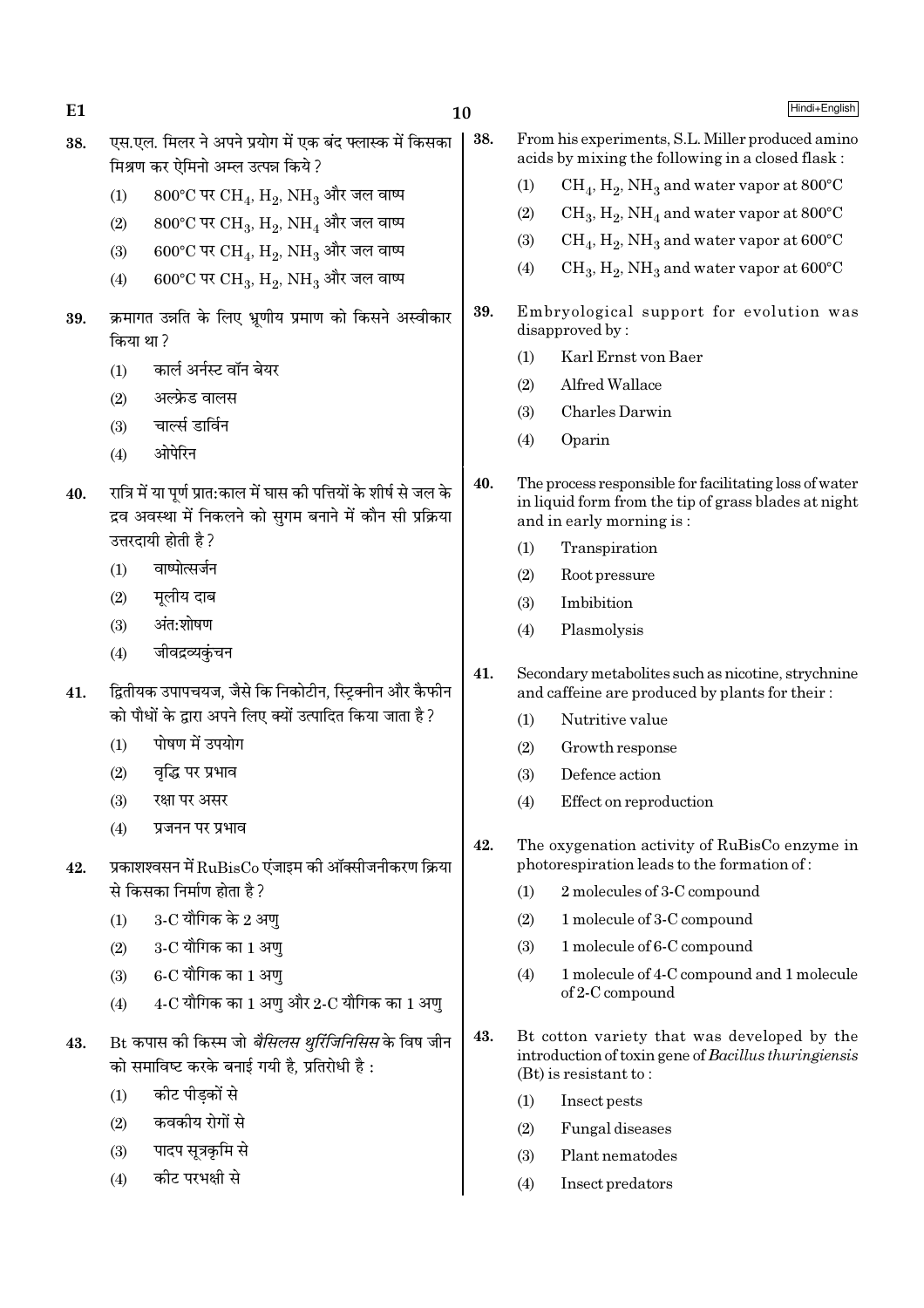38. एस.एल. मिलर ने अपने प्रयोग में एक बंद फ्लास्क में किसका मिश्रण कर ऐमिनो अम्ल उत्पन्न किये ?

(1) 800°C पर $CH_4$, $H_2$, $NH_3$ और जल वाष्प

(2) 800°C पर $CH_3$, $H_2$, $NH_4$ और जल वाष्प

(3) 600°C पर $CH_4$, $H_2$, $NH_3$ और जल वाष्प

(4) 600°C पर $CH_3$, $H_2$, $NH_3$ और जल वाष्प

39. क्रमागत उन्नति के लिए भ्रूणीय प्रमाण को किसने अस्वीकार किया था ?

(1) कार्ल अर्नस्ट वॉन बेयर

(2) अल्फ्रेड वालस

(3) चार्ल्स डार्विन

(4) ओपेरिन

40. रात्रि में या पूर्ण प्रात:काल में घास की पत्तियों के शीर्ष से जल के द्रव अवस्था में निकलने को सुगम बनाने में कौन सी प्रक्रिया उत्तरदायी होती है ?

(1) वाष्पोत्सर्जन

(2) मूलीय दाब

(3) अंत:शोषण

(4) जीवद्रव्यकुंचन

41. द्वितीयक उपापचयज, जैसे कि निकोटीन, स्ट्रिक्नीन और कैफीन को पौधों के द्वारा अपने लिए क्यों उत्पादित किया जाता है ?

(1) पोषण में उपयोग

(2) वृद्धि पर प्रभाव

(3) रक्षा पर असर

(4) प्रजनन पर प्रभाव

42. प्रकाशश्वसन में RuBisCo एंजाइम की ऑक्सीजनीकरण क्रिया से किसका निर्माण होता है ?

(1) 3-C यौगिक के 2 अणु

(2) 3-C यौगिक का 1 अणु

(3) 6-C यौगिक का 1 अणु

(4) 4-C यौगिक का 1 अणु और 2-C यौगिक का 1 अणु

43. Bt कपास की किस्म जो *बैसिलस थुरिंजिनिसिस* के विष जीन को समाविष्ट करके बनाई गयी है, प्रतिरोधी है :

(1) कीट पीड़कों से

(2) कवकीय रोगों से

(3) पादप सूत्रकृमि से

(4) कीट परभक्षी से

38. From his experiments, S.L. Miller produced amino acids by mixing the following in a closed flask :

(1) $CH_4$, $H_2$, $NH_3$ and water vapor at 800°C

(2) $CH_3$, $H_2$, $NH_4$ and water vapor at 800°C

(3) $CH_4$, $H_2$, $NH_3$ and water vapor at 600°C

(4) $CH_3$, $H_2$, $NH_3$ and water vapor at 600°C

39. Embryological support for evolution was disapproved by :

(1) Karl Ernst von Baer

(2) Alfred Wallace

(3) Charles Darwin

(4) Oparin

40. The process responsible for facilitating loss of water in liquid form from the tip of grass blades at night and in early morning is :

(1) Transpiration

(2) Root pressure

(3) Imbibition

(4) Plasmolysis

41. Secondary metabolites such as nicotine, strychnine and caffeine are produced by plants for their :

(1) Nutritive value

(2) Growth response

(3) Defence action

(4) Effect on reproduction

42. The oxygenation activity of RuBisCo enzyme in photorespiration leads to the formation of :

(1) 2 molecules of 3-C compound

(2) 1 molecule of 3-C compound

(3) 1 molecule of 6-C compound

(4) 1 molecule of 4-C compound and 1 molecule of 2-C compound

43. Bt cotton variety that was developed by the introduction of toxin gene of *Bacillus thuringiensis* (Bt) is resistant to :

(1) Insect pests

(2) Fungal diseases

(3) Plant nematodes

(4) Insect predators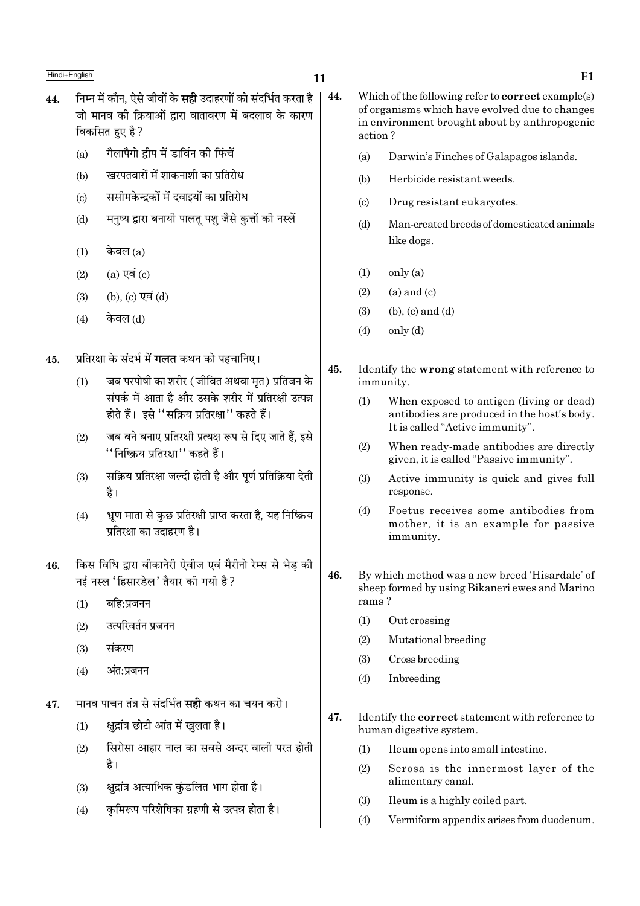44. निम्न में कौन, ऐसे जीवों के **सही** उदाहरणों को संदर्भित करता है जो मानव की क्रियाओं द्वारा वातावरण में बदलाव के कारण विकसित हुए है?

   (a) गैलापैगो द्वीप में डार्विन की फिंचें

   (b) खरपतवारों में शाकनाशी का प्रतिरोध

   (c) ससीमकेन्द्रकों में दवाइयों का प्रतिरोध

   (d) मनुष्य द्वारा बनायी पालतू पशु जैसे कुत्तों की नस्लें

   (1) केवल (a)

   (2) (a) एवं (c)

   (3) (b), (c) एवं (d)

   (4) केवल (d)

45. प्रतिरक्षा के संदर्भ में **गलत** कथन को पहचानिए।

   (1) जब परपोषी का शरीर (जीवित अथवा मृत) प्रतिजन के संपर्क में आता है और उसके शरीर में प्रतिरक्षी उत्पन्न होते हैं। इसे "सक्रिय प्रतिरक्षा" कहते हैं।

   (2) जब बने बनाए प्रतिरक्षी प्रत्यक्ष रूप से दिए जाते हैं, इसे "निष्क्रिय प्रतिरक्षा" कहते हैं।

   (3) सक्रिय प्रतिरक्षा जल्दी होती है और पूर्ण प्रतिक्रिया देती है।

   (4) भ्रूण माता से कुछ प्रतिरक्षी प्राप्त करता है, यह निष्क्रिय प्रतिरक्षा का उदाहरण है।

46. किस विधि द्वारा बीकानेरी ऐवीज एवं मैरीनो रेम्स से भेड़ की नई नस्ल 'हिसारडेल' तैयार की गयी है?

   (1) बहि:प्रजनन

   (2) उत्परिवर्तन प्रजनन

   (3) संकरण

   (4) अंत:प्रजनन

47. मानव पाचन तंत्र से संदर्भित **सही** कथन का चयन करो।

   (1) क्षुद्रांत्र छोटी आंत में खुलता है।

   (2) सिरोसा आहार नाल का सबसे अन्दर वाली परत होती है।

   (3) क्षुद्रांत्र अत्याधिक कुंडलित भाग होता है।

   (4) कृमिरूप परिशेषिका ग्रहणी से उत्पन्न होता है।

44. Which of the following refer to **correct** example(s) of organisms which have evolved due to changes in environment brought about by anthropogenic action?

   (a) Darwin's Finches of Galapagos islands.

   (b) Herbicide resistant weeds.

   (c) Drug resistant eukaryotes.

   (d) Man-created breeds of domesticated animals like dogs.

   (1) only (a)

   (2) (a) and (c)

   (3) (b), (c) and (d)

   (4) only (d)

45. Identify the **wrong** statement with reference to immunity.

   (1) When exposed to antigen (living or dead) antibodies are produced in the host's body. It is called "Active immunity".

   (2) When ready-made antibodies are directly given, it is called "Passive immunity".

   (3) Active immunity is quick and gives full response.

   (4) Foetus receives some antibodies from mother, it is an example for passive immunity.

46. By which method was a new breed 'Hisardale' of sheep formed by using Bikaneri ewes and Marino rams?

   (1) Out crossing

   (2) Mutational breeding

   (3) Cross breeding

   (4) Inbreeding

47. Identify the **correct** statement with reference to human digestive system.

   (1) Ileum opens into small intestine.

   (2) Serosa is the innermost layer of the alimentary canal.

   (3) Ileum is a highly coiled part.

   (4) Vermiform appendix arises from duodenum.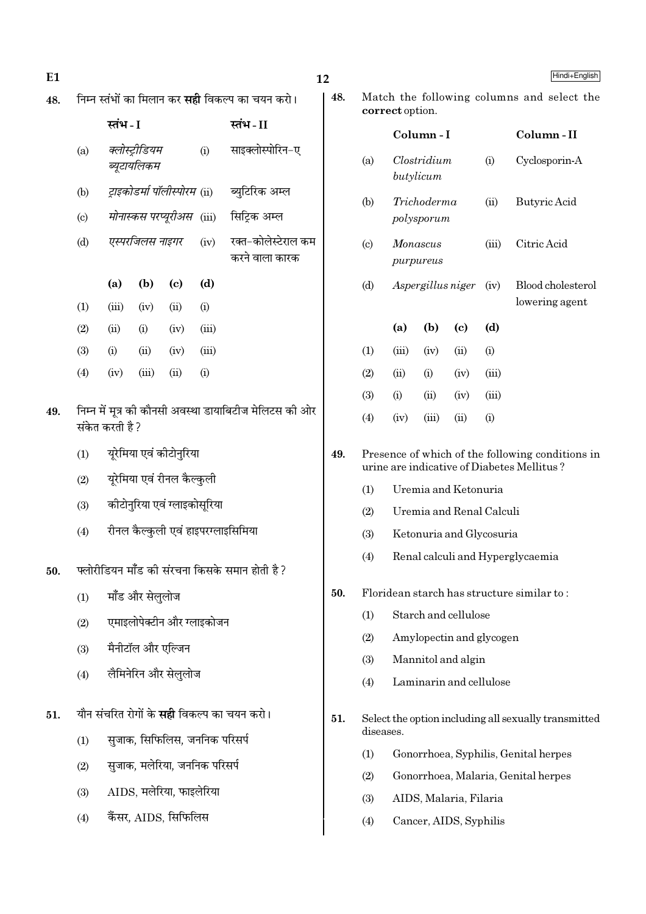48. निम्न स्तंभों का मिलान कर **सही** विकल्प का चयन करो।

| | स्तंभ - I | | स्तंभ - II |
|---|---|---|---|
| (a) | *क्लोस्ट्रीडियम ब्यूटायलिकम* | (i) | साइक्लोस्पोरिन–ए |
| (b) | *ट्राइकोडर्मा पॉलीस्पोरम* | (ii) | ब्युटिरिक अम्ल |
| (c) | *मोनास्कस परप्यूरीअस* | (iii) | सिट्रिक अम्ल |
| (d) | *एस्परजिलस नाइगर* | (iv) | रक्त–कोलेस्टेराल कम करने वाला कारक |

| | (a) | (b) | (c) | (d) |
|---|---|---|---|---|
| (1) | (iii) | (iv) | (ii) | (i) |
| (2) | (ii) | (i) | (iv) | (iii) |
| (3) | (i) | (ii) | (iv) | (iii) |
| (4) | (iv) | (iii) | (ii) | (i) |

49. निम्न में मूत्र की कौनसी अवस्था डायाबिटीज मेलिटस की ओर संकेत करती है?

(1) यूरेमिया एवं कीटोनुरिया

(2) यूरेमिया एवं रीनल कैल्कुली

(3) कीटोनुरिया एवं ग्लाइकोसूरिया

(4) रीनल कैल्कुली एवं हाइपरग्लाइसिमिया

50. फ्लोरीडियन मॉंड की संरचना किसके समान होती है?

(1) मॉंड और सेलुलोज

(2) एमाइलोपेक्टीन और ग्लाइकोजन

(3) मैनीटॉल और एल्जिन

(4) लैमिनेरिन और सेलुलोज

51. यौन संचरित रोगों के **सही** विकल्प का चयन करो।

(1) सुजाक, सिफिलिस, जननिक परिसर्प

(2) सुजाक, मलेरिया, जननिक परिसर्प

(3) AIDS, मलेरिया, फाइलेरिया

(4) कैंसर, AIDS, सिफिलिस

48. Match the following columns and select the **correct** option.

| | Column - I | | Column - II |
|---|---|---|---|
| (a) | *Clostridium butylicum* | (i) | Cyclosporin-A |
| (b) | *Trichoderma polysporum* | (ii) | Butyric Acid |
| (c) | *Monascus purpureus* | (iii) | Citric Acid |
| (d) | *Aspergillus niger* | (iv) | Blood cholesterol lowering agent |

| | (a) | (b) | (c) | (d) |
|---|---|---|---|---|
| (1) | (iii) | (iv) | (ii) | (i) |
| (2) | (ii) | (i) | (iv) | (iii) |
| (3) | (i) | (ii) | (iv) | (iii) |
| (4) | (iv) | (iii) | (ii) | (i) |

49. Presence of which of the following conditions in urine are indicative of Diabetes Mellitus?

(1) Uremia and Ketonuria

(2) Uremia and Renal Calculi

(3) Ketonuria and Glycosuria

(4) Renal calculi and Hyperglycaemia

50. Floridean starch has structure similar to :

(1) Starch and cellulose

(2) Amylopectin and glycogen

(3) Mannitol and algin

(4) Laminarin and cellulose

51. Select the option including all sexually transmitted diseases.

(1) Gonorrhoea, Syphilis, Genital herpes

(2) Gonorrhoea, Malaria, Genital herpes

(3) AIDS, Malaria, Filaria

(4) Cancer, AIDS, Syphilis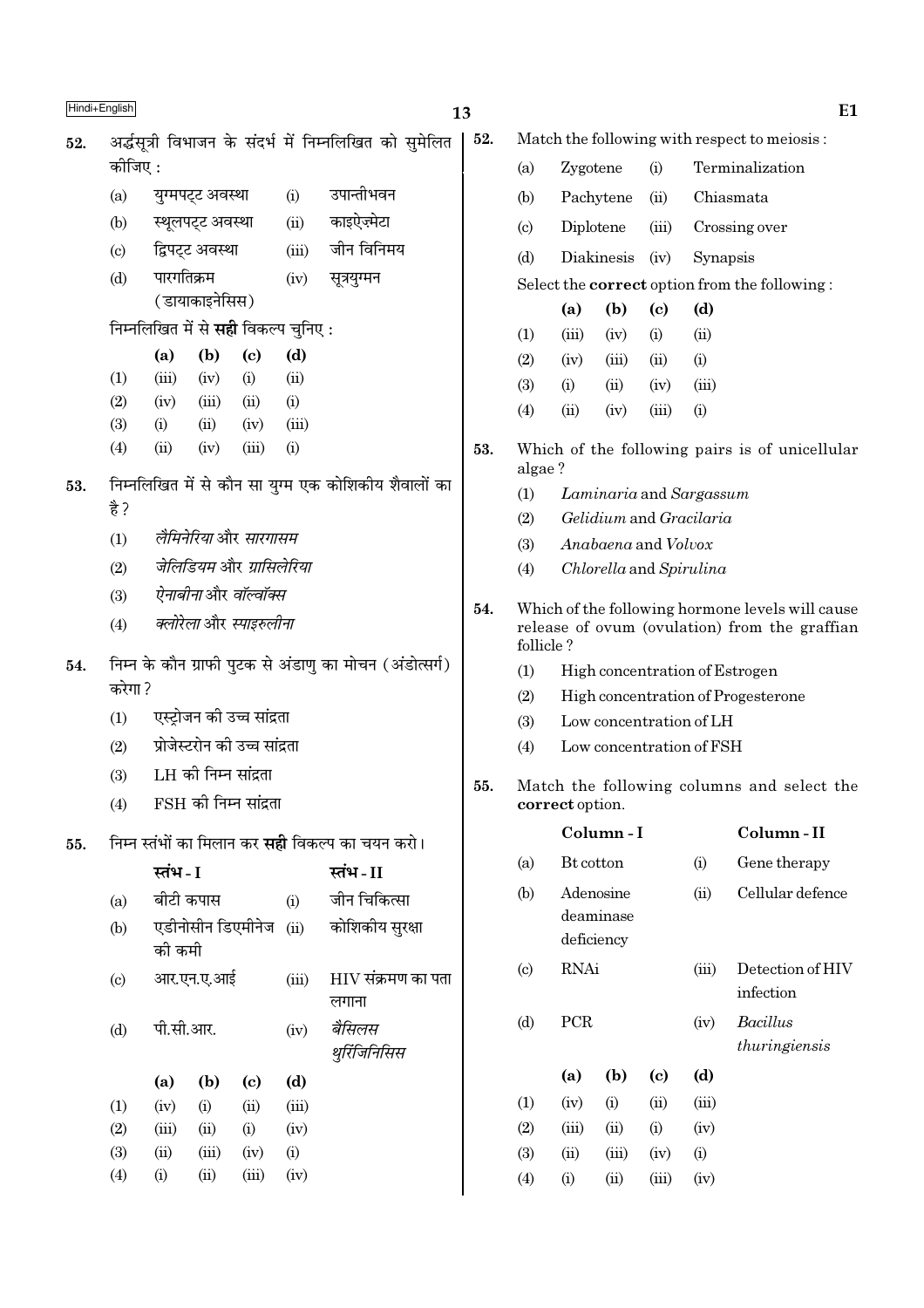52. अर्द्धसूत्री विभाजन के संदर्भ में निम्नलिखित को सुमेलित कीजिए :

| | | | |
|---|---|---|---|
| (a) | युग्मपट्ट अवस्था | (i) | उपान्तीभवन |
| (b) | स्थूलपट्ट अवस्था | (ii) | काइऐज़्मेटा |
| (c) | द्विपट्ट अवस्था | (iii) | जीन विनिमय |
| (d) | पारगतिक्रम (डायाकाइनेसिस) | (iv) | सूत्रयुग्मन |

निम्नलिखित में से **सही** विकल्प चुनिए :

| | (a) | (b) | (c) | (d) |
|---|---|---|---|---|
| (1) | (iii) | (iv) | (i) | (ii) |
| (2) | (iv) | (iii) | (ii) | (i) |
| (3) | (i) | (ii) | (iv) | (iii) |
| (4) | (ii) | (iv) | (iii) | (i) |

53. निम्नलिखित में से कौन सा युग्म एक कोशिकीय शैवालों का है ?

(1) *लैमिनेरिया* और *सारगासम*
(2) *जेलिडियम* और *ग्रासिलेरिया*
(3) *ऐनाबीना* और *वॉल्वॉक्स*
(4) *क्लोरेला* और *स्पाइरुलीना*

54. निम्न के कौन ग्राफी पुटक से अंडाणु का मोचन (अंडोत्सर्ग) करेगा ?

(1) एस्ट्रोजन की उच्च सांद्रता
(2) प्रोजेस्टरोन की उच्च सांद्रता
(3) LH की निम्न सांद्रता
(4) FSH की निम्न सांद्रता

55. निम्न स्तंभों का मिलान कर **सही** विकल्प का चयन करो।

| | स्तंभ - I | | स्तंभ - II |
|---|---|---|---|
| (a) | बीटी कपास | (i) | जीन चिकित्सा |
| (b) | एडीनोसीन डिएमीनेज की कमी | (ii) | कोशिकीय सुरक्षा |
| (c) | आर.एन.ए.आई | (iii) | HIV संक्रमण का पता लगाना |
| (d) | पी.सी.आर. | (iv) | *बैसिलस थुरिंजिनिसिस* |

| | (a) | (b) | (c) | (d) |
|---|---|---|---|---|
| (1) | (iv) | (i) | (ii) | (iii) |
| (2) | (iii) | (ii) | (i) | (iv) |
| (3) | (ii) | (iii) | (iv) | (i) |
| (4) | (i) | (ii) | (iii) | (iv) |

52. Match the following with respect to meiosis :

| | | | |
|---|---|---|---|
| (a) | Zygotene | (i) | Terminalization |
| (b) | Pachytene | (ii) | Chiasmata |
| (c) | Diplotene | (iii) | Crossing over |
| (d) | Diakinesis | (iv) | Synapsis |

Select the **correct** option from the following :

| | (a) | (b) | (c) | (d) |
|---|---|---|---|---|
| (1) | (iii) | (iv) | (i) | (ii) |
| (2) | (iv) | (iii) | (ii) | (i) |
| (3) | (i) | (ii) | (iv) | (iii) |
| (4) | (ii) | (iv) | (iii) | (i) |

53. Which of the following pairs is of unicellular algae ?

(1) *Laminaria* and *Sargassum*
(2) *Gelidium* and *Gracilaria*
(3) *Anabaena* and *Volvox*
(4) *Chlorella* and *Spirulina*

54. Which of the following hormone levels will cause release of ovum (ovulation) from the graffian follicle ?

(1) High concentration of Estrogen
(2) High concentration of Progesterone
(3) Low concentration of LH
(4) Low concentration of FSH

55. Match the following columns and select the **correct** option.

| | Column - I | | Column - II |
|---|---|---|---|
| (a) | Bt cotton | (i) | Gene therapy |
| (b) | Adenosine deaminase deficiency | (ii) | Cellular defence |
| (c) | RNAi | (iii) | Detection of HIV infection |
| (d) | PCR | (iv) | *Bacillus thuringiensis* |

| | (a) | (b) | (c) | (d) |
|---|---|---|---|---|
| (1) | (iv) | (i) | (ii) | (iii) |
| (2) | (iii) | (ii) | (i) | (iv) |
| (3) | (ii) | (iii) | (iv) | (i) |
| (4) | (i) | (ii) | (iii) | (iv) |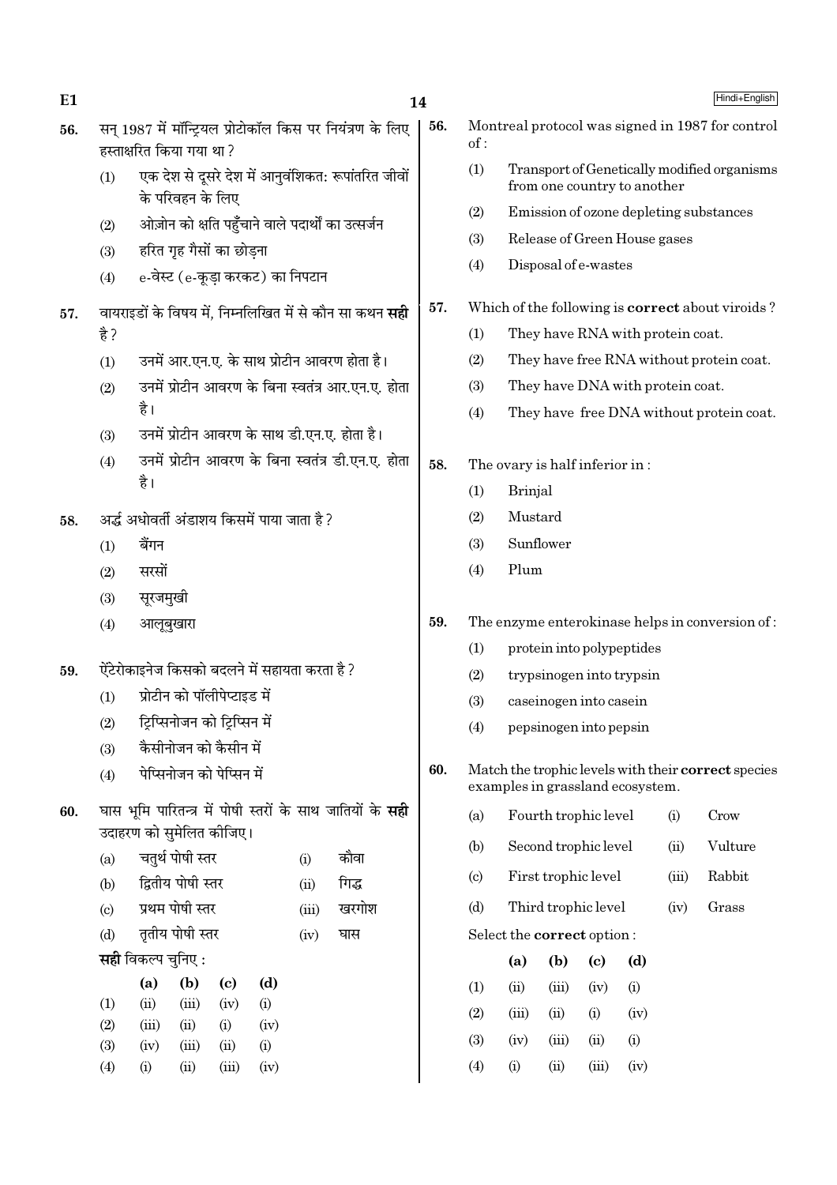56. सन् 1987 में मॉन्ट्रियल प्रोटोकॉल किस पर नियंत्रण के लिए हस्ताक्षरित किया गया था ?

(1) एक देश से दूसरे देश में आनुवंशिकत: रूपांतरित जीवों के परिवहन के लिए

(2) ओज़ोन को क्षति पहुँचाने वाले पदार्थों का उत्सर्जन

(3) हरित गृह गैसों का छोड़ना

(4) e-वेस्ट (e-कूड़ा करकट) का निपटान

57. वायराइडों के विषय में, निम्नलिखित में से कौन सा कथन **सही** है ?

(1) उनमें आर.एन.ए. के साथ प्रोटीन आवरण होता है।

(2) उनमें प्रोटीन आवरण के बिना स्वतंत्र आर.एन.ए. होता है।

(3) उनमें प्रोटीन आवरण के साथ डी.एन.ए. होता है।

(4) उनमें प्रोटीन आवरण के बिना स्वतंत्र डी.एन.ए. होता है।

58. अर्द्ध अधोवर्ती अंडाशय किसमें पाया जाता है ?

(1) बैंगन

(2) सरसों

(3) सूरजमुखी

(4) आलूबुखारा

59. ऐंटेरोकाइनेज किसको बदलने में सहायता करता है ?

(1) प्रोटीन को पॉलीपेप्टाइड में

(2) ट्रिप्सिनोजन को ट्रिप्सिन में

(3) कैसीनोजन को कैसीन में

(4) पेप्सिनोजन को पेप्सिन में

60. घास भूमि पारितन्त्र में पोषी स्तरों के साथ जातियों के **सही** उदाहरण को सुमेलित कीजिए।

| | | | |
|---|---|---|---|
| (a) | चतुर्थ पोषी स्तर | (i) | कौवा |
| (b) | द्वितीय पोषी स्तर | (ii) | गिद्ध |
| (c) | प्रथम पोषी स्तर | (iii) | खरगोश |
| (d) | तृतीय पोषी स्तर | (iv) | घास |

**सही** विकल्प चुनिए :

| | (a) | (b) | (c) | (d) |
|---|---|---|---|---|
| (1) | (ii) | (iii) | (iv) | (i) |
| (2) | (iii) | (ii) | (i) | (iv) |
| (3) | (iv) | (iii) | (ii) | (i) |
| (4) | (i) | (ii) | (iii) | (iv) |

56. Montreal protocol was signed in 1987 for control of :

(1) Transport of Genetically modified organisms from one country to another

(2) Emission of ozone depleting substances

(3) Release of Green House gases

(4) Disposal of e-wastes

57. Which of the following is **correct** about viroids ?

(1) They have RNA with protein coat.

(2) They have free RNA without protein coat.

(3) They have DNA with protein coat.

(4) They have free DNA without protein coat.

58. The ovary is half inferior in :

(1) Brinjal

(2) Mustard

(3) Sunflower

(4) Plum

59. The enzyme enterokinase helps in conversion of :

(1) protein into polypeptides

(2) trypsinogen into trypsin

(3) caseinogen into casein

(4) pepsinogen into pepsin

60. Match the trophic levels with their **correct** species examples in grassland ecosystem.

| | | | |
|---|---|---|---|
| (a) | Fourth trophic level | (i) | Crow |
| (b) | Second trophic level | (ii) | Vulture |
| (c) | First trophic level | (iii) | Rabbit |
| (d) | Third trophic level | (iv) | Grass |

Select the **correct** option :

| | (a) | (b) | (c) | (d) |
|---|---|---|---|---|
| (1) | (ii) | (iii) | (iv) | (i) |
| (2) | (iii) | (ii) | (i) | (iv) |
| (3) | (iv) | (iii) | (ii) | (i) |
| (4) | (i) | (ii) | (iii) | (iv) |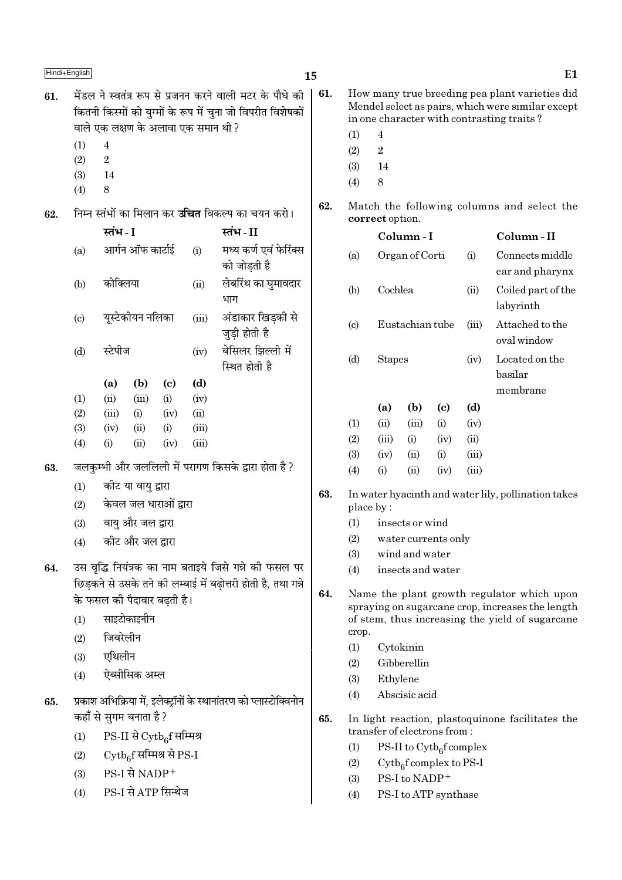61. मेंडल ने स्वतंत्र रूप से प्रजनन करने वाली मटर के पौधे की कितनी किस्मों को युग्मों के रूप में चुना जो विपरीत विशेषकों वाले एक लक्षण के अलावा एक समान थी ?

(1) 4
(2) 2
(3) 14
(4) 8

62. निम्न स्तंभों का मिलान कर **उचित** विकल्प का चयन करो।

| | स्तंभ - I | | स्तंभ - II |
|---|---|---|---|
| (a) | आर्गन ऑफ कार्टाई | (i) | मध्य कर्ण एवं फेरिंक्स को जोड़ती है |
| (b) | कोक्लिया | (ii) | लेबरिंथ का घुमावदार भाग |
| (c) | यूस्टेकीयन नलिका | (iii) | अंडाकार खिड़की से जुड़ी होती है |
| (d) | स्टेपीज | (iv) | बेसिलर झिल्ली में स्थित होती है |

| | (a) | (b) | (c) | (d) |
|---|---|---|---|---|
| (1) | (ii) | (iii) | (i) | (iv) |
| (2) | (iii) | (i) | (iv) | (ii) |
| (3) | (iv) | (ii) | (i) | (iii) |
| (4) | (i) | (ii) | (iv) | (iii) |

63. जलकुम्भी और जललिली में परागण किसके द्वारा होता है ?

(1) कीट या वायु द्वारा
(2) केवल जल धाराओं द्वारा
(3) वायु और जल द्वारा
(4) कीट और जल द्वारा

64. उस वृद्धि नियंत्रक का नाम बताइये जिसे गन्ने की फसल पर छिड़कने से उसके तने की लम्बाई में बढ़ोत्तरी होती है, तथा गन्ने के फसल की पैदावार बढ़ती है।

(1) साइटोकाइनीन
(2) जिबरेलीन
(3) एथिलीन
(4) ऐब्सीसिक अम्ल

65. प्रकाश अभिक्रिया में, इलेक्ट्रॉनों के स्थानांतरण को प्लास्टोक्विनोन कहाँ से सुगम बनाता है ?

(1) PS-II से $Cytb_6f$ सम्मिश्र
(2) $Cytb_6f$ सम्मिश्र से PS-I
(3) PS-I से $NADP^+$
(4) PS-I से ATP सिन्थेज

61. How many true breeding pea plant varieties did Mendel select as pairs, which were similar except in one character with contrasting traits ?

(1) 4
(2) 2
(3) 14
(4) 8

62. Match the following columns and select the **correct** option.

| | Column - I | | Column - II |
|---|---|---|---|
| (a) | Organ of Corti | (i) | Connects middle ear and pharynx |
| (b) | Cochlea | (ii) | Coiled part of the labyrinth |
| (c) | Eustachian tube | (iii) | Attached to the oval window |
| (d) | Stapes | (iv) | Located on the basilar membrane |

| | (a) | (b) | (c) | (d) |
|---|---|---|---|---|
| (1) | (ii) | (iii) | (i) | (iv) |
| (2) | (iii) | (i) | (iv) | (ii) |
| (3) | (iv) | (ii) | (i) | (iii) |
| (4) | (i) | (ii) | (iv) | (iii) |

63. In water hyacinth and water lily, pollination takes place by :

(1) insects or wind
(2) water currents only
(3) wind and water
(4) insects and water

64. Name the plant growth regulator which upon spraying on sugarcane crop, increases the length of stem, thus increasing the yield of sugarcane crop.

(1) Cytokinin
(2) Gibberellin
(3) Ethylene
(4) Abscisic acid

65. In light reaction, plastoquinone facilitates the transfer of electrons from :

(1) PS-II to $Cytb_6f$ complex
(2) $Cytb_6f$ complex to PS-I
(3) PS-I to $NADP^+$
(4) PS-I to ATP synthase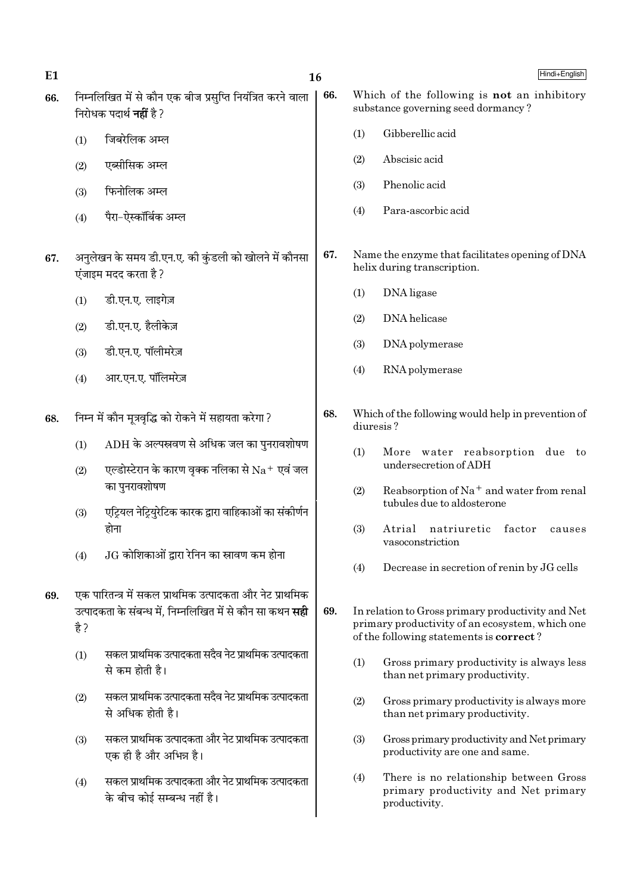66. निम्नलिखित में से कौन एक बीज प्रसुप्ति नियंत्रित करने वाला निरोधक पदार्थ **नहीं** है ?

(1) जिबरेलिक अम्ल

(2) एब्सीसिक अम्ल

(3) फिनोलिक अम्ल

(4) पैरा-ऐस्कॉर्बिक अम्ल

67. अनुलेखन के समय डी.एन.ए. की कुंडली को खोलने में कौनसा एंजाइम मदद करता है ?

(1) डी.एन.ए. लाइगेज़

(2) डी.एन.ए. हैलीकेज़

(3) डी.एन.ए. पॉलीमरेज़

(4) आर.एन.ए. पॉलिमरेज़

68. निम्न में कौन मूत्रवृद्धि को रोकने में सहायता करेगा ?

(1) ADH के अल्पस्रवण से अधिक जल का पुनरावशोषण

(2) एल्डोस्टेरान के कारण वृक्क नलिका से $Na^+$ एवं जल का पुनरावशोषण

(3) एट्रियल नेट्रियुरेटिक कारक द्वारा वाहिकाओं का संकीर्णन होना

(4) JG कोशिकाओं द्वारा रेनिन का स्रावण कम होना

69. एक पारितन्त्र में सकल प्राथमिक उत्पादकता और नेट प्राथमिक उत्पादकता के संबन्ध में, निम्नलिखित में से कौन सा कथन **सही** है ?

(1) सकल प्राथमिक उत्पादकता सदैव नेट प्राथमिक उत्पादकता से कम होती है।

(2) सकल प्राथमिक उत्पादकता सदैव नेट प्राथमिक उत्पादकता से अधिक होती है।

(3) सकल प्राथमिक उत्पादकता और नेट प्राथमिक उत्पादकता एक ही है और अभिन्न है।

(4) सकल प्राथमिक उत्पादकता और नेट प्राथमिक उत्पादकता के बीच कोई सम्बन्ध नहीं है।

66. Which of the following is **not** an inhibitory substance governing seed dormancy ?

(1) Gibberellic acid

(2) Abscisic acid

(3) Phenolic acid

(4) Para-ascorbic acid

67. Name the enzyme that facilitates opening of DNA helix during transcription.

(1) DNA ligase

(2) DNA helicase

(3) DNA polymerase

(4) RNA polymerase

68. Which of the following would help in prevention of diuresis ?

(1) More water reabsorption due to undersecretion of ADH

(2) Reabsorption of $Na^+$ and water from renal tubules due to aldosterone

(3) Atrial natriuretic factor causes vasoconstriction

(4) Decrease in secretion of renin by JG cells

69. In relation to Gross primary productivity and Net primary productivity of an ecosystem, which one of the following statements is **correct** ?

(1) Gross primary productivity is always less than net primary productivity.

(2) Gross primary productivity is always more than net primary productivity.

(3) Gross primary productivity and Net primary productivity are one and same.

(4) There is no relationship between Gross primary productivity and Net primary productivity.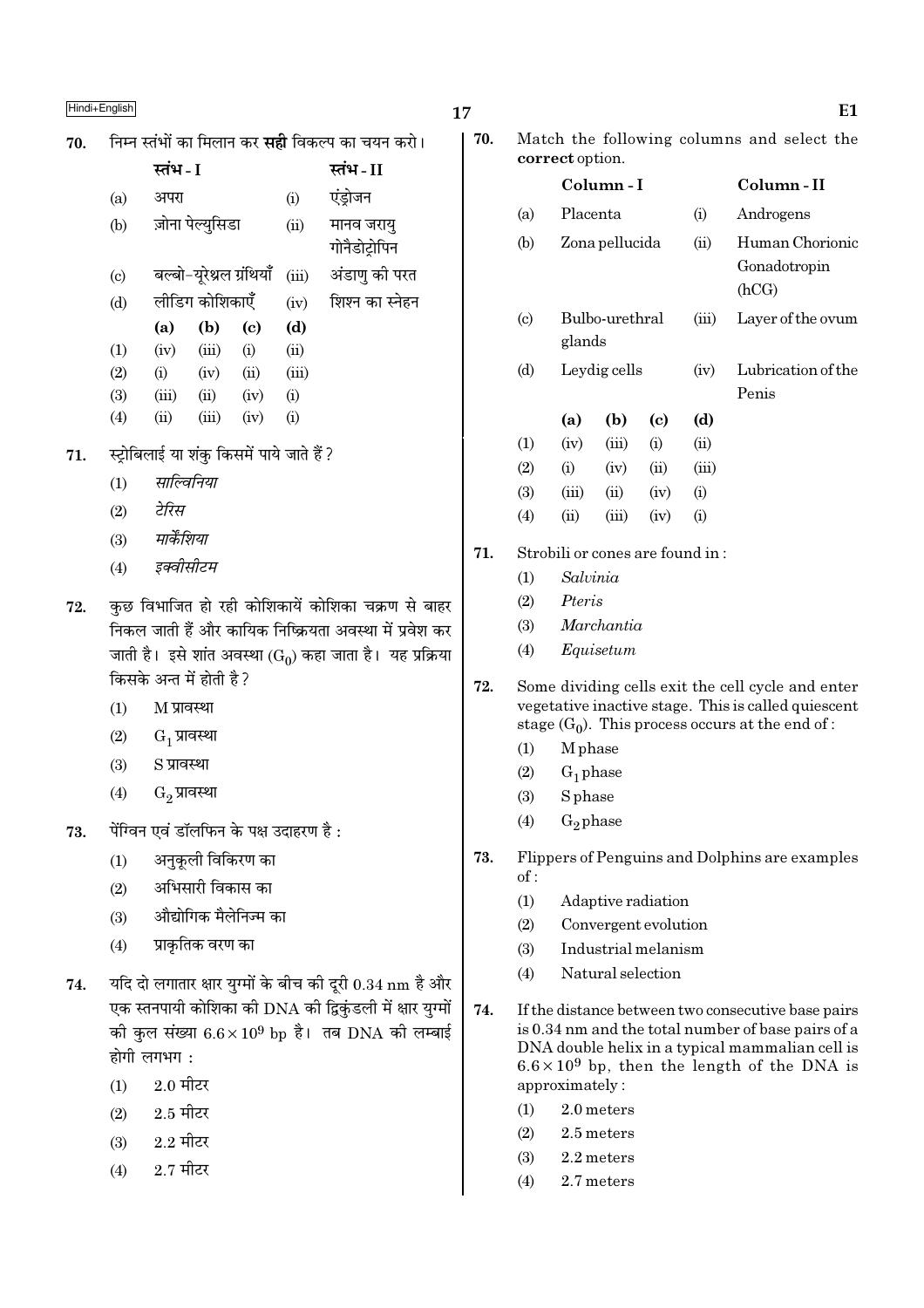70. निम्न स्तंभों का मिलान कर **सही** विकल्प का चयन करो।

| | स्तंभ - I | | स्तंभ - II |
|---|---|---|---|
| (a) | अपरा | (i) | एंड्रोजन |
| (b) | ज़ोना पेल्युसिडा | (ii) | मानव जरायु गोनैडोट्रोपिन |
| (c) | बल्बो-यूरेथ्रल ग्रंथियाँ | (iii) | अंडाणु की परत |
| (d) | लीडिग कोशिकाएँ | (iv) | शिश्न का स्नेहन |

| | (a) | (b) | (c) | (d) |
|---|---|---|---|---|
| (1) | (iv) | (iii) | (i) | (ii) |
| (2) | (i) | (iv) | (ii) | (iii) |
| (3) | (iii) | (ii) | (iv) | (i) |
| (4) | (ii) | (iii) | (iv) | (i) |

71. स्ट्रोबिलाई या शंकु किसमें पाये जाते हैं ?

(1) *साल्विनिया*

(2) *टेरिस*

(3) *मार्केंशिया*

(4) *इक्वीसीटम*

72. कुछ विभाजित हो रही कोशिकायें कोशिका चक्रण से बाहर निकल जाती हैं और कायिक निष्क्रियता अवस्था में प्रवेश कर जाती है। इसे शांत अवस्था ($G_0$) कहा जाता है। यह प्रक्रिया किसके अन्त में होती है ?

(1) M प्रावस्था

(2) $G_1$ प्रावस्था

(3) S प्रावस्था

(4) $G_2$ प्रावस्था

73. पेंग्विन एवं डॉलफिन के पक्ष उदाहरण है :

(1) अनुकूली विकिरण का

(2) अभिसारी विकास का

(3) औद्योगिक मैलेनिज्म का

(4) प्राकृतिक वरण का

74. यदि दो लगातार क्षार युग्मों के बीच की दूरी 0.34 nm है और एक स्तनपायी कोशिका की DNA की द्विकुंडली में क्षार युग्मों की कुल संख्या $6.6 \times 10^9$ bp है। तब DNA की लम्बाई होगी लगभग :

(1) 2.0 मीटर

(2) 2.5 मीटर

(3) 2.2 मीटर

(4) 2.7 मीटर

70. Match the following columns and select the **correct** option.

| | Column - I | | Column - II |
|---|---|---|---|
| (a) | Placenta | (i) | Androgens |
| (b) | Zona pellucida | (ii) | Human Chorionic Gonadotropin (hCG) |
| (c) | Bulbo-urethral glands | (iii) | Layer of the ovum |
| (d) | Leydig cells | (iv) | Lubrication of the Penis |

| | (a) | (b) | (c) | (d) |
|---|---|---|---|---|
| (1) | (iv) | (iii) | (i) | (ii) |
| (2) | (i) | (iv) | (ii) | (iii) |
| (3) | (iii) | (ii) | (iv) | (i) |
| (4) | (ii) | (iii) | (iv) | (i) |

71. Strobili or cones are found in :

(1) *Salvinia*

(2) *Pteris*

(3) *Marchantia*

(4) *Equisetum*

72. Some dividing cells exit the cell cycle and enter vegetative inactive stage. This is called quiescent stage ($G_0$). This process occurs at the end of :

(1) M phase

(2) $G_1$ phase

(3) S phase

(4) $G_2$ phase

73. Flippers of Penguins and Dolphins are examples of :

(1) Adaptive radiation

(2) Convergent evolution

(3) Industrial melanism

(4) Natural selection

74. If the distance between two consecutive base pairs is 0.34 nm and the total number of base pairs of a DNA double helix in a typical mammalian cell is $6.6 \times 10^9$ bp, then the length of the DNA is approximately :

(1) 2.0 meters

(2) 2.5 meters

(3) 2.2 meters

(4) 2.7 meters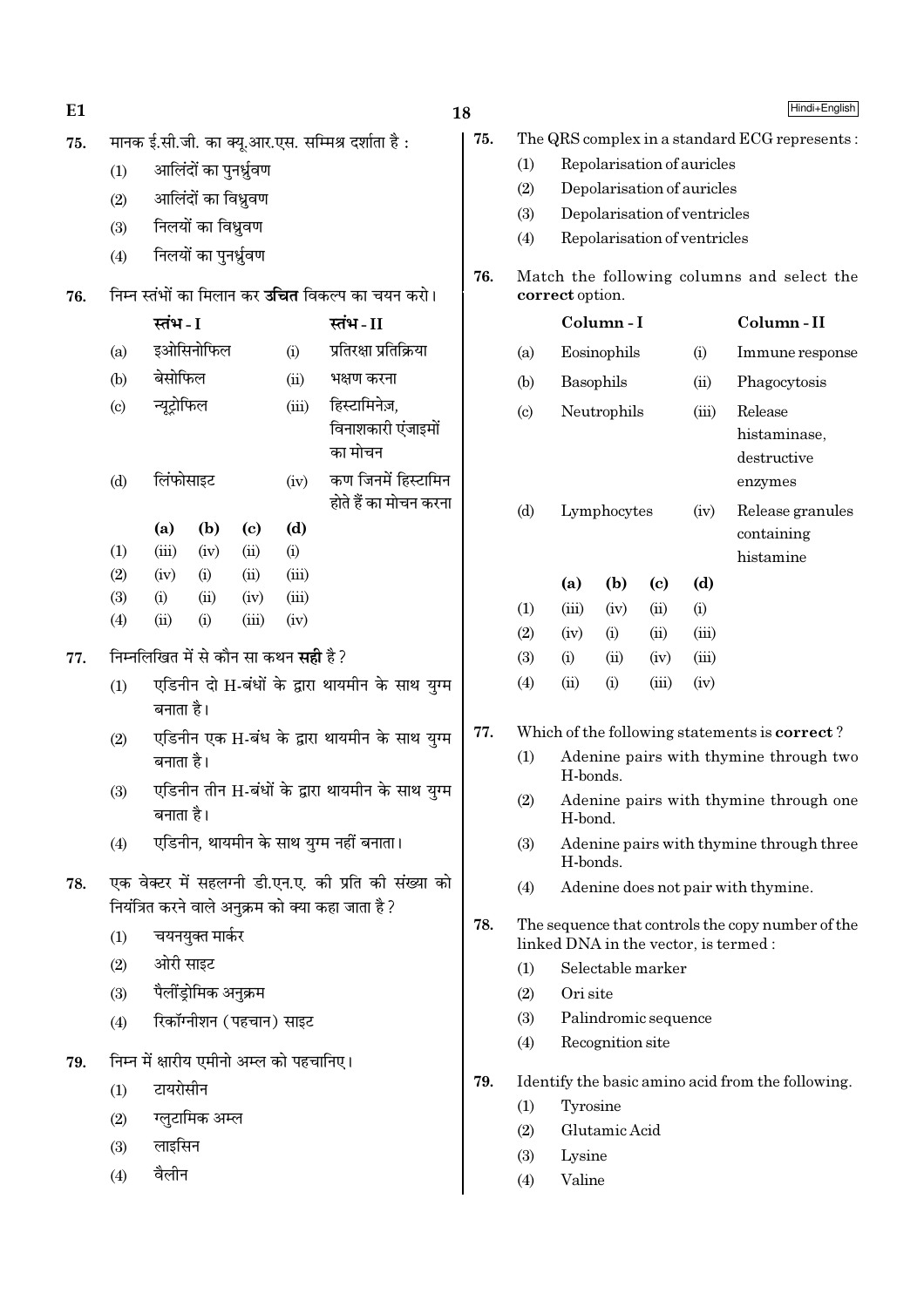75. मानक ई.सी.जी. का क्यू.आर.एस. सम्मिश्र दर्शाता है :

(1) आलिंदों का पुनर्ध्रुवण

(2) आलिंदों का विध्रुवण

(3) निलयों का विध्रुवण

(4) निलयों का पुनर्ध्रुवण

76. निम्न स्तंभों का मिलान कर **उचित** विकल्प का चयन करो।

| | स्तंभ - I | | स्तंभ - II |
|---|---|---|---|
| (a) | इओसिनोफिल | (i) | प्रतिरक्षा प्रतिक्रिया |
| (b) | बेसोफिल | (ii) | भक्षण करना |
| (c) | न्यूट्रोफिल | (iii) | हिस्टामिनेज़, विनाशकारी एंजाइमों का मोचन |
| (d) | लिंफोसाइट | (iv) | कण जिनमें हिस्टामिन होते हैं का मोचन करना |

| | (a) | (b) | (c) | (d) |
|---|---|---|---|---|
| (1) | (iii) | (iv) | (ii) | (i) |
| (2) | (iv) | (i) | (ii) | (iii) |
| (3) | (i) | (ii) | (iv) | (iii) |
| (4) | (ii) | (i) | (iii) | (iv) |

77. निम्नलिखित में से कौन सा कथन **सही** है ?

(1) एडिनीन दो H-बंधों के द्वारा थायमीन के साथ युग्म बनाता है।

(2) एडिनीन एक H-बंध के द्वारा थायमीन के साथ युग्म बनाता है।

(3) एडिनीन तीन H-बंधों के द्वारा थायमीन के साथ युग्म बनाता है।

(4) एडिनीन, थायमीन के साथ युग्म नहीं बनाता।

78. एक वेक्टर में सहलग्नी डी.एन.ए. की प्रति की संख्या को नियंत्रित करने वाले अनुक्रम को क्या कहा जाता है ?

(1) चयनयुक्त मार्कर

(2) ओरी साइट

(3) पैलींड्रोमिक अनुक्रम

(4) रिकॉग्नीशन (पहचान) साइट

79. निम्न में क्षारीय एमीनो अम्ल को पहचानिए।

(1) टायरोसीन

(2) ग्लुटामिक अम्ल

(3) लाइसिन

(4) वैलीन

75. The QRS complex in a standard ECG represents :

(1) Repolarisation of auricles

(2) Depolarisation of auricles

(3) Depolarisation of ventricles

(4) Repolarisation of ventricles

76. Match the following columns and select the **correct** option.

| | Column - I | | Column - II |
|---|---|---|---|
| (a) | Eosinophils | (i) | Immune response |
| (b) | Basophils | (ii) | Phagocytosis |
| (c) | Neutrophils | (iii) | Release histaminase, destructive enzymes |
| (d) | Lymphocytes | (iv) | Release granules containing histamine |

| | (a) | (b) | (c) | (d) |
|---|---|---|---|---|
| (1) | (iii) | (iv) | (ii) | (i) |
| (2) | (iv) | (i) | (ii) | (iii) |
| (3) | (i) | (ii) | (iv) | (iii) |
| (4) | (ii) | (i) | (iii) | (iv) |

77. Which of the following statements is **correct** ?

(1) Adenine pairs with thymine through two H-bonds.

(2) Adenine pairs with thymine through one H-bond.

(3) Adenine pairs with thymine through three H-bonds.

(4) Adenine does not pair with thymine.

78. The sequence that controls the copy number of the linked DNA in the vector, is termed :

(1) Selectable marker

(2) Ori site

(3) Palindromic sequence

(4) Recognition site

79. Identify the basic amino acid from the following.

(1) Tyrosine

(2) Glutamic Acid

(3) Lysine

(4) Valine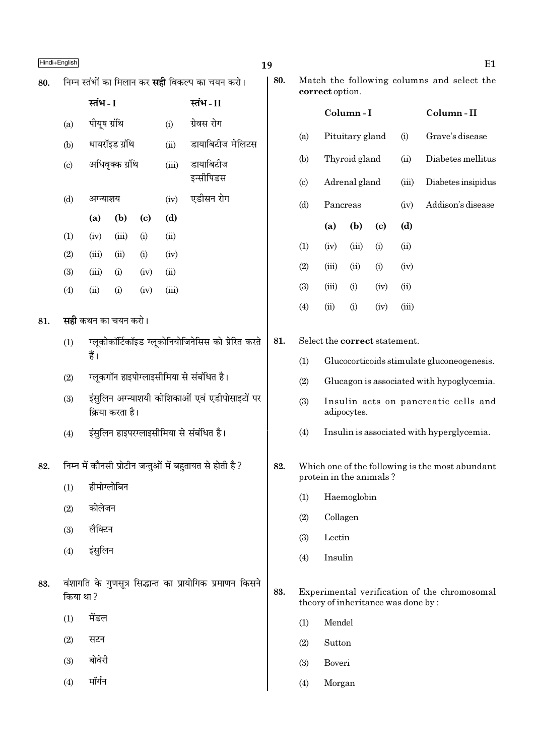80. निम्न स्तंभों का मिलान कर **सही** विकल्प का चयन करो।

| | स्तंभ - I | | स्तंभ - II |
|---|---|---|---|
| (a) | पीयूष ग्रंथि | (i) | ग्रेवस रोग |
| (b) | थायरॉइड ग्रंथि | (ii) | डायाबिटीज मेलिटस |
| (c) | अधिवृक्क ग्रंथि | (iii) | डायाबिटीज इन्सीपिडस |
| (d) | अग्न्याशय | (iv) | एडीसन रोग |

| | (a) | (b) | (c) | (d) |
|---|---|---|---|---|
| (1) | (iv) | (iii) | (i) | (ii) |
| (2) | (iii) | (ii) | (i) | (iv) |
| (3) | (iii) | (i) | (iv) | (ii) |
| (4) | (ii) | (i) | (iv) | (iii) |

81. **सही** कथन का चयन करो।

(1) ग्लूकोकॉर्टिकॉइड ग्लूकोनियोजिनेसिस को प्रेरित करते हैं।

(2) ग्लूकगॉन हाइपोग्लाइसीमिया से संबंधित है।

(3) इंसुलिन अग्न्याशयी कोशिकाओं एवं एडीपोसाइटों पर क्रिया करता है।

(4) इंसुलिन हाइपरग्लाइसीमिया से संबंधित है।

82. निम्न में कौनसी प्रोटीन जन्तुओं में बहुतायत से होती है ?

(1) हीमोग्लोबिन

(2) कोलेजन

(3) लैक्टिन

(4) इंसुलिन

83. वंशागति के गुणसूत्र सिद्धान्त का प्रायोगिक प्रमाणन किसने किया था ?

(1) मेंडल

(2) सटन

(3) बोवेरी

(4) मॉर्गन

80. Match the following columns and select the **correct** option.

| | Column - I | | Column - II |
|---|---|---|---|
| (a) | Pituitary gland | (i) | Grave's disease |
| (b) | Thyroid gland | (ii) | Diabetes mellitus |
| (c) | Adrenal gland | (iii) | Diabetes insipidus |
| (d) | Pancreas | (iv) | Addison's disease |

| | (a) | (b) | (c) | (d) |
|---|---|---|---|---|
| (1) | (iv) | (iii) | (i) | (ii) |
| (2) | (iii) | (ii) | (i) | (iv) |
| (3) | (iii) | (i) | (iv) | (ii) |
| (4) | (ii) | (i) | (iv) | (iii) |

81. Select the **correct** statement.

(1) Glucocorticoids stimulate gluconeogenesis.

(2) Glucagon is associated with hypoglycemia.

(3) Insulin acts on pancreatic cells and adipocytes.

(4) Insulin is associated with hyperglycemia.

82. Which one of the following is the most abundant protein in the animals ?

(1) Haemoglobin

(2) Collagen

(3) Lectin

(4) Insulin

83. Experimental verification of the chromosomal theory of inheritance was done by :

(1) Mendel

(2) Sutton

(3) Boveri

(4) Morgan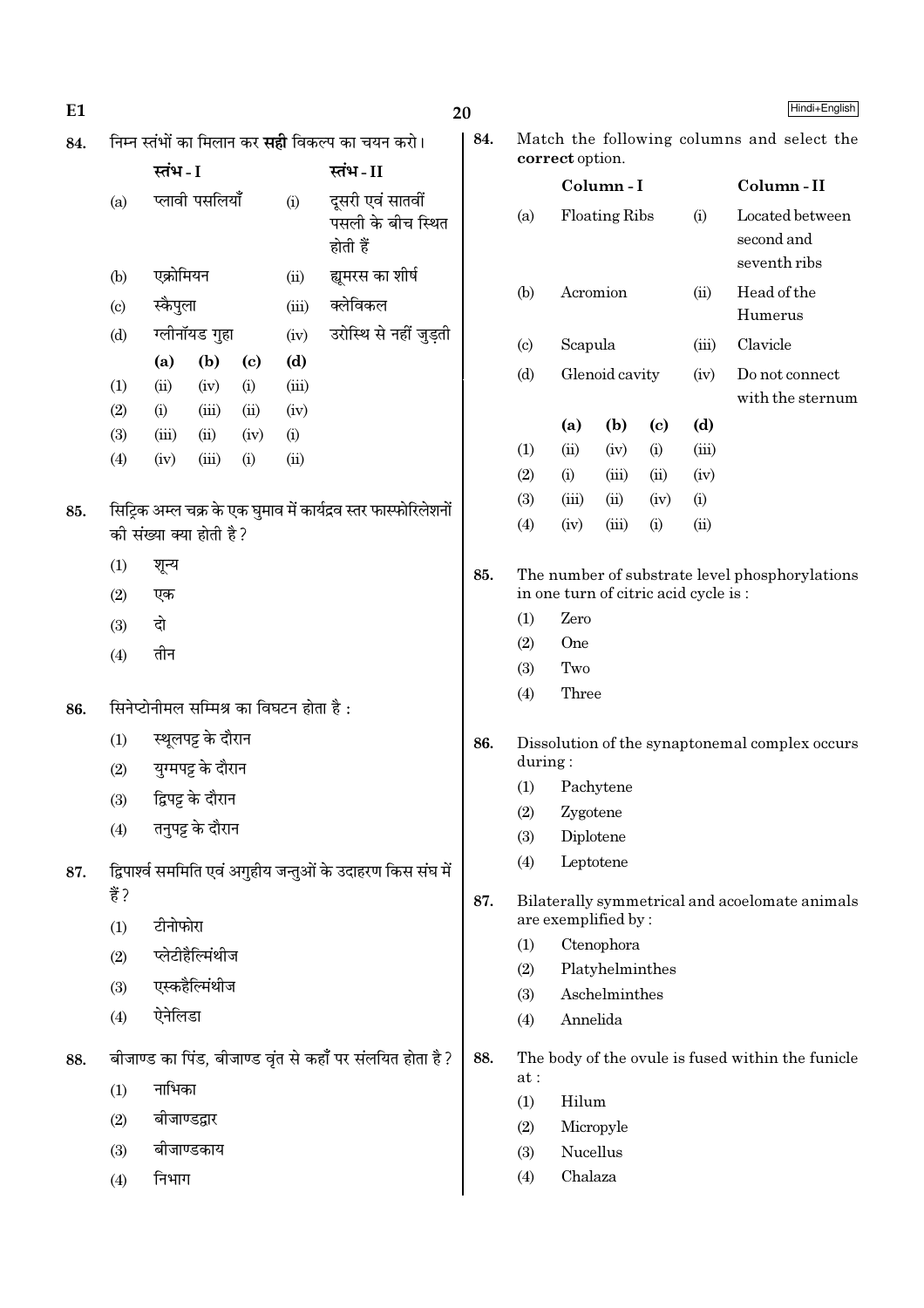84. निम्न स्तंभों का मिलान कर **सही** विकल्प का चयन करो।

| | स्तंभ - I | | स्तंभ - II |
|---|---|---|---|
| (a) | प्लावी पसलियाँ | (i) | दूसरी एवं सातवीं पसली के बीच स्थित होती हैं |
| (b) | एक्रोमियन | (ii) | ह्यूमरस का शीर्ष |
| (c) | स्कैपुला | (iii) | क्लेविकल |
| (d) | ग्लीनॉयड गुहा | (iv) | उरोस्थि से नहीं जुड़ती |

| | (a) | (b) | (c) | (d) |
|---|---|---|---|---|
| (1) | (ii) | (iv) | (i) | (iii) |
| (2) | (i) | (iii) | (ii) | (iv) |
| (3) | (iii) | (ii) | (iv) | (i) |
| (4) | (iv) | (iii) | (i) | (ii) |

85. सिट्रिक अम्ल चक्र के एक घुमाव में कार्यद्रव स्तर फास्फोरिलेशनों की संख्या क्या होती है?

(1) शून्य
(2) एक
(3) दो
(4) तीन

86. सिनेप्टोनीमल सम्मिश्र का विघटन होता है :

(1) स्थूलपट्ट के दौरान
(2) युग्मपट्ट के दौरान
(3) द्विपट्ट के दौरान
(4) तनुपट्ट के दौरान

87. द्विपार्श्व सममिति एवं अगुहीय जन्तुओं के उदाहरण किस संघ में हैं?

(1) टीनोफोरा
(2) प्लेटीहैल्मिंथीज
(3) एस्कहैल्मिंथीज
(4) ऐनेलिडा

88. बीजाण्ड का पिंड, बीजाण्ड वृंत से कहाँ पर संलयित होता है?

(1) नाभिका
(2) बीजाण्डद्वार
(3) बीजाण्डकाय
(4) निभाग

84. Match the following columns and select the **correct** option.

| | Column - I | | Column - II |
|---|---|---|---|
| (a) | Floating Ribs | (i) | Located between second and seventh ribs |
| (b) | Acromion | (ii) | Head of the Humerus |
| (c) | Scapula | (iii) | Clavicle |
| (d) | Glenoid cavity | (iv) | Do not connect with the sternum |

| | (a) | (b) | (c) | (d) |
|---|---|---|---|---|
| (1) | (ii) | (iv) | (i) | (iii) |
| (2) | (i) | (iii) | (ii) | (iv) |
| (3) | (iii) | (ii) | (iv) | (i) |
| (4) | (iv) | (iii) | (i) | (ii) |

85. The number of substrate level phosphorylations in one turn of citric acid cycle is :

(1) Zero
(2) One
(3) Two
(4) Three

86. Dissolution of the synaptonemal complex occurs during :

(1) Pachytene
(2) Zygotene
(3) Diplotene
(4) Leptotene

87. Bilaterally symmetrical and acoelomate animals are exemplified by :

(1) Ctenophora
(2) Platyhelminthes
(3) Aschelminthes
(4) Annelida

88. The body of the ovule is fused within the funicle at :

(1) Hilum
(2) Micropyle
(3) Nucellus
(4) Chalaza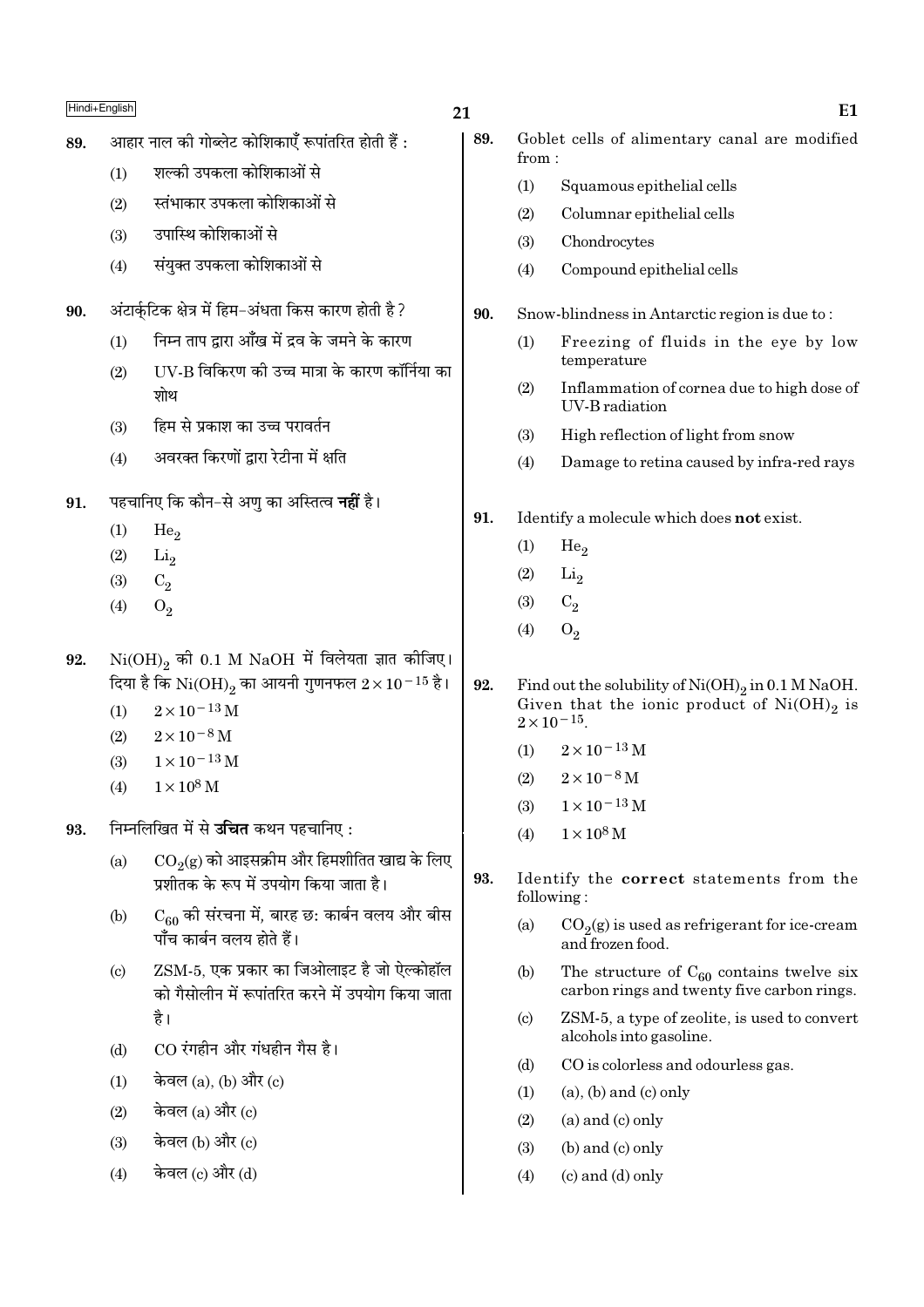89. आहार नाल की गोब्लेट कोशिकाएँ रूपांतरित होती हैं :

(1) शल्की उपकला कोशिकाओं से
(2) स्तंभाकार उपकला कोशिकाओं से
(3) उपास्थि कोशिकाओं से
(4) संयुक्त उपकला कोशिकाओं से

90. अंटार्कटिक क्षेत्र में हिम-अंधता किस कारण होती है ?

(1) निम्न ताप द्वारा आँख में द्रव के जमने के कारण
(2) UV-B विकिरण की उच्च मात्रा के कारण कॉर्निया का शोथ
(3) हिम से प्रकाश का उच्च परावर्तन
(4) अवरक्त किरणों द्वारा रेटीना में क्षति

91. पहचानिए कि कौन-से अणु का अस्तित्व **नहीं** है।

(1) $He_2$
(2) $Li_2$
(3) $C_2$
(4) $O_2$

92. $Ni(OH)_2$ की 0.1 M NaOH में विलेयता ज्ञात कीजिए। दिया है कि $Ni(OH)_2$ का आयनी गुणनफल $2 \times 10^{-15}$ है।

(1) $2 \times 10^{-13}$ M
(2) $2 \times 10^{-8}$ M
(3) $1 \times 10^{-13}$ M
(4) $1 \times 10^{8}$ M

93. निम्नलिखित में से **उचित** कथन पहचानिए :

(a) $CO_2$(g) को आइसक्रीम और हिमशीतित खाद्य के लिए प्रशीतक के रूप में उपयोग किया जाता है।
(b) $C_{60}$ की संरचना में, बारह छः कार्बन वलय और बीस पाँच कार्बन वलय होते हैं।
(c) ZSM-5, एक प्रकार का जिओलाइट है जो ऐल्कोहॉल को गैसोलीन में रूपांतरित करने में उपयोग किया जाता है।
(d) CO रंगहीन और गंधहीन गैस है।

(1) केवल (a), (b) और (c)
(2) केवल (a) और (c)
(3) केवल (b) और (c)
(4) केवल (c) और (d)

89. Goblet cells of alimentary canal are modified from :

(1) Squamous epithelial cells
(2) Columnar epithelial cells
(3) Chondrocytes
(4) Compound epithelial cells

90. Snow-blindness in Antarctic region is due to :

(1) Freezing of fluids in the eye by low temperature
(2) Inflammation of cornea due to high dose of UV-B radiation
(3) High reflection of light from snow
(4) Damage to retina caused by infra-red rays

91. Identify a molecule which does **not** exist.

(1) $He_2$
(2) $Li_2$
(3) $C_2$
(4) $O_2$

92. Find out the solubility of $Ni(OH)_2$ in 0.1 M NaOH. Given that the ionic product of $Ni(OH)_2$ is $2 \times 10^{-15}$.

(1) $2 \times 10^{-13}$ M
(2) $2 \times 10^{-8}$ M
(3) $1 \times 10^{-13}$ M
(4) $1 \times 10^{8}$ M

93. Identify the **correct** statements from the following :

(a) $CO_2$(g) is used as refrigerant for ice-cream and frozen food.
(b) The structure of $C_{60}$ contains twelve six carbon rings and twenty five carbon rings.
(c) ZSM-5, a type of zeolite, is used to convert alcohols into gasoline.
(d) CO is colorless and odourless gas.

(1) (a), (b) and (c) only
(2) (a) and (c) only
(3) (b) and (c) only
(4) (c) and (d) only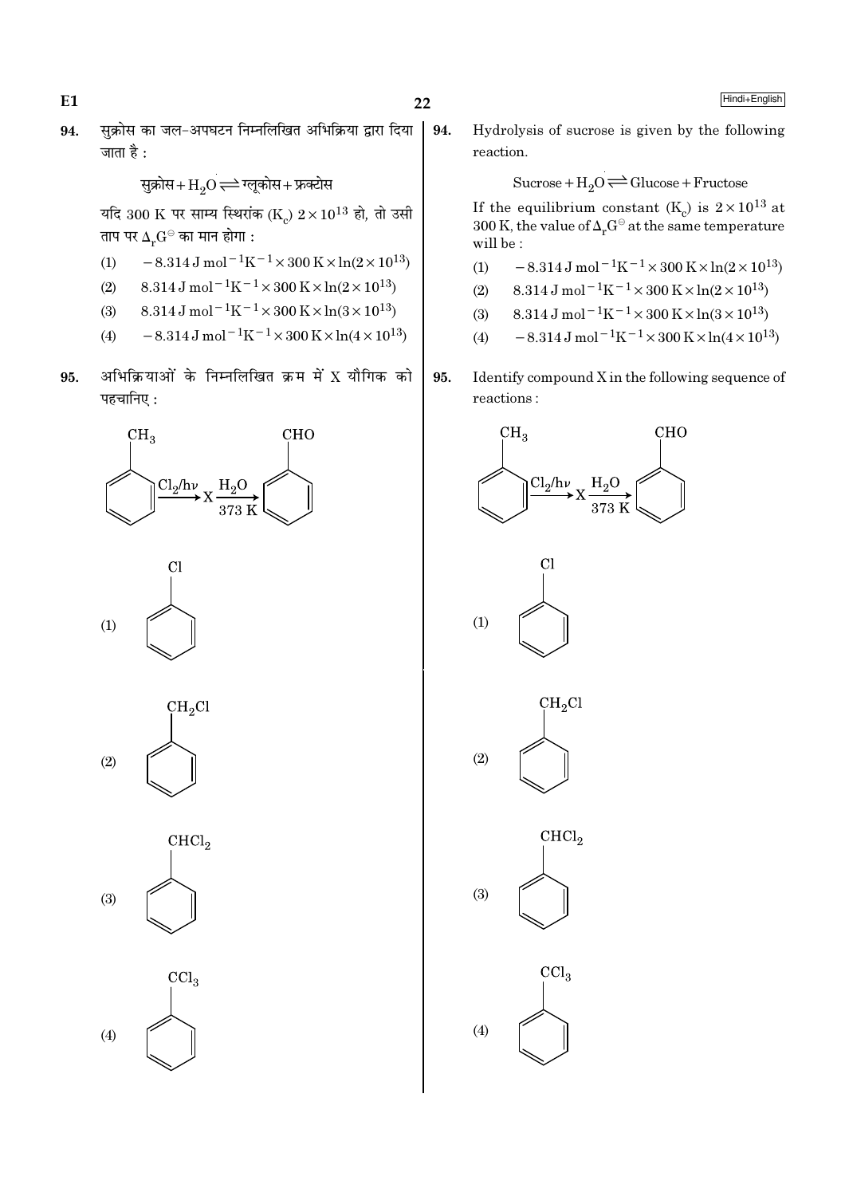**94.** सुक्रोस का जल-अपघटन निम्नलिखित अभिक्रिया द्वारा दिया जाता है :

$$\text{सुक्रोस} + H_2O \rightleftharpoons \text{ग्लूकोस} + \text{फ्रक्टोस}$$

यदि 300 K पर साम्य स्थिरांक ($K_c$) $2 \times 10^{13}$ हो, तो उसी ताप पर $\Delta_r G^\ominus$ का मान होगा :

(1) $-8.314 \text{ J mol}^{-1}\text{K}^{-1} \times 300 \text{ K} \times \ln(2 \times 10^{13})$

(2) $8.314 \text{ J mol}^{-1}\text{K}^{-1} \times 300 \text{ K} \times \ln(2 \times 10^{13})$

(3) $8.314 \text{ J mol}^{-1}\text{K}^{-1} \times 300 \text{ K} \times \ln(3 \times 10^{13})$

(4) $-8.314 \text{ J mol}^{-1}\text{K}^{-1} \times 300 \text{ K} \times \ln(4 \times 10^{13})$

**94.** Hydrolysis of sucrose is given by the following reaction.

$$\text{Sucrose} + H_2O \rightleftharpoons \text{Glucose} + \text{Fructose}$$

If the equilibrium constant ($K_c$) is $2 \times 10^{13}$ at 300 K, the value of $\Delta_r G^\ominus$ at the same temperature will be :

(1) $-8.314 \text{ J mol}^{-1}\text{K}^{-1} \times 300 \text{ K} \times \ln(2 \times 10^{13})$

(2) $8.314 \text{ J mol}^{-1}\text{K}^{-1} \times 300 \text{ K} \times \ln(2 \times 10^{13})$

(3) $8.314 \text{ J mol}^{-1}\text{K}^{-1} \times 300 \text{ K} \times \ln(3 \times 10^{13})$

(4) $-8.314 \text{ J mol}^{-1}\text{K}^{-1} \times 300 \text{ K} \times \ln(4 \times 10^{13})$

**95.** अभिक्रियाओं के निम्नलिखित क्रम में X यौगिक को पहचानिए :

**95.** Identify compound X in the following sequence of reactions :

$$C_6H_5CH_3 \xrightarrow{Cl_2/h\nu} X \xrightarrow[373\text{ K}]{H_2O} C_6H_5CHO$$

(1) $C_6H_5Cl$ (benzene ring with Cl)

(2) $C_6H_5CH_2Cl$ (benzene ring with $CH_2Cl$)

(3) $C_6H_5CHCl_2$ (benzene ring with $CHCl_2$)

(4) $C_6H_5CCl_3$ (benzene ring with $CCl_3$)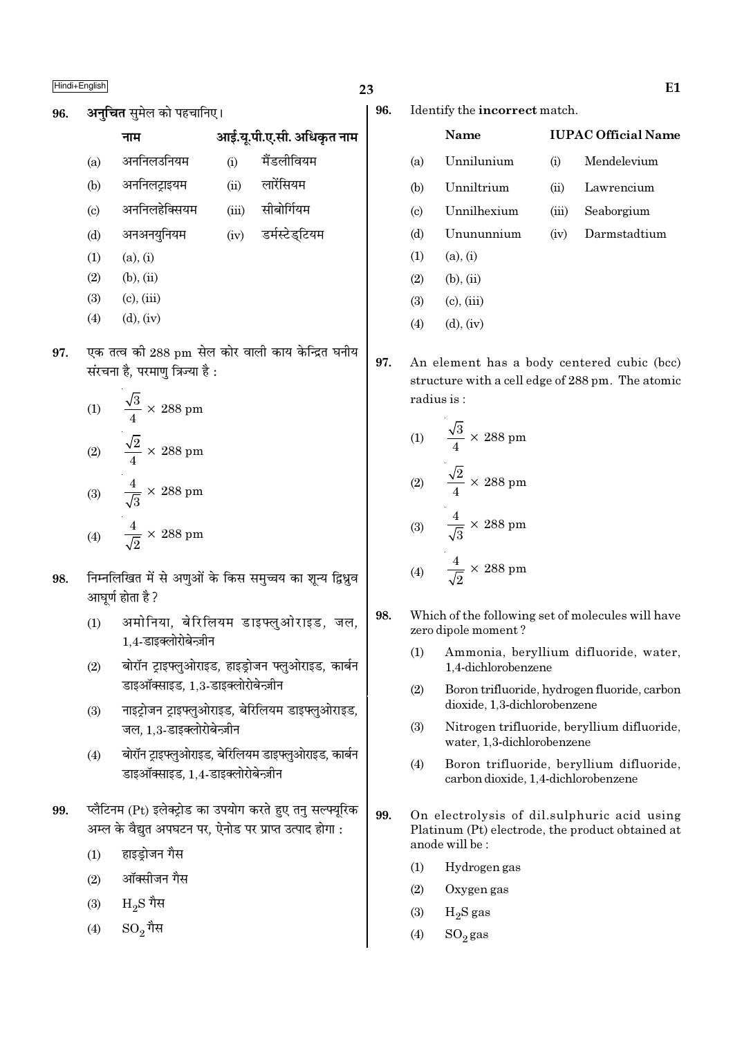96. अनुचित सुमेल को पहचानिए।

| | नाम | | आई.यू.पी.ए.सी. अधिकृत नाम |
|---|---|---|---|
| (a) | अननिलउनियम | (i) | मैंडलीवियम |
| (b) | अननिलट्राइयम | (ii) | लारेंसियम |
| (c) | अननिलहेक्सियम | (iii) | सीबोर्गियम |
| (d) | अनअनयुनियम | (iv) | डर्मस्टेड्टियम |

(1) (a), (i)
(2) (b), (ii)
(3) (c), (iii)
(4) (d), (iv)

97. एक तत्व की 288 pm सेल कोर वाली काय केन्द्रित घनीय संरचना है, परमाणु त्रिज्या है :

(1) $\frac{\sqrt{3}}{4} \times 288$ pm
(2) $\frac{\sqrt{2}}{4} \times 288$ pm
(3) $\frac{4}{\sqrt{3}} \times 288$ pm
(4) $\frac{4}{\sqrt{2}} \times 288$ pm

98. निम्नलिखित में से अणुओं के किस समुच्चय का शून्य द्विध्रुव आघूर्ण होता है ?

(1) अमोनिया, बेरिलियम डाइफ्लुओराइड, जल, 1,4-डाइक्लोरोबेन्ज़ीन
(2) बोरॉन ट्राइफ्लुओराइड, हाइड्रोजन फ्लुओराइड, कार्बन डाइऑक्साइड, 1,3-डाइक्लोरोबेन्ज़ीन
(3) नाइट्रोजन ट्राइफ्लुओराइड, बेरिलियम डाइफ्लुओराइड, जल, 1,3-डाइक्लोरोबेन्ज़ीन
(4) बोरॉन ट्राइफ्लुओराइड, बेरिलियम डाइफ्लुओराइड, कार्बन डाइऑक्साइड, 1,4-डाइक्लोरोबेन्ज़ीन

99. प्लैटिनम (Pt) इलेक्ट्रोड का उपयोग करते हुए तनु सल्फ्यूरिक अम्ल के वैद्युत अपघटन पर, ऐनोड पर प्राप्त उत्पाद होगा :

(1) हाइड्रोजन गैस
(2) ऑक्सीजन गैस
(3) $H_2S$ गैस
(4) $SO_2$ गैस

96. Identify the **incorrect** match.

| | Name | | IUPAC Official Name |
|---|---|---|---|
| (a) | Unnilunium | (i) | Mendelevium |
| (b) | Unniltrium | (ii) | Lawrencium |
| (c) | Unnilhexium | (iii) | Seaborgium |
| (d) | Unununnium | (iv) | Darmstadtium |

(1) (a), (i)
(2) (b), (ii)
(3) (c), (iii)
(4) (d), (iv)

97. An element has a body centered cubic (bcc) structure with a cell edge of 288 pm. The atomic radius is :

(1) $\frac{\sqrt{3}}{4} \times 288$ pm
(2) $\frac{\sqrt{2}}{4} \times 288$ pm
(3) $\frac{4}{\sqrt{3}} \times 288$ pm
(4) $\frac{4}{\sqrt{2}} \times 288$ pm

98. Which of the following set of molecules will have zero dipole moment ?

(1) Ammonia, beryllium difluoride, water, 1,4-dichlorobenzene
(2) Boron trifluoride, hydrogen fluoride, carbon dioxide, 1,3-dichlorobenzene
(3) Nitrogen trifluoride, beryllium difluoride, water, 1,3-dichlorobenzene
(4) Boron trifluoride, beryllium difluoride, carbon dioxide, 1,4-dichlorobenzene

99. On electrolysis of dil.sulphuric acid using Platinum (Pt) electrode, the product obtained at anode will be :

(1) Hydrogen gas
(2) Oxygen gas
(3) $H_2S$ gas
(4) $SO_2$ gas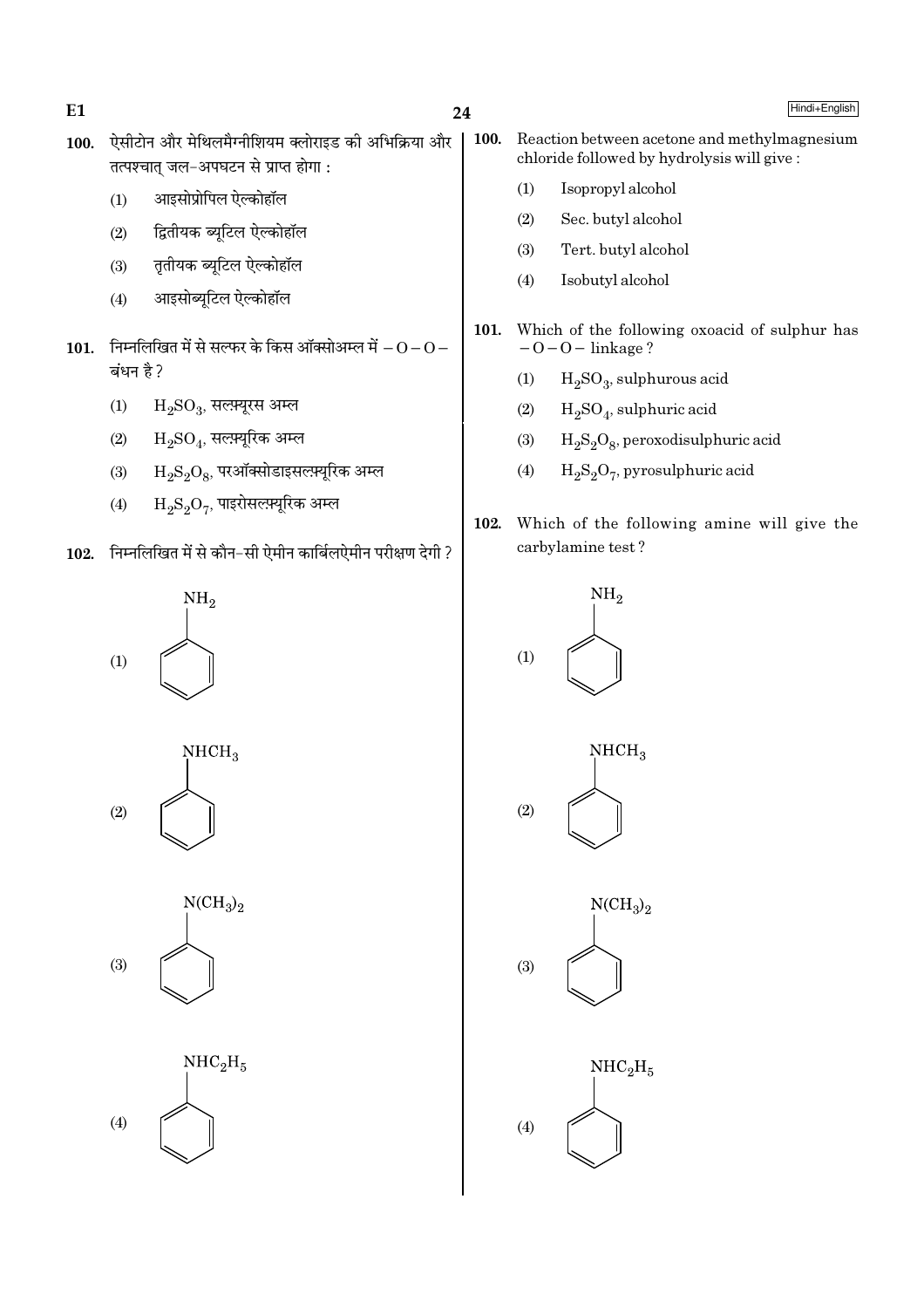100. ऐसीटोन और मेथिलमैग्नीशियम क्लोराइड की अभिक्रिया और तत्पश्चात् जल-अपघटन से प्राप्त होगा :

(1) आइसोप्रोपिल ऐल्कोहॉल

(2) द्वितीयक ब्यूटिल ऐल्कोहॉल

(3) तृतीयक ब्यूटिल ऐल्कोहॉल

(4) आइसोब्यूटिल ऐल्कोहॉल

101. निम्नलिखित में से सल्फर के किस ऑक्सोअम्ल में $-O-O-$ बंधन है ?

(1) $H_2SO_3$, सल्फ़्यूरस अम्ल

(2) $H_2SO_4$, सल्फ़्यूरिक अम्ल

(3) $H_2S_2O_8$, परऑक्सोडाइसल्फ़्यूरिक अम्ल

(4) $H_2S_2O_7$, पाइरोसल्फ़्यूरिक अम्ल

102. निम्नलिखित में से कौन-सी ऐमीन कार्बिलऐमीन परीक्षण देगी ?

(1) $C_6H_5NH_2$

(2) $C_6H_5NHCH_3$

(3) $C_6H_5N(CH_3)_2$

(4) $C_6H_5NHC_2H_5$

100. Reaction between acetone and methylmagnesium chloride followed by hydrolysis will give :

(1) Isopropyl alcohol

(2) Sec. butyl alcohol

(3) Tert. butyl alcohol

(4) Isobutyl alcohol

101. Which of the following oxoacid of sulphur has $-O-O-$ linkage ?

(1) $H_2SO_3$, sulphurous acid

(2) $H_2SO_4$, sulphuric acid

(3) $H_2S_2O_8$, peroxodisulphuric acid

(4) $H_2S_2O_7$, pyrosulphuric acid

102. Which of the following amine will give the carbylamine test ?

(1) $C_6H_5NH_2$

(2) $C_6H_5NHCH_3$

(3) $C_6H_5N(CH_3)_2$

(4) $C_6H_5NHC_2H_5$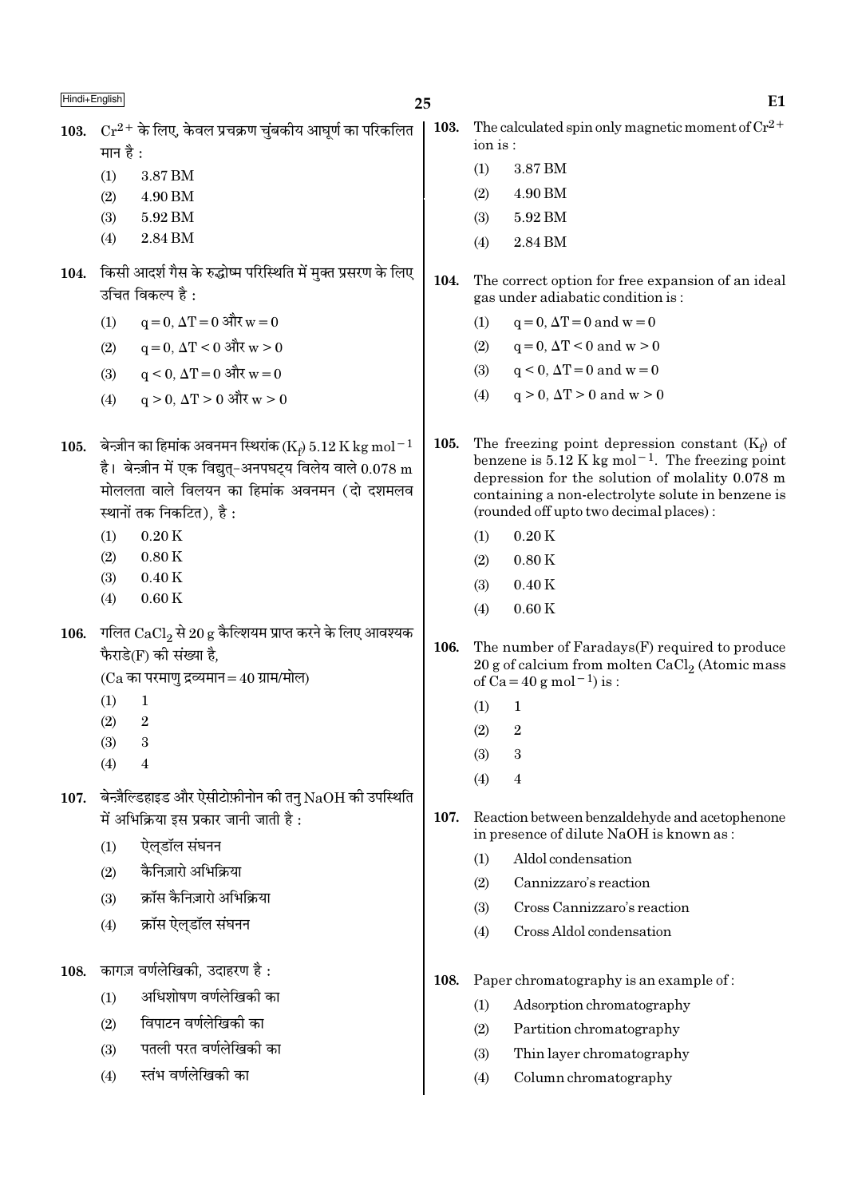103. $Cr^{2+}$ के लिए, केवल प्रचक्रण चुंबकीय आघूर्ण का परिकलित मान है :

(1) 3.87 BM
(2) 4.90 BM
(3) 5.92 BM
(4) 2.84 BM

104. किसी आदर्श गैस के रुद्धोष्म परिस्थिति में मुक्त प्रसरण के लिए उचित विकल्प है :

(1) $q = 0, \Delta T = 0$ और $w = 0$
(2) $q = 0, \Delta T < 0$ और $w > 0$
(3) $q < 0, \Delta T = 0$ और $w = 0$
(4) $q > 0, \Delta T > 0$ और $w > 0$

105. बेन्ज़ीन का हिमांक अवनमन स्थिरांक ($K_f$) 5.12 K kg $mol^{-1}$ है। बेन्ज़ीन में एक विद्युत्-अनपघट्य विलेय वाले 0.078 m मोललता वाले विलयन का हिमांक अवनमन (दो दशमलव स्थानों तक निकटित), है :

(1) 0.20 K
(2) 0.80 K
(3) 0.40 K
(4) 0.60 K

106. गलित $CaCl_2$ से 20 g कैल्शियम प्राप्त करने के लिए आवश्यक फैराडे(F) की संख्या है,
(Ca का परमाणु द्रव्यमान = 40 ग्राम/मोल)

(1) 1
(2) 2
(3) 3
(4) 4

107. बेन्ज़ैल्डिहाइड और ऐसीटोफ़ीनोन की तनु NaOH की उपस्थिति में अभिक्रिया इस प्रकार जानी जाती है :

(1) ऐल्डॉल संघनन
(2) कैनिज़ारो अभिक्रिया
(3) क्रॉस कैनिज़ारो अभिक्रिया
(4) क्रॉस ऐल्डॉल संघनन

108. कागज़ वर्णलेखिकी, उदाहरण है :

(1) अधिशोषण वर्णलेखिकी का
(2) विपाटन वर्णलेखिकी का
(3) पतली परत वर्णलेखिकी का
(4) स्तंभ वर्णलेखिकी का

103. The calculated spin only magnetic moment of $Cr^{2+}$ ion is :

(1) 3.87 BM
(2) 4.90 BM
(3) 5.92 BM
(4) 2.84 BM

104. The correct option for free expansion of an ideal gas under adiabatic condition is :

(1) $q = 0, \Delta T = 0$ and $w = 0$
(2) $q = 0, \Delta T < 0$ and $w > 0$
(3) $q < 0, \Delta T = 0$ and $w = 0$
(4) $q > 0, \Delta T > 0$ and $w > 0$

105. The freezing point depression constant ($K_f$) of benzene is 5.12 K kg $mol^{-1}$. The freezing point depression for the solution of molality 0.078 m containing a non-electrolyte solute in benzene is (rounded off upto two decimal places) :

(1) 0.20 K
(2) 0.80 K
(3) 0.40 K
(4) 0.60 K

106. The number of Faradays(F) required to produce 20 g of calcium from molten $CaCl_2$ (Atomic mass of Ca = 40 g $mol^{-1}$) is :

(1) 1
(2) 2
(3) 3
(4) 4

107. Reaction between benzaldehyde and acetophenone in presence of dilute NaOH is known as :

(1) Aldol condensation
(2) Cannizzaro's reaction
(3) Cross Cannizzaro's reaction
(4) Cross Aldol condensation

108. Paper chromatography is an example of :

(1) Adsorption chromatography
(2) Partition chromatography
(3) Thin layer chromatography
(4) Column chromatography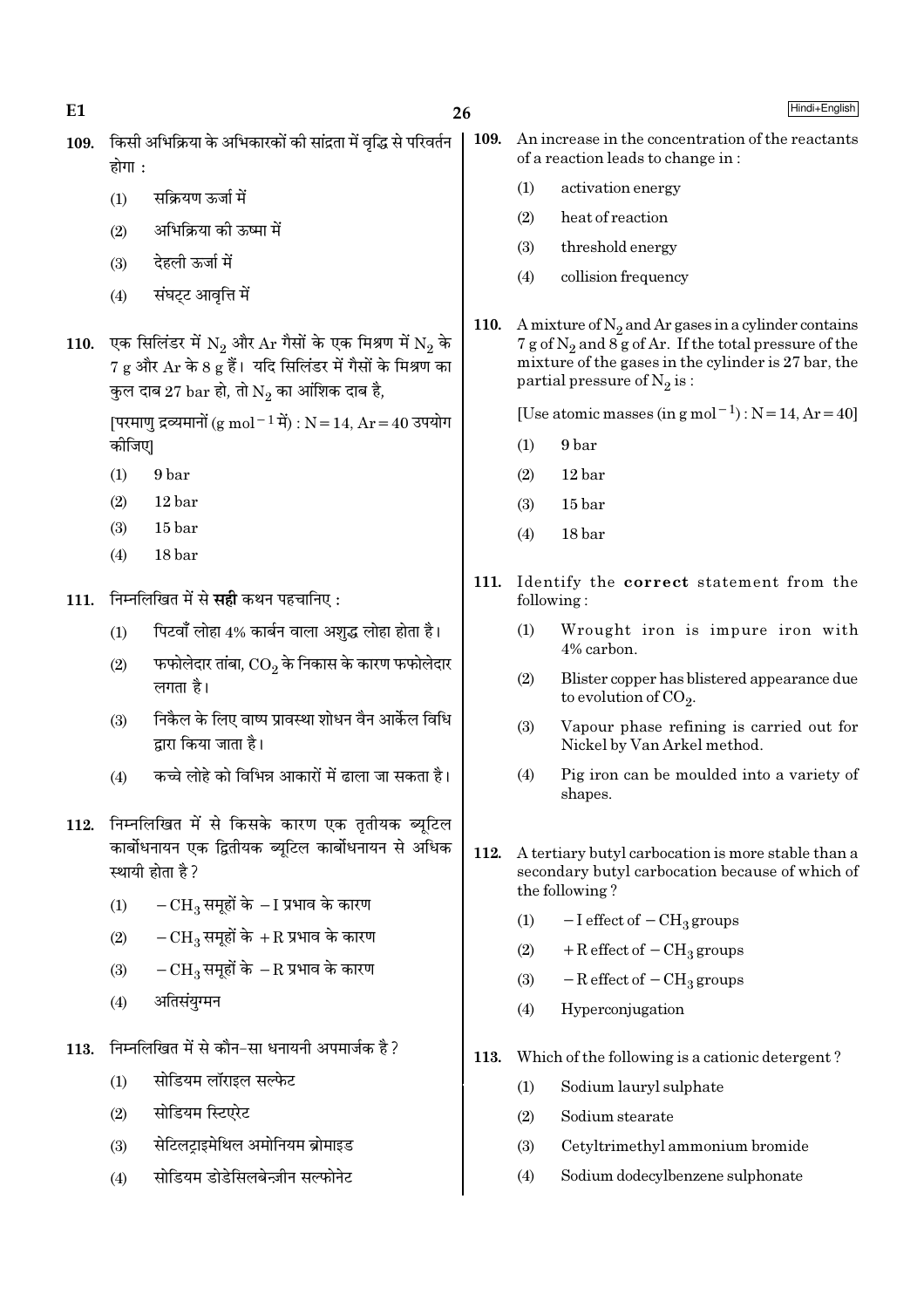109. किसी अभिक्रिया के अभिकारकों की सांद्रता में वृद्धि से परिवर्तन होगा :

(1) सक्रियण ऊर्जा में

(2) अभिक्रिया की ऊष्मा में

(3) देहली ऊर्जा में

(4) संघट्ट आवृत्ति में

110. एक सिलिंडर में $N_2$ और Ar गैसों के एक मिश्रण में $N_2$ के 7 g और Ar के 8 g हैं। यदि सिलिंडर में गैसों के मिश्रण का कुल दाब 27 bar हो, तो $N_2$ का आंशिक दाब है,

[परमाणु द्रव्यमानों ($g\ mol^{-1}$ में) : N = 14, Ar = 40 उपयोग कीजिए]

(1) 9 bar

(2) 12 bar

(3) 15 bar

(4) 18 bar

111. निम्नलिखित में से **सही** कथन पहचानिए :

(1) पिटवाँ लोहा 4% कार्बन वाला अशुद्ध लोहा होता है।

(2) फफोलेदार तांबा, $CO_2$ के निकास के कारण फफोलेदार लगता है।

(3) निकैल के लिए वाष्प प्रावस्था शोधन वैन आर्केल विधि द्वारा किया जाता है।

(4) कच्चे लोहे को विभिन्न आकारों में ढाला जा सकता है।

112. निम्नलिखित में से किसके कारण एक तृतीयक ब्यूटिल कार्बोधनायन एक द्वितीयक ब्यूटिल कार्बोधनायन से अधिक स्थायी होता है?

(1) $-CH_3$ समूहों के $-I$ प्रभाव के कारण

(2) $-CH_3$ समूहों के $+R$ प्रभाव के कारण

(3) $-CH_3$ समूहों के $-R$ प्रभाव के कारण

(4) अतिसंयुग्मन

113. निम्नलिखित में से कौन-सा धनायनी अपमार्जक है?

(1) सोडियम लॉराइल सल्फेट

(2) सोडियम स्टिएरेट

(3) सेटिलट्राइमेथिल अमोनियम ब्रोमाइड

(4) सोडियम डोडेसिलबेन्ज़ीन सल्फोनेट

109. An increase in the concentration of the reactants of a reaction leads to change in :

(1) activation energy

(2) heat of reaction

(3) threshold energy

(4) collision frequency

110. A mixture of $N_2$ and Ar gases in a cylinder contains 7 g of $N_2$ and 8 g of Ar. If the total pressure of the mixture of the gases in the cylinder is 27 bar, the partial pressure of $N_2$ is :

[Use atomic masses (in $g\ mol^{-1}$) : N = 14, Ar = 40]

(1) 9 bar

(2) 12 bar

(3) 15 bar

(4) 18 bar

111. Identify the **correct** statement from the following :

(1) Wrought iron is impure iron with 4% carbon.

(2) Blister copper has blistered appearance due to evolution of $CO_2$.

(3) Vapour phase refining is carried out for Nickel by Van Arkel method.

(4) Pig iron can be moulded into a variety of shapes.

112. A tertiary butyl carbocation is more stable than a secondary butyl carbocation because of which of the following?

(1) $-I$ effect of $-CH_3$ groups

(2) $+R$ effect of $-CH_3$ groups

(3) $-R$ effect of $-CH_3$ groups

(4) Hyperconjugation

113. Which of the following is a cationic detergent?

(1) Sodium lauryl sulphate

(2) Sodium stearate

(3) Cetyltrimethyl ammonium bromide

(4) Sodium dodecylbenzene sulphonate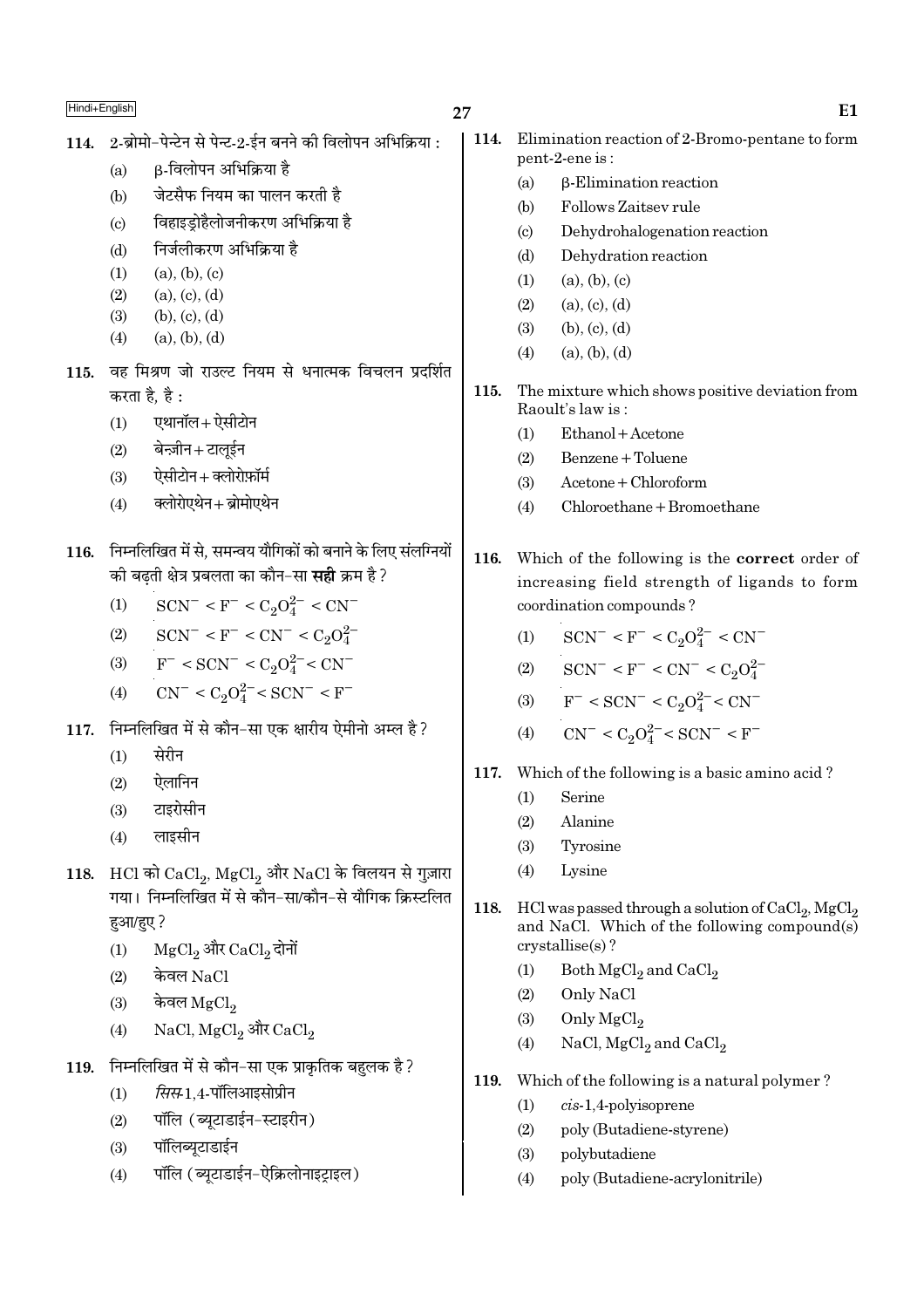114. 2-ब्रोमो-पेन्टेन से पेन्ट-2-ईन बनने की विलोपन अभिक्रिया :

(a) β-विलोपन अभिक्रिया है
(b) जेटसैफ नियम का पालन करती है
(c) विहाइड्रोहैलोजनीकरण अभिक्रिया है
(d) निर्जलीकरण अभिक्रिया है

(1) (a), (b), (c)
(2) (a), (c), (d)
(3) (b), (c), (d)
(4) (a), (b), (d)

115. वह मिश्रण जो राउल्ट नियम से धनात्मक विचलन प्रदर्शित करता है, है :

(1) एथानॉल + ऐसीटोन
(2) बेन्ज़ीन + टालूईन
(3) ऐसीटोन + क्लोरोफ़ॉर्म
(4) क्लोरोएथेन + ब्रोमोएथेन

116. निम्नलिखित में से, समन्वय यौगिकों को बनाने के लिए संलग्नियों की बढ़ती क्षेत्र प्रबलता का कौन-सा **सही** क्रम है ?

(1) $SCN^- < F^- < C_2O_4^{2-} < CN^-$
(2) $SCN^- < F^- < CN^- < C_2O_4^{2-}$
(3) $F^- < SCN^- < C_2O_4^{2-} < CN^-$
(4) $CN^- < C_2O_4^{2-} < SCN^- < F^-$

117. निम्नलिखित में से कौन-सा एक क्षारीय ऐमीनो अम्ल है ?

(1) सेरीन
(2) ऐलानिन
(3) टाइरोसीन
(4) लाइसीन

118. HCl को $CaCl_2$, $MgCl_2$ और NaCl के विलयन से गुज़ारा गया। निम्नलिखित में से कौन-सा/कौन-से यौगिक क्रिस्टलित हुआ/हुए ?

(1) $MgCl_2$ और $CaCl_2$ दोनों
(2) केवल NaCl
(3) केवल $MgCl_2$
(4) NaCl, $MgCl_2$ और $CaCl_2$

119. निम्नलिखित में से कौन-सा एक प्राकृतिक बहुलक है ?

(1) *सिस*-1,4-पॉलिआइसोप्रीन
(2) पॉलि (ब्यूटाडाईन-स्टाइरीन)
(3) पॉलिब्यूटाडाईन
(4) पॉलि (ब्यूटाडाईन-ऐक्रिलोनाइट्राइल)

114. Elimination reaction of 2-Bromo-pentane to form pent-2-ene is :

(a) β-Elimination reaction
(b) Follows Zaitsev rule
(c) Dehydrohalogenation reaction
(d) Dehydration reaction

(1) (a), (b), (c)
(2) (a), (c), (d)
(3) (b), (c), (d)
(4) (a), (b), (d)

115. The mixture which shows positive deviation from Raoult's law is :

(1) Ethanol + Acetone
(2) Benzene + Toluene
(3) Acetone + Chloroform
(4) Chloroethane + Bromoethane

116. Which of the following is the **correct** order of increasing field strength of ligands to form coordination compounds ?

(1) $SCN^- < F^- < C_2O_4^{2-} < CN^-$
(2) $SCN^- < F^- < CN^- < C_2O_4^{2-}$
(3) $F^- < SCN^- < C_2O_4^{2-} < CN^-$
(4) $CN^- < C_2O_4^{2-} < SCN^- < F^-$

117. Which of the following is a basic amino acid ?

(1) Serine
(2) Alanine
(3) Tyrosine
(4) Lysine

118. HCl was passed through a solution of $CaCl_2$, $MgCl_2$ and NaCl. Which of the following compound(s) crystallise(s) ?

(1) Both $MgCl_2$ and $CaCl_2$
(2) Only NaCl
(3) Only $MgCl_2$
(4) NaCl, $MgCl_2$ and $CaCl_2$

119. Which of the following is a natural polymer ?

(1) *cis*-1,4-polyisoprene
(2) poly (Butadiene-styrene)
(3) polybutadiene
(4) poly (Butadiene-acrylonitrile)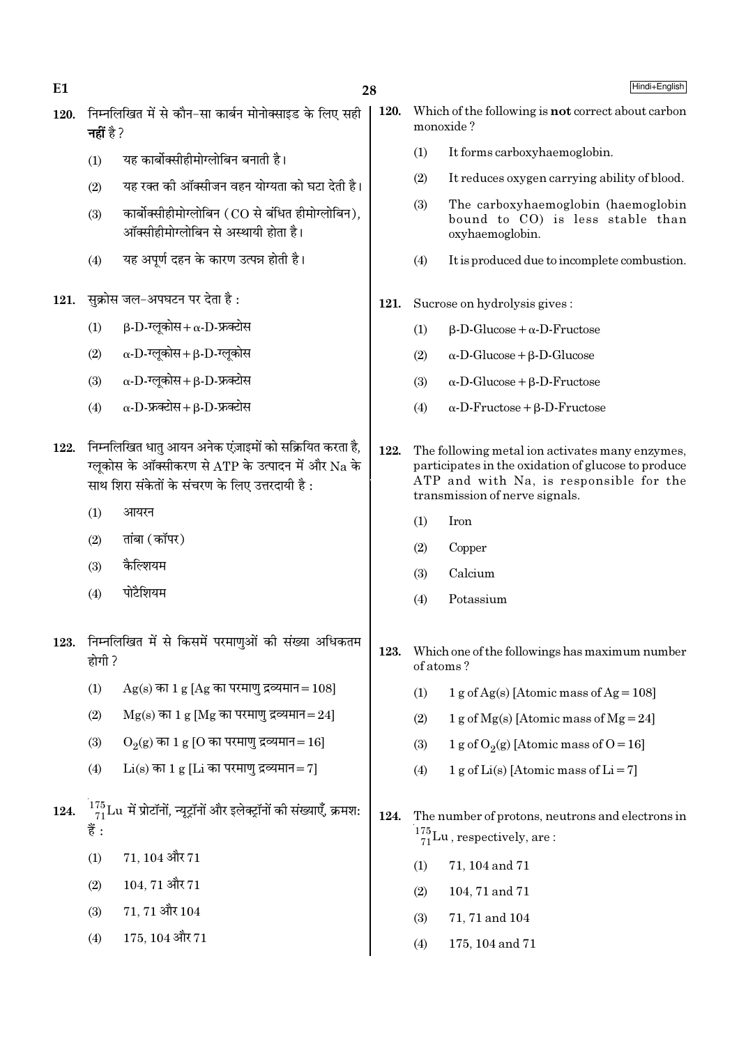**120.** निम्नलिखित में से कौन-सा कार्बन मोनोक्साइड के लिए सही **नहीं** है ?

(1) यह कार्बोक्सीहीमोग्लोबिन बनाती है।

(2) यह रक्त की ऑक्सीजन वहन योग्यता को घटा देती है।

(3) कार्बोक्सीहीमोग्लोबिन (CO से बंधित हीमोग्लोबिन), ऑक्सीहीमोग्लोबिन से अस्थायी होता है।

(4) यह अपूर्ण दहन के कारण उत्पन्न होती है।

**120.** Which of the following is **not** correct about carbon monoxide ?

(1) It forms carboxyhaemoglobin.

(2) It reduces oxygen carrying ability of blood.

(3) The carboxyhaemoglobin (haemoglobin bound to CO) is less stable than oxyhaemoglobin.

(4) It is produced due to incomplete combustion.

**121.** सुक्रोस जल-अपघटन पर देता है :

(1) β-D-ग्लूकोस + α-D-फ्रक्टोस

(2) α-D-ग्लूकोस + β-D-ग्लूकोस

(3) α-D-ग्लूकोस + β-D-फ्रक्टोस

(4) α-D-फ्रक्टोस + β-D-फ्रक्टोस

**121.** Sucrose on hydrolysis gives :

(1) β-D-Glucose + α-D-Fructose

(2) α-D-Glucose + β-D-Glucose

(3) α-D-Glucose + β-D-Fructose

(4) α-D-Fructose + β-D-Fructose

**122.** निम्नलिखित धातु आयन अनेक एंज़ाइमों को सक्रियित करता है, ग्लूकोस के ऑक्सीकरण से ATP के उत्पादन में और Na के साथ शिरा संकेतों के संचरण के लिए उत्तरदायी है :

(1) आयरन

(2) तांबा (कॉपर)

(3) कैल्शियम

(4) पोटैशियम

**122.** The following metal ion activates many enzymes, participates in the oxidation of glucose to produce ATP and with Na, is responsible for the transmission of nerve signals.

(1) Iron

(2) Copper

(3) Calcium

(4) Potassium

**123.** निम्नलिखित में से किसमें परमाणुओं की संख्या अधिकतम होगी ?

(1) Ag(s) का 1 g [Ag का परमाणु द्रव्यमान = 108]

(2) Mg(s) का 1 g [Mg का परमाणु द्रव्यमान = 24]

(3) $O_2$(g) का 1 g [O का परमाणु द्रव्यमान = 16]

(4) Li(s) का 1 g [Li का परमाणु द्रव्यमान = 7]

**123.** Which one of the followings has maximum number of atoms ?

(1) 1 g of Ag(s) [Atomic mass of Ag = 108]

(2) 1 g of Mg(s) [Atomic mass of Mg = 24]

(3) 1 g of $O_2$(g) [Atomic mass of O = 16]

(4) 1 g of Li(s) [Atomic mass of Li = 7]

**124.** $^{175}_{71}Lu$ में प्रोटॉनों, न्यूट्रॉनों और इलेक्ट्रॉनों की संख्याएँ, क्रमश: हैं :

(1) 71, 104 और 71

(2) 104, 71 और 71

(3) 71, 71 और 104

(4) 175, 104 और 71

**124.** The number of protons, neutrons and electrons in $^{175}_{71}Lu$, respectively, are :

(1) 71, 104 and 71

(2) 104, 71 and 71

(3) 71, 71 and 104

(4) 175, 104 and 71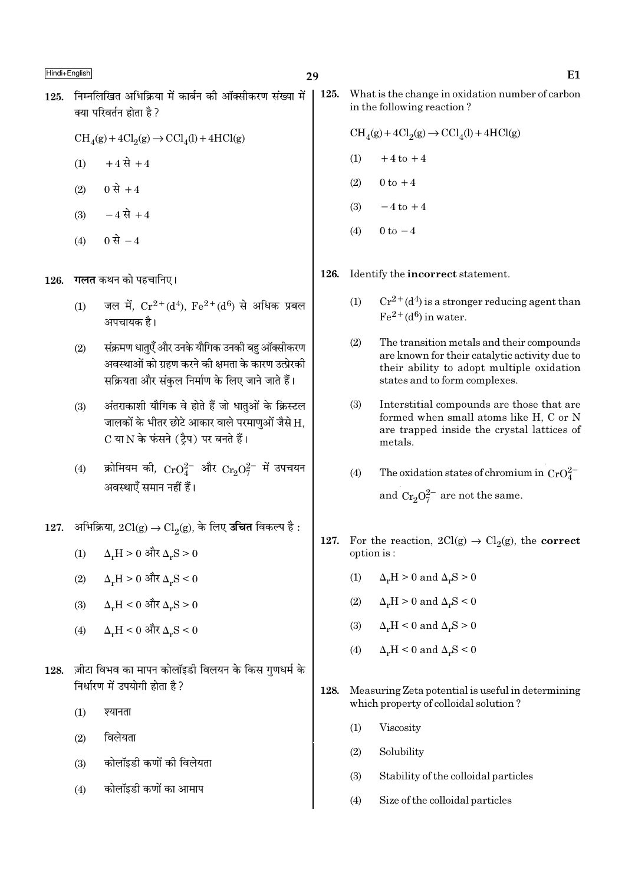125. निम्नलिखित अभिक्रिया में कार्बन की ऑक्सीकरण संख्या में क्या परिवर्तन होता है ?

$$CH_4(g) + 4Cl_2(g) \rightarrow CCl_4(l) + 4HCl(g)$$

(1) $+4$ से $+4$

(2) $0$ से $+4$

(3) $-4$ से $+4$

(4) $0$ से $-4$

126. **गलत** कथन को पहचानिए।

(1) जल में, $Cr^{2+}(d^4)$, $Fe^{2+}(d^6)$ से अधिक प्रबल अपचायक है।

(2) संक्रमण धातुएँ और उनके यौगिक उनकी बहु ऑक्सीकरण अवस्थाओं को ग्रहण करने की क्षमता के कारण उत्प्रेरकी सक्रियता और संकुल निर्माण के लिए जाने जाते हैं।

(3) अंतराकाशी यौगिक वे होते हैं जो धातुओं के क्रिस्टल जालकों के भीतर छोटे आकार वाले परमाणुओं जैसे H, C या N के फंसने (ट्रैप) पर बनते हैं।

(4) क्रोमियम की, $CrO_4^{2-}$ और $Cr_2O_7^{2-}$ में उपचयन अवस्थाएँ समान नहीं हैं।

127. अभिक्रिया, $2Cl(g) \rightarrow Cl_2(g)$, के लिए **उचित** विकल्प है :

(1) $\Delta_r H > 0$ और $\Delta_r S > 0$

(2) $\Delta_r H > 0$ और $\Delta_r S < 0$

(3) $\Delta_r H < 0$ और $\Delta_r S > 0$

(4) $\Delta_r H < 0$ और $\Delta_r S < 0$

128. ज़ीटा विभव का मापन कोलॉइडी विलयन के किस गुणधर्म के निर्धारण में उपयोगी होता है ?

(1) श्यानता

(2) विलेयता

(3) कोलॉइडी कणों की विलेयता

(4) कोलॉइडी कणों का आमाप

125. What is the change in oxidation number of carbon in the following reaction ?

$$CH_4(g) + 4Cl_2(g) \rightarrow CCl_4(l) + 4HCl(g)$$

(1) $+4$ to $+4$

(2) $0$ to $+4$

(3) $-4$ to $+4$

(4) $0$ to $-4$

126. Identify the **incorrect** statement.

(1) $Cr^{2+}(d^4)$ is a stronger reducing agent than $Fe^{2+}(d^6)$ in water.

(2) The transition metals and their compounds are known for their catalytic activity due to their ability to adopt multiple oxidation states and to form complexes.

(3) Interstitial compounds are those that are formed when small atoms like H, C or N are trapped inside the crystal lattices of metals.

(4) The oxidation states of chromium in $CrO_4^{2-}$ and $Cr_2O_7^{2-}$ are not the same.

127. For the reaction, $2Cl(g) \rightarrow Cl_2(g)$, the **correct** option is :

(1) $\Delta_r H > 0$ and $\Delta_r S > 0$

(2) $\Delta_r H > 0$ and $\Delta_r S < 0$

(3) $\Delta_r H < 0$ and $\Delta_r S > 0$

(4) $\Delta_r H < 0$ and $\Delta_r S < 0$

128. Measuring Zeta potential is useful in determining which property of colloidal solution ?

(1) Viscosity

(2) Solubility

(3) Stability of the colloidal particles

(4) Size of the colloidal particles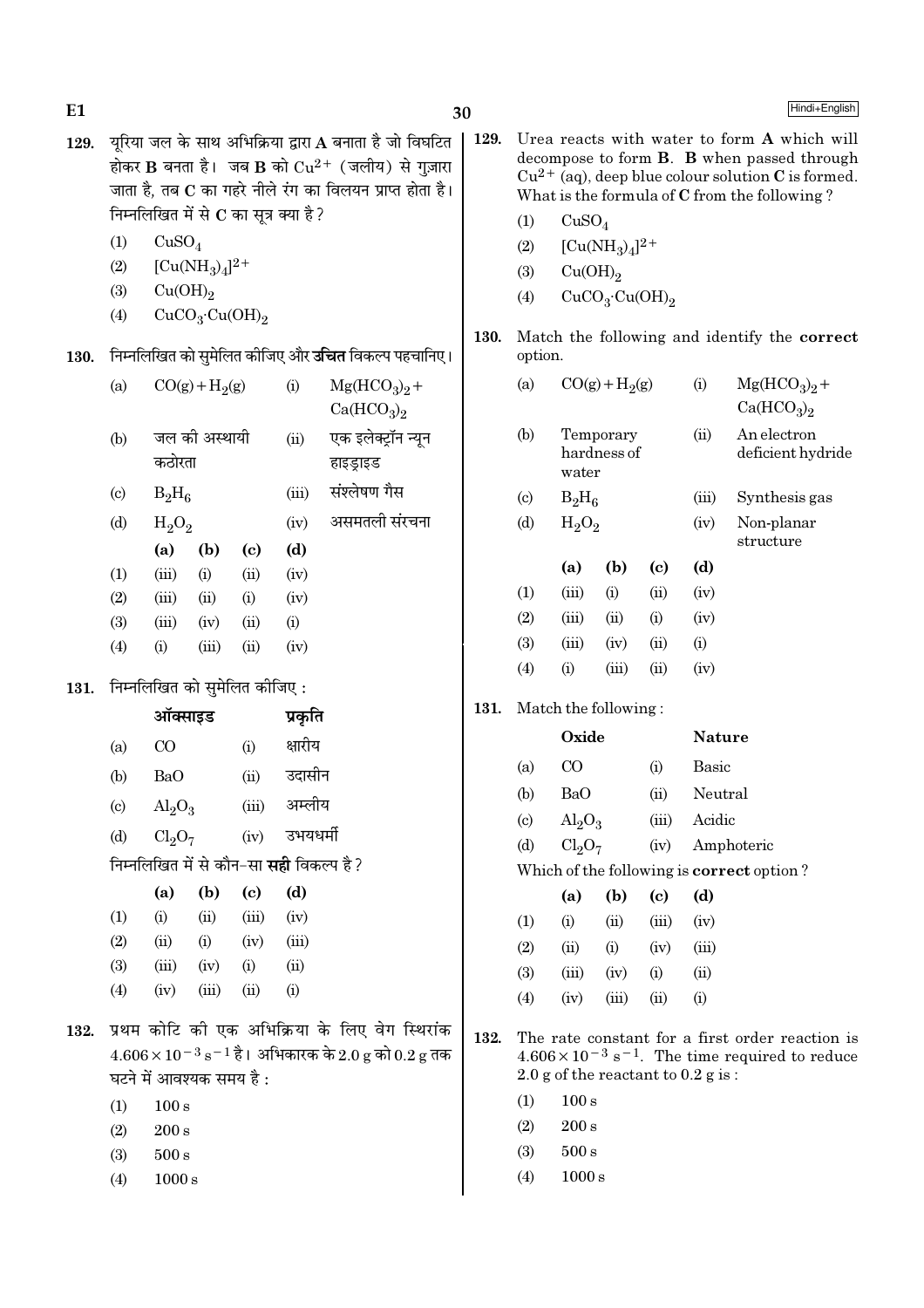**129.** यूरिया जल के साथ अभिक्रिया द्वारा **A** बनाता है जो विघटित होकर **B** बनता है। जब **B** को $Cu^{2+}$ (जलीय) से गुज़ारा जाता है, तब **C** का गहरे नीले रंग का विलयन प्राप्त होता है। निम्नलिखित में से **C** का सूत्र क्या है?

(1) $CuSO_4$

(2) $[Cu(NH_3)_4]^{2+}$

(3) $Cu(OH)_2$

(4) $CuCO_3 \cdot Cu(OH)_2$

**130.** निम्नलिखित को सुमेलित कीजिए और **उचित** विकल्प पहचानिए।

| | | | |
|---|---|---|---|
| (a) | $CO(g) + H_2(g)$ | (i) | $Mg(HCO_3)_2 + Ca(HCO_3)_2$ |
| (b) | जल की अस्थायी कठोरता | (ii) | एक इलेक्ट्रॉन न्यून हाइड्राइड |
| (c) | $B_2H_6$ | (iii) | संश्लेषण गैस |
| (d) | $H_2O_2$ | (iv) | असमतली संरचना |

| | (a) | (b) | (c) | (d) |
|---|---|---|---|---|
| (1) | (iii) | (i) | (ii) | (iv) |
| (2) | (iii) | (ii) | (i) | (iv) |
| (3) | (iii) | (iv) | (ii) | (i) |
| (4) | (i) | (iii) | (ii) | (iv) |

**131.** निम्नलिखित को सुमेलित कीजिए :

| | **ऑक्साइड** | | **प्रकृति** |
|---|---|---|---|
| (a) | CO | (i) | क्षारीय |
| (b) | BaO | (ii) | उदासीन |
| (c) | $Al_2O_3$ | (iii) | अम्लीय |
| (d) | $Cl_2O_7$ | (iv) | उभयधर्मी |

निम्नलिखित में से कौन-सा **सही** विकल्प है?

| | (a) | (b) | (c) | (d) |
|---|---|---|---|---|
| (1) | (i) | (ii) | (iii) | (iv) |
| (2) | (ii) | (i) | (iv) | (iii) |
| (3) | (iii) | (iv) | (i) | (ii) |
| (4) | (iv) | (iii) | (ii) | (i) |

**132.** प्रथम कोटि की एक अभिक्रिया के लिए वेग स्थिरांक $4.606 \times 10^{-3}\ s^{-1}$ है। अभिकारक के 2.0 g को 0.2 g तक घटने में आवश्यक समय है :

(1) 100 s

(2) 200 s

(3) 500 s

(4) 1000 s

---

**129.** Urea reacts with water to form **A** which will decompose to form **B**. **B** when passed through $Cu^{2+}$ (aq), deep blue colour solution **C** is formed. What is the formula of **C** from the following ?

(1) $CuSO_4$

(2) $[Cu(NH_3)_4]^{2+}$

(3) $Cu(OH)_2$

(4) $CuCO_3 \cdot Cu(OH)_2$

**130.** Match the following and identify the **correct** option.

| | | | |
|---|---|---|---|
| (a) | $CO(g) + H_2(g)$ | (i) | $Mg(HCO_3)_2 + Ca(HCO_3)_2$ |
| (b) | Temporary hardness of water | (ii) | An electron deficient hydride |
| (c) | $B_2H_6$ | (iii) | Synthesis gas |
| (d) | $H_2O_2$ | (iv) | Non-planar structure |

| | (a) | (b) | (c) | (d) |
|---|---|---|---|---|
| (1) | (iii) | (i) | (ii) | (iv) |
| (2) | (iii) | (ii) | (i) | (iv) |
| (3) | (iii) | (iv) | (ii) | (i) |
| (4) | (i) | (iii) | (ii) | (iv) |

**131.** Match the following :

| | **Oxide** | | **Nature** |
|---|---|---|---|
| (a) | CO | (i) | Basic |
| (b) | BaO | (ii) | Neutral |
| (c) | $Al_2O_3$ | (iii) | Acidic |
| (d) | $Cl_2O_7$ | (iv) | Amphoteric |

Which of the following is **correct** option ?

| | (a) | (b) | (c) | (d) |
|---|---|---|---|---|
| (1) | (i) | (ii) | (iii) | (iv) |
| (2) | (ii) | (i) | (iv) | (iii) |
| (3) | (iii) | (iv) | (i) | (ii) |
| (4) | (iv) | (iii) | (ii) | (i) |

**132.** The rate constant for a first order reaction is $4.606 \times 10^{-3}\ s^{-1}$. The time required to reduce 2.0 g of the reactant to 0.2 g is :

(1) 100 s

(2) 200 s

(3) 500 s

(4) 1000 s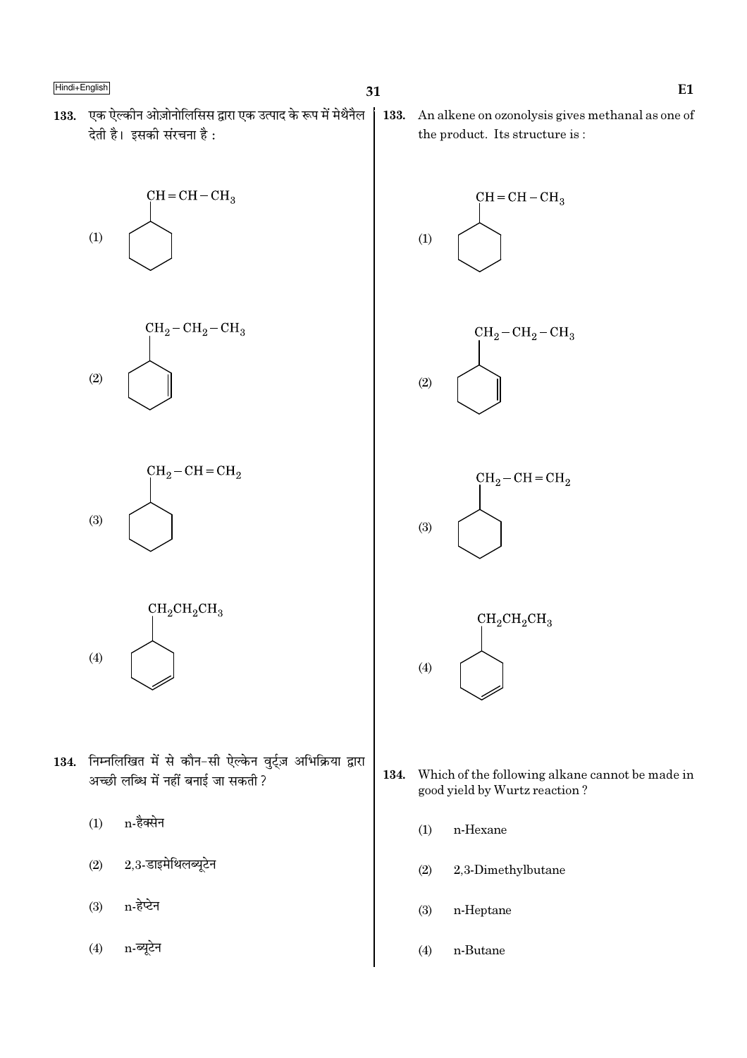133. एक ऐल्कीन ओज़ोनोलिसिस द्वारा एक उत्पाद के रूप में मेथैनैल देती है। इसकी संरचना है :

(1) Cyclohexane ring with substituent $CH=CH-CH_3$

(2) Cyclohexene ring with substituent $CH_2-CH_2-CH_3$

(3) Cyclohexane ring with substituent $CH_2-CH=CH_2$

(4) Cyclohexene ring with substituent $CH_2CH_2CH_3$

134. निम्नलिखित में से कौन-सी ऐल्केन वुर्ट्ज़ अभिक्रिया द्वारा अच्छी लब्धि में नहीं बनाई जा सकती ?

(1) n-हैक्सेन

(2) 2,3-डाइमेथिलब्यूटेन

(3) n-हेप्टेन

(4) n-ब्यूटेन

133. An alkene on ozonolysis gives methanal as one of the product. Its structure is :

(1) Cyclohexane ring with substituent $CH=CH-CH_3$

(2) Cyclohexene ring with substituent $CH_2-CH_2-CH_3$

(3) Cyclohexane ring with substituent $CH_2-CH=CH_2$

(4) Cyclohexene ring with substituent $CH_2CH_2CH_3$

134. Which of the following alkane cannot be made in good yield by Wurtz reaction ?

(1) n-Hexane

(2) 2,3-Dimethylbutane

(3) n-Heptane

(4) n-Butane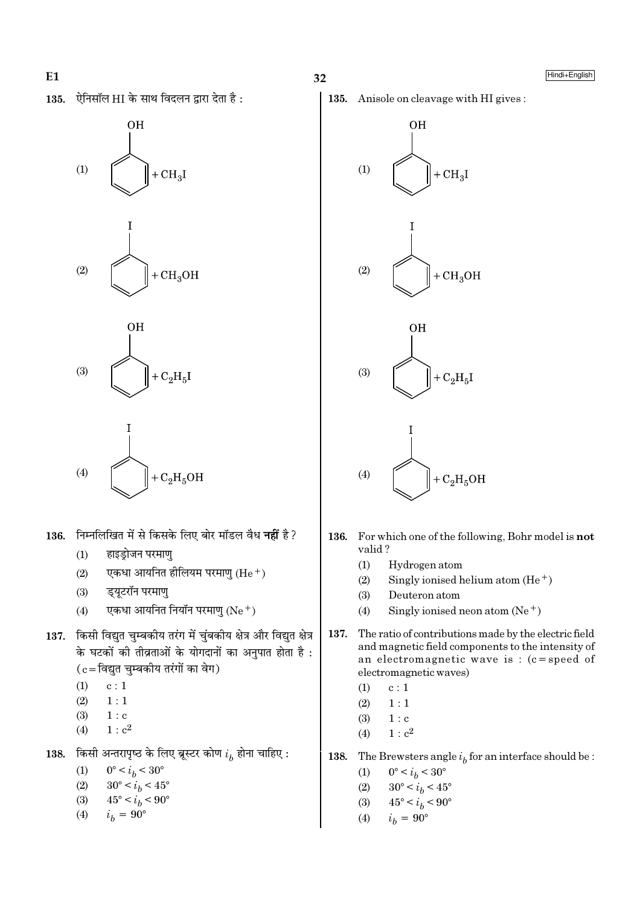135. ऐनिसॉल HI के साथ विदलन द्वारा देता है :

(1) Phenol (benzene ring with OH) $+ CH_3I$

(2) Iodobenzene (benzene ring with I) $+ CH_3OH$

(3) Phenol (benzene ring with OH) $+ C_2H_5I$

(4) Iodobenzene (benzene ring with I) $+ C_2H_5OH$

136. निम्नलिखित में से किसके लिए बोर मॉडल वैध **नहीं** है ?

(1) हाइड्रोजन परमाणु

(2) एकधा आयनित हीलियम परमाणु ($He^+$)

(3) ड्यूटरॉन परमाणु

(4) एकधा आयनित नियॉन परमाणु ($Ne^+$)

137. किसी विद्युत चुम्बकीय तरंग में चुंबकीय क्षेत्र और विद्युत क्षेत्र के घटकों की तीव्रताओं के योगदानों का अनुपात होता है : (c = विद्युत चुम्बकीय तरंगों का वेग)

(1) c : 1

(2) 1 : 1

(3) 1 : c

(4) 1 : $c^2$

138. किसी अन्तरापृष्ठ के लिए ब्रूस्टर कोण $i_b$ होना चाहिए :

(1) $0° < i_b < 30°$

(2) $30° < i_b < 45°$

(3) $45° < i_b < 90°$

(4) $i_b = 90°$

135. Anisole on cleavage with HI gives :

(1) Phenol (benzene ring with OH) $+ CH_3I$

(2) Iodobenzene (benzene ring with I) $+ CH_3OH$

(3) Phenol (benzene ring with OH) $+ C_2H_5I$

(4) Iodobenzene (benzene ring with I) $+ C_2H_5OH$

136. For which one of the following, Bohr model is **not** valid ?

(1) Hydrogen atom

(2) Singly ionised helium atom ($He^+$)

(3) Deuteron atom

(4) Singly ionised neon atom ($Ne^+$)

137. The ratio of contributions made by the electric field and magnetic field components to the intensity of an electromagnetic wave is : (c = speed of electromagnetic waves)

(1) c : 1

(2) 1 : 1

(3) 1 : c

(4) 1 : $c^2$

138. The Brewsters angle $i_b$ for an interface should be :

(1) $0° < i_b < 30°$

(2) $30° < i_b < 45°$

(3) $45° < i_b < 90°$

(4) $i_b = 90°$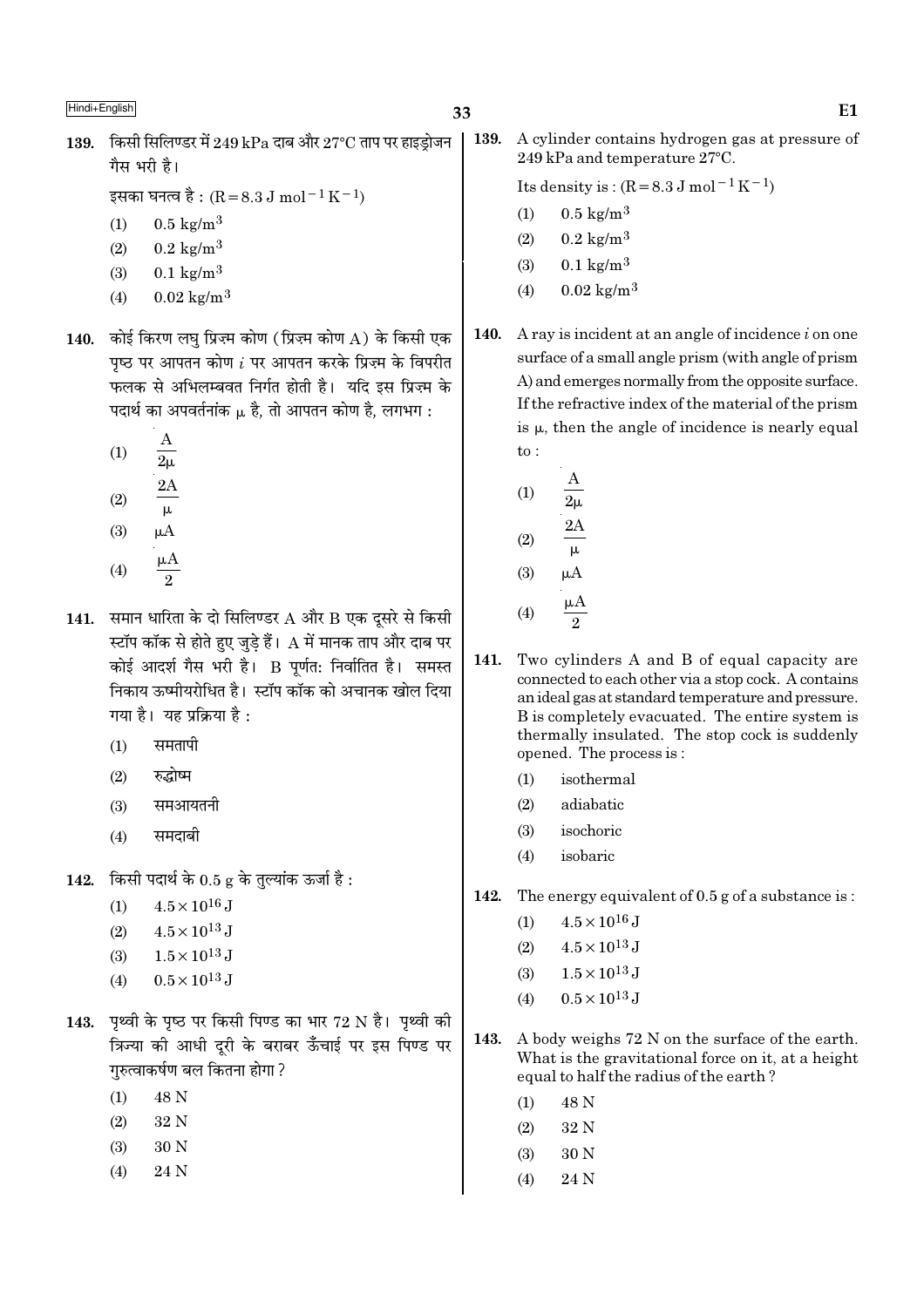139. किसी सिलिण्डर में 249 kPa दाब और 27°C ताप पर हाइड्रोजन गैस भरी है।

इसका घनत्व है : ($R = 8.3 \text{ J mol}^{-1} \text{K}^{-1}$)

(1) $0.5 \text{ kg/m}^3$

(2) $0.2 \text{ kg/m}^3$

(3) $0.1 \text{ kg/m}^3$

(4) $0.02 \text{ kg/m}^3$

140. कोई किरण लघु प्रिज़्म कोण (प्रिज़्म कोण A) के किसी एक पृष्ठ पर आपतन कोण $i$ पर आपतन करके प्रिज़्म के विपरीत फलक से अभिलम्बवत निर्गत होती है। यदि इस प्रिज़्म के पदार्थ का अपवर्तनांक $\mu$ है, तो आपतन कोण है, लगभग :

(1) $\frac{A}{2\mu}$

(2) $\frac{2A}{\mu}$

(3) $\mu A$

(4) $\frac{\mu A}{2}$

141. समान धारिता के दो सिलिण्डर A और B एक दूसरे से किसी स्टॉप कॉक से होते हुए जुड़े हैं। A में मानक ताप और दाब पर कोई आदर्श गैस भरी है। B पूर्णतः निर्वातित है। समस्त निकाय ऊष्मीयरोधित है। स्टॉप कॉक को अचानक खोल दिया गया है। यह प्रक्रिया है :

(1) समतापी

(2) रुद्धोष्म

(3) समआयतनी

(4) समदाबी

142. किसी पदार्थ के 0.5 g के तुल्यांक ऊर्जा है :

(1) $4.5 \times 10^{16} \text{ J}$

(2) $4.5 \times 10^{13} \text{ J}$

(3) $1.5 \times 10^{13} \text{ J}$

(4) $0.5 \times 10^{13} \text{ J}$

143. पृथ्वी के पृष्ठ पर किसी पिण्ड का भार 72 N है। पृथ्वी की त्रिज्या की आधी दूरी के बराबर ऊँचाई पर इस पिण्ड पर गुरुत्वाकर्षण बल कितना होगा ?

(1) 48 N

(2) 32 N

(3) 30 N

(4) 24 N

139. A cylinder contains hydrogen gas at pressure of 249 kPa and temperature 27°C.

Its density is : ($R = 8.3 \text{ J mol}^{-1} \text{K}^{-1}$)

(1) $0.5 \text{ kg/m}^3$

(2) $0.2 \text{ kg/m}^3$

(3) $0.1 \text{ kg/m}^3$

(4) $0.02 \text{ kg/m}^3$

140. A ray is incident at an angle of incidence $i$ on one surface of a small angle prism (with angle of prism A) and emerges normally from the opposite surface. If the refractive index of the material of the prism is $\mu$, then the angle of incidence is nearly equal to :

(1) $\frac{A}{2\mu}$

(2) $\frac{2A}{\mu}$

(3) $\mu A$

(4) $\frac{\mu A}{2}$

141. Two cylinders A and B of equal capacity are connected to each other via a stop cock. A contains an ideal gas at standard temperature and pressure. B is completely evacuated. The entire system is thermally insulated. The stop cock is suddenly opened. The process is :

(1) isothermal

(2) adiabatic

(3) isochoric

(4) isobaric

142. The energy equivalent of 0.5 g of a substance is :

(1) $4.5 \times 10^{16} \text{ J}$

(2) $4.5 \times 10^{13} \text{ J}$

(3) $1.5 \times 10^{13} \text{ J}$

(4) $0.5 \times 10^{13} \text{ J}$

143. A body weighs 72 N on the surface of the earth. What is the gravitational force on it, at a height equal to half the radius of the earth ?

(1) 48 N

(2) 32 N

(3) 30 N

(4) 24 N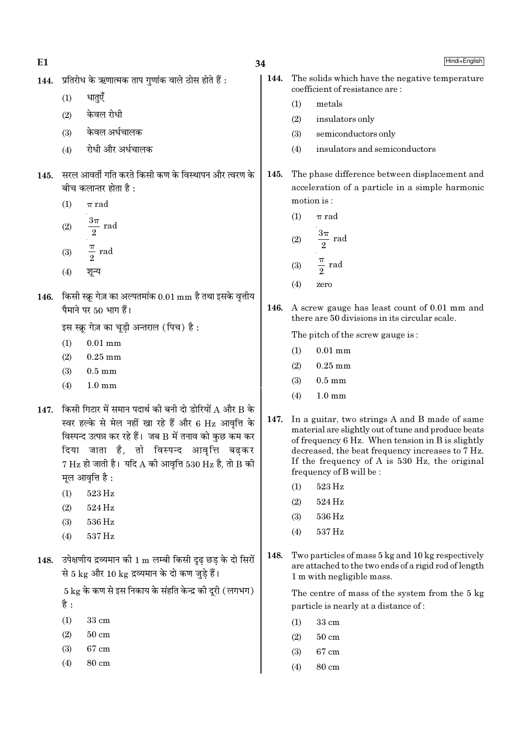144. प्रतिरोध के ऋणात्मक ताप गुणांक वाले ठोस होते हैं :

(1) धातुएँ

(2) केवल रोधी

(3) केवल अर्धचालक

(4) रोधी और अर्धचालक

145. सरल आवर्ती गति करते किसी कण के विस्थापन और त्वरण के बीच कलान्तर होता है :

(1) $\pi$ rad

(2) $\frac{3\pi}{2}$ rad

(3) $\frac{\pi}{2}$ rad

(4) शून्य

146. किसी स्क्रू गेज़ का अल्पतमांक 0.01 mm है तथा इसके वृत्तीय पैमाने पर 50 भाग हैं।

इस स्क्रू गेज़ का चूड़ी अन्तराल (पिच) है :

(1) 0.01 mm

(2) 0.25 mm

(3) 0.5 mm

(4) 1.0 mm

147. किसी गिटार में समान पदार्थ की बनी दो डोरियों A और B के स्वर हल्के से मेल नहीं खा रहे हैं और 6 Hz आवृत्ति के विस्पन्द उत्पन्न कर रहे हैं। जब B में तनाव को कुछ कम कर दिया जाता है, तो विस्पन्द आवृत्ति बढ़कर 7 Hz हो जाती है। यदि A की आवृत्ति 530 Hz है, तो B की मूल आवृत्ति है :

(1) 523 Hz

(2) 524 Hz

(3) 536 Hz

(4) 537 Hz

148. उपेक्षणीय द्रव्यमान की 1 m लम्बी किसी दृढ़ छड़ के दो सिरों से 5 kg और 10 kg द्रव्यमान के दो कण जुड़े हैं।

5 kg के कण से इस निकाय के संहति केन्द्र की दूरी (लगभग) है :

(1) 33 cm

(2) 50 cm

(3) 67 cm

(4) 80 cm

144. The solids which have the negative temperature coefficient of resistance are :

(1) metals

(2) insulators only

(3) semiconductors only

(4) insulators and semiconductors

145. The phase difference between displacement and acceleration of a particle in a simple harmonic motion is :

(1) $\pi$ rad

(2) $\frac{3\pi}{2}$ rad

(3) $\frac{\pi}{2}$ rad

(4) zero

146. A screw gauge has least count of 0.01 mm and there are 50 divisions in its circular scale.

The pitch of the screw gauge is :

(1) 0.01 mm

(2) 0.25 mm

(3) 0.5 mm

(4) 1.0 mm

147. In a guitar, two strings A and B made of same material are slightly out of tune and produce beats of frequency 6 Hz. When tension in B is slightly decreased, the beat frequency increases to 7 Hz. If the frequency of A is 530 Hz, the original frequency of B will be :

(1) 523 Hz

(2) 524 Hz

(3) 536 Hz

(4) 537 Hz

148. Two particles of mass 5 kg and 10 kg respectively are attached to the two ends of a rigid rod of length 1 m with negligible mass.

The centre of mass of the system from the 5 kg particle is nearly at a distance of :

(1) 33 cm

(2) 50 cm

(3) 67 cm

(4) 80 cm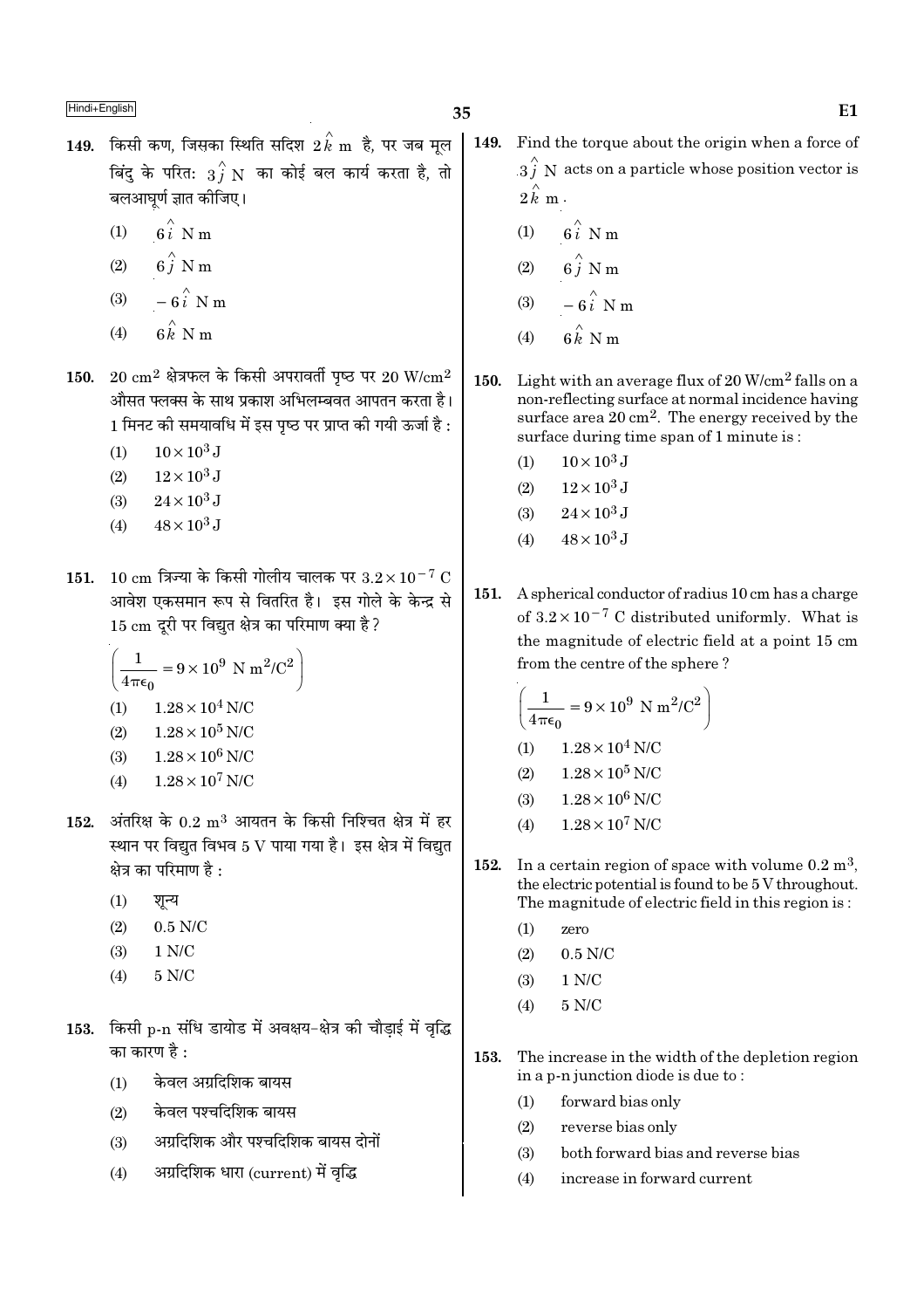149. किसी कण, जिसका स्थिति सदिश $2\hat{k}$ m है, पर जब मूल बिंदु के परितः $3\hat{j}$ N का कोई बल कार्य करता है, तो बलआघूर्ण ज्ञात कीजिए।

(1) $6\hat{i}$ N m

(2) $6\hat{j}$ N m

(3) $-6\hat{i}$ N m

(4) $6\hat{k}$ N m

150. 20 $cm^2$ क्षेत्रफल के किसी अपरावर्ती पृष्ठ पर 20 W/$cm^2$ औसत फ्लक्स के साथ प्रकाश अभिलम्बवत आपतन करता है। 1 मिनट की समयावधि में इस पृष्ठ पर प्राप्त की गयी ऊर्जा है :

(1) $10 \times 10^3$ J

(2) $12 \times 10^3$ J

(3) $24 \times 10^3$ J

(4) $48 \times 10^3$ J

151. 10 cm त्रिज्या के किसी गोलीय चालक पर $3.2 \times 10^{-7}$ C आवेश एकसमान रूप से वितरित है। इस गोले के केन्द्र से 15 cm दूरी पर विद्युत क्षेत्र का परिमाण क्या है?

$\left(\frac{1}{4\pi\epsilon_0} = 9 \times 10^9 \text{ N m}^2/\text{C}^2\right)$

(1) $1.28 \times 10^4$ N/C

(2) $1.28 \times 10^5$ N/C

(3) $1.28 \times 10^6$ N/C

(4) $1.28 \times 10^7$ N/C

152. अंतरिक्ष के 0.2 $m^3$ आयतन के किसी निश्चित क्षेत्र में हर स्थान पर विद्युत विभव 5 V पाया गया है। इस क्षेत्र में विद्युत क्षेत्र का परिमाण है :

(1) शून्य

(2) 0.5 N/C

(3) 1 N/C

(4) 5 N/C

153. किसी p-n संधि डायोड में अवक्षय-क्षेत्र की चौड़ाई में वृद्धि का कारण है :

(1) केवल अग्रदिशिक बायस

(2) केवल पश्चदिशिक बायस

(3) अग्रदिशिक और पश्चदिशिक बायस दोनों

(4) अग्रदिशिक धारा (current) में वृद्धि

149. Find the torque about the origin when a force of $3\hat{j}$ N acts on a particle whose position vector is $2\hat{k}$ m.

(1) $6\hat{i}$ N m

(2) $6\hat{j}$ N m

(3) $-6\hat{i}$ N m

(4) $6\hat{k}$ N m

150. Light with an average flux of 20 W/$cm^2$ falls on a non-reflecting surface at normal incidence having surface area 20 $cm^2$. The energy received by the surface during time span of 1 minute is :

(1) $10 \times 10^3$ J

(2) $12 \times 10^3$ J

(3) $24 \times 10^3$ J

(4) $48 \times 10^3$ J

151. A spherical conductor of radius 10 cm has a charge of $3.2 \times 10^{-7}$ C distributed uniformly. What is the magnitude of electric field at a point 15 cm from the centre of the sphere?

$\left(\frac{1}{4\pi\epsilon_0} = 9 \times 10^9 \text{ N m}^2/\text{C}^2\right)$

(1) $1.28 \times 10^4$ N/C

(2) $1.28 \times 10^5$ N/C

(3) $1.28 \times 10^6$ N/C

(4) $1.28 \times 10^7$ N/C

152. In a certain region of space with volume 0.2 $m^3$, the electric potential is found to be 5 V throughout. The magnitude of electric field in this region is :

(1) zero

(2) 0.5 N/C

(3) 1 N/C

(4) 5 N/C

153. The increase in the width of the depletion region in a p-n junction diode is due to :

(1) forward bias only

(2) reverse bias only

(3) both forward bias and reverse bias

(4) increase in forward current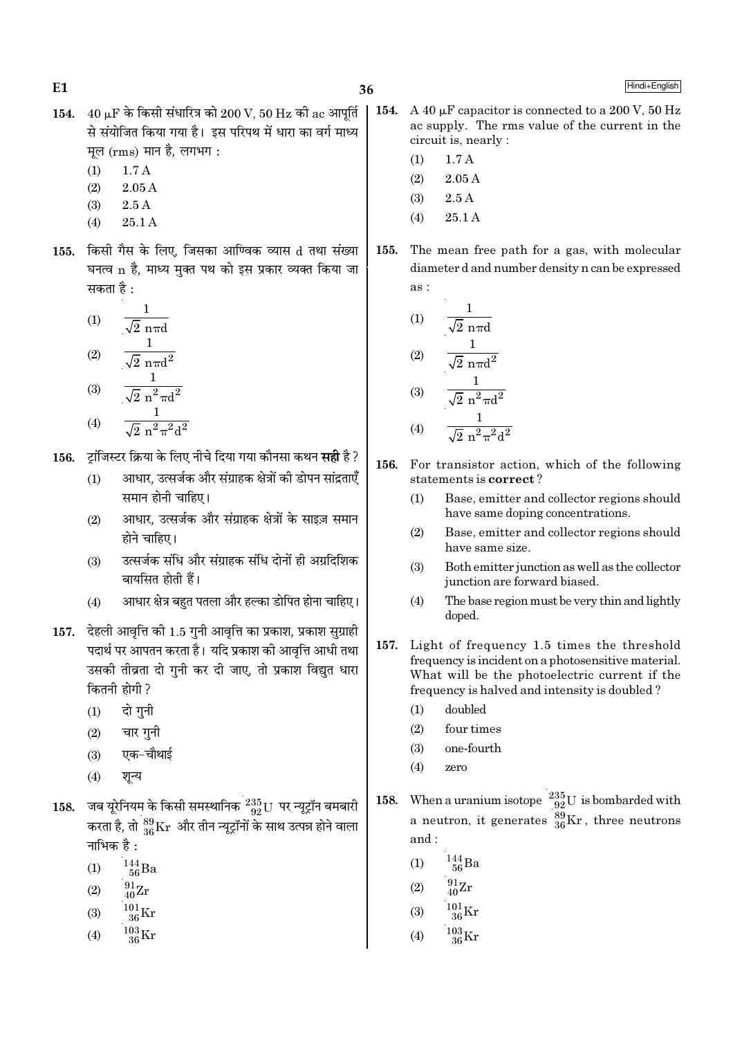154. 40 $\mu$F के किसी संधारित्र को 200 V, 50 Hz की ac आपूर्ति से संयोजित किया गया है। इस परिपथ में धारा का वर्ग माध्य मूल (rms) मान है, लगभग :

(1) 1.7 A
(2) 2.05 A
(3) 2.5 A
(4) 25.1 A

155. किसी गैस के लिए, जिसका आण्विक व्यास d तथा संख्या घनत्व n है, माध्य मुक्त पथ को इस प्रकार व्यक्त किया जा सकता है :

(1) $\frac{1}{\sqrt{2}\, n\pi d}$
(2) $\frac{1}{\sqrt{2}\, n\pi d^2}$
(3) $\frac{1}{\sqrt{2}\, n^2\pi d^2}$
(4) $\frac{1}{\sqrt{2}\, n^2\pi^2 d^2}$

156. ट्रांजिस्टर क्रिया के लिए नीचे दिया गया कौनसा कथन **सही** है ?

(1) आधार, उत्सर्जक और संग्राहक क्षेत्रों की डोपन सांद्रताएँ समान होनी चाहिए।
(2) आधार, उत्सर्जक और संग्राहक क्षेत्रों के साइज़ समान होने चाहिए।
(3) उत्सर्जक संधि और संग्राहक संधि दोनों ही अग्रदिशिक बायसित होती हैं।
(4) आधार क्षेत्र बहुत पतला और हल्का डोपित होना चाहिए।

157. देहली आवृत्ति की 1.5 गुनी आवृत्ति का प्रकाश, प्रकाश सुग्राही पदार्थ पर आपतन करता है। यदि प्रकाश की आवृत्ति आधी तथा उसकी तीव्रता दो गुनी कर दी जाए, तो प्रकाश विद्युत धारा कितनी होगी ?

(1) दो गुनी
(2) चार गुनी
(3) एक-चौथाई
(4) शून्य

158. जब यूरेनियम के किसी समस्थानिक $^{235}_{92}U$ पर न्यूट्रॉन बमबारी करता है, तो $^{89}_{36}Kr$ और तीन न्यूट्रॉनों के साथ उत्पन्न होने वाला नाभिक है :

(1) $^{144}_{56}Ba$
(2) $^{91}_{40}Zr$
(3) $^{101}_{36}Kr$
(4) $^{103}_{36}Kr$

154. A 40 $\mu$F capacitor is connected to a 200 V, 50 Hz ac supply. The rms value of the current in the circuit is, nearly :

(1) 1.7 A
(2) 2.05 A
(3) 2.5 A
(4) 25.1 A

155. The mean free path for a gas, with molecular diameter d and number density n can be expressed as :

(1) $\frac{1}{\sqrt{2}\, n\pi d}$
(2) $\frac{1}{\sqrt{2}\, n\pi d^2}$
(3) $\frac{1}{\sqrt{2}\, n^2\pi d^2}$
(4) $\frac{1}{\sqrt{2}\, n^2\pi^2 d^2}$

156. For transistor action, which of the following statements is **correct** ?

(1) Base, emitter and collector regions should have same doping concentrations.
(2) Base, emitter and collector regions should have same size.
(3) Both emitter junction as well as the collector junction are forward biased.
(4) The base region must be very thin and lightly doped.

157. Light of frequency 1.5 times the threshold frequency is incident on a photosensitive material. What will be the photoelectric current if the frequency is halved and intensity is doubled ?

(1) doubled
(2) four times
(3) one-fourth
(4) zero

158. When a uranium isotope $^{235}_{92}U$ is bombarded with a neutron, it generates $^{89}_{36}Kr$, three neutrons and :

(1) $^{144}_{56}Ba$
(2) $^{91}_{40}Zr$
(3) $^{101}_{36}Kr$
(4) $^{103}_{36}Kr$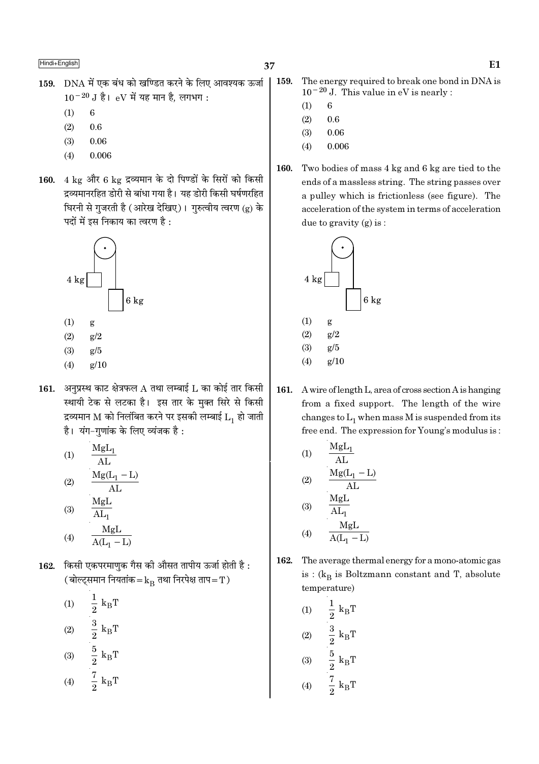159. DNA में एक बंध को खण्डित करने के लिए आवश्यक ऊर्जा $10^{-20}$ J है। eV में यह मान है, लगभग :

(1) 6
(2) 0.6
(3) 0.06
(4) 0.006

160. 4 kg और 6 kg द्रव्यमान के दो पिण्डों के सिरों को किसी द्रव्यमानरहित डोरी से बांधा गया है। यह डोरी किसी घर्षणरहित घिरनी से गुजरती है (आरेख देखिए)। गुरुत्वीय त्वरण (g) के पदों में इस निकाय का त्वरण है :

4 kg
6 kg

(1) g
(2) g/2
(3) g/5
(4) g/10

161. अनुप्रस्थ काट क्षेत्रफल A तथा लम्बाई L का कोई तार किसी स्थायी टेक से लटका है। इस तार के मुक्त सिरे से किसी द्रव्यमान M को निलंबित करने पर इसकी लम्बाई $L_1$ हो जाती है। यंग-गुणांक के लिए व्यंजक है :

(1) $\frac{MgL_1}{AL}$
(2) $\frac{Mg(L_1 - L)}{AL}$
(3) $\frac{MgL}{AL_1}$
(4) $\frac{MgL}{A(L_1 - L)}$

162. किसी एकपरमाणुक गैस की औसत तापीय ऊर्जा होती है : (बोल्ट्समान नियतांक = $k_B$ तथा निरपेक्ष ताप = T)

(1) $\frac{1}{2} k_BT$
(2) $\frac{3}{2} k_BT$
(3) $\frac{5}{2} k_BT$
(4) $\frac{7}{2} k_BT$

159. The energy required to break one bond in DNA is $10^{-20}$ J. This value in eV is nearly :

(1) 6
(2) 0.6
(3) 0.06
(4) 0.006

160. Two bodies of mass 4 kg and 6 kg are tied to the ends of a massless string. The string passes over a pulley which is frictionless (see figure). The acceleration of the system in terms of acceleration due to gravity (g) is :

4 kg
6 kg

(1) g
(2) g/2
(3) g/5
(4) g/10

161. A wire of length L, area of cross section A is hanging from a fixed support. The length of the wire changes to $L_1$ when mass M is suspended from its free end. The expression for Young's modulus is :

(1) $\frac{MgL_1}{AL}$
(2) $\frac{Mg(L_1 - L)}{AL}$
(3) $\frac{MgL}{AL_1}$
(4) $\frac{MgL}{A(L_1 - L)}$

162. The average thermal energy for a mono-atomic gas is : ($k_B$ is Boltzmann constant and T, absolute temperature)

(1) $\frac{1}{2} k_BT$
(2) $\frac{3}{2} k_BT$
(3) $\frac{5}{2} k_BT$
(4) $\frac{7}{2} k_BT$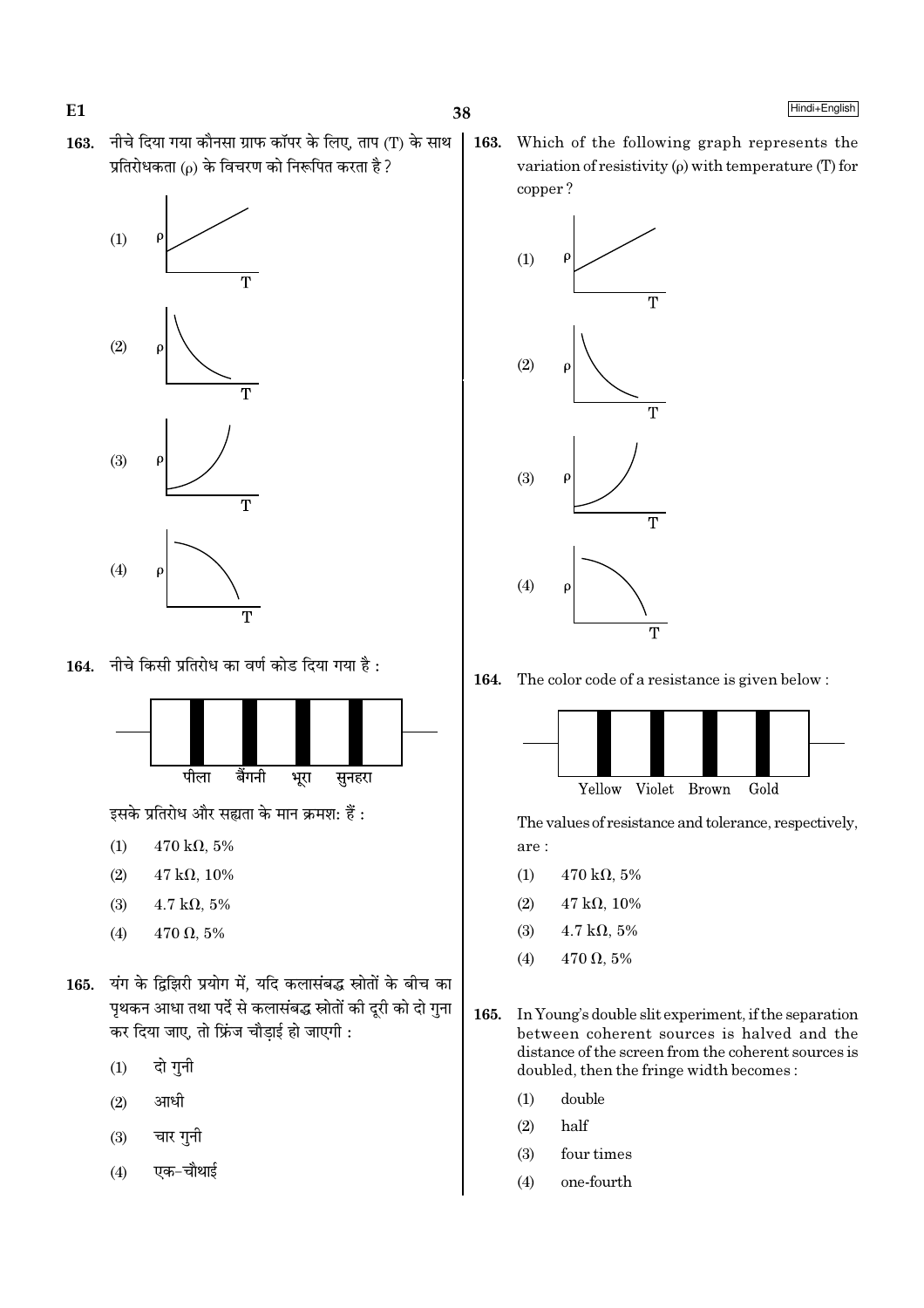**163.** नीचे दिया गया कौनसा ग्राफ कॉपर के लिए, ताप (T) के साथ प्रतिरोधकता (ρ) के विचरण को निरूपित करता है ?

(1)

(2)

(3)

(4)

**164.** नीचे किसी प्रतिरोध का वर्ण कोड दिया गया है :

पीला बैंगनी भूरा सुनहरा

इसके प्रतिरोध और सह्यता के मान क्रमश: हैं :

(1) 470 kΩ, 5%

(2) 47 kΩ, 10%

(3) 4.7 kΩ, 5%

(4) 470 Ω, 5%

**165.** यंग के द्विझिरी प्रयोग में, यदि कलासंबद्ध स्रोतों के बीच का पृथकन आधा तथा पर्दे से कलासंबद्ध स्रोतों की दूरी को दो गुना कर दिया जाए, तो फ्रिंज चौड़ाई हो जाएगी :

(1) दो गुनी

(2) आधी

(3) चार गुनी

(4) एक-चौथाई

**163.** Which of the following graph represents the variation of resistivity (ρ) with temperature (T) for copper ?

(1)

(2)

(3)

(4)

**164.** The color code of a resistance is given below :

Yellow Violet Brown Gold

The values of resistance and tolerance, respectively, are :

(1) 470 kΩ, 5%

(2) 47 kΩ, 10%

(3) 4.7 kΩ, 5%

(4) 470 Ω, 5%

**165.** In Young's double slit experiment, if the separation between coherent sources is halved and the distance of the screen from the coherent sources is doubled, then the fringe width becomes :

(1) double

(2) half

(3) four times

(4) one-fourth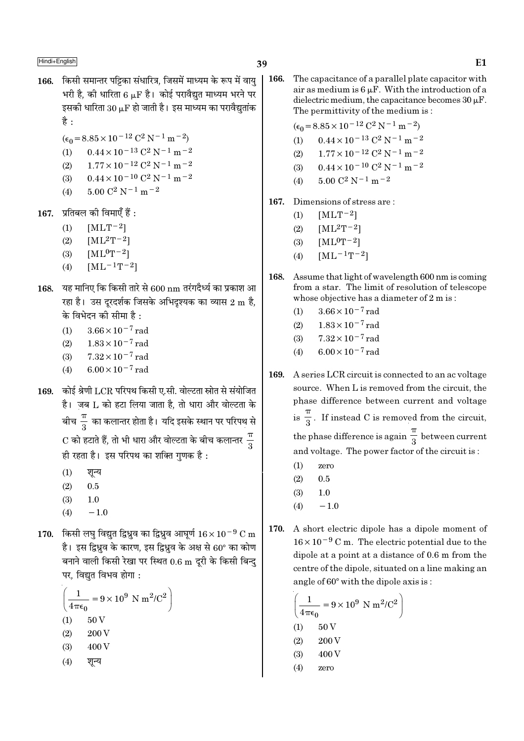166. किसी समान्तर पट्टिका संधारित्र, जिसमें माध्यम के रूप में वायु भरी है, की धारिता 6 $\mu$F है। कोई परावैद्युत माध्यम भरने पर इसकी धारिता 30 $\mu$F हो जाती है। इस माध्यम का परावैद्युतांक है :

($\epsilon_0 = 8.85 \times 10^{-12}$ $C^2 N^{-1} m^{-2}$)

(1) $0.44 \times 10^{-13}$ $C^2 N^{-1} m^{-2}$
(2) $1.77 \times 10^{-12}$ $C^2 N^{-1} m^{-2}$
(3) $0.44 \times 10^{-10}$ $C^2 N^{-1} m^{-2}$
(4) $5.00$ $C^2 N^{-1} m^{-2}$

167. प्रतिबल की विमाएँ हैं :

(1) $[MLT^{-2}]$
(2) $[ML^2T^{-2}]$
(3) $[ML^0T^{-2}]$
(4) $[ML^{-1}T^{-2}]$

168. यह मानिए कि किसी तारे से 600 nm तरंगदैर्ध्य का प्रकाश आ रहा है। उस दूरदर्शक जिसके अभिदृश्यक का व्यास 2 m है, के विभेदन की सीमा है :

(1) $3.66 \times 10^{-7}$ rad
(2) $1.83 \times 10^{-7}$ rad
(3) $7.32 \times 10^{-7}$ rad
(4) $6.00 \times 10^{-7}$ rad

169. कोई श्रेणी LCR परिपथ किसी ए.सी. वोल्टता स्रोत से संयोजित है। जब L को हटा लिया जाता है, तो धारा और वोल्टता के बीच $\frac{\pi}{3}$ का कलान्तर होता है। यदि इसके स्थान पर परिपथ से C को हटाते हैं, तो भी धारा और वोल्टता के बीच कलान्तर $\frac{\pi}{3}$ ही रहता है। इस परिपथ का शक्ति गुणक है :

(1) शून्य
(2) 0.5
(3) 1.0
(4) $-1.0$

170. किसी लघु विद्युत द्विध्रुव का द्विध्रुव आघूर्ण $16 \times 10^{-9}$ C m है। इस द्विध्रुव के कारण, इस द्विध्रुव के अक्ष से 60° का कोण बनाने वाली किसी रेखा पर स्थित 0.6 m दूरी के किसी बिन्दु पर, विद्युत विभव होगा :

$\left(\frac{1}{4\pi\epsilon_0} = 9 \times 10^9 \text{ N m}^2/\text{C}^2\right)$

(1) 50 V
(2) 200 V
(3) 400 V
(4) शून्य

166. The capacitance of a parallel plate capacitor with air as medium is 6 $\mu$F. With the introduction of a dielectric medium, the capacitance becomes 30 $\mu$F. The permittivity of the medium is :

($\epsilon_0 = 8.85 \times 10^{-12}$ $C^2 N^{-1} m^{-2}$)

(1) $0.44 \times 10^{-13}$ $C^2 N^{-1} m^{-2}$
(2) $1.77 \times 10^{-12}$ $C^2 N^{-1} m^{-2}$
(3) $0.44 \times 10^{-10}$ $C^2 N^{-1} m^{-2}$
(4) $5.00$ $C^2 N^{-1} m^{-2}$

167. Dimensions of stress are :

(1) $[MLT^{-2}]$
(2) $[ML^2T^{-2}]$
(3) $[ML^0T^{-2}]$
(4) $[ML^{-1}T^{-2}]$

168. Assume that light of wavelength 600 nm is coming from a star. The limit of resolution of telescope whose objective has a diameter of 2 m is :

(1) $3.66 \times 10^{-7}$ rad
(2) $1.83 \times 10^{-7}$ rad
(3) $7.32 \times 10^{-7}$ rad
(4) $6.00 \times 10^{-7}$ rad

169. A series LCR circuit is connected to an ac voltage source. When L is removed from the circuit, the phase difference between current and voltage is $\frac{\pi}{3}$. If instead C is removed from the circuit, the phase difference is again $\frac{\pi}{3}$ between current and voltage. The power factor of the circuit is :

(1) zero
(2) 0.5
(3) 1.0
(4) $-1.0$

170. A short electric dipole has a dipole moment of $16 \times 10^{-9}$ C m. The electric potential due to the dipole at a point at a distance of 0.6 m from the centre of the dipole, situated on a line making an angle of 60° with the dipole axis is :

$\left(\frac{1}{4\pi\epsilon_0} = 9 \times 10^9 \text{ N m}^2/\text{C}^2\right)$

(1) 50 V
(2) 200 V
(3) 400 V
(4) zero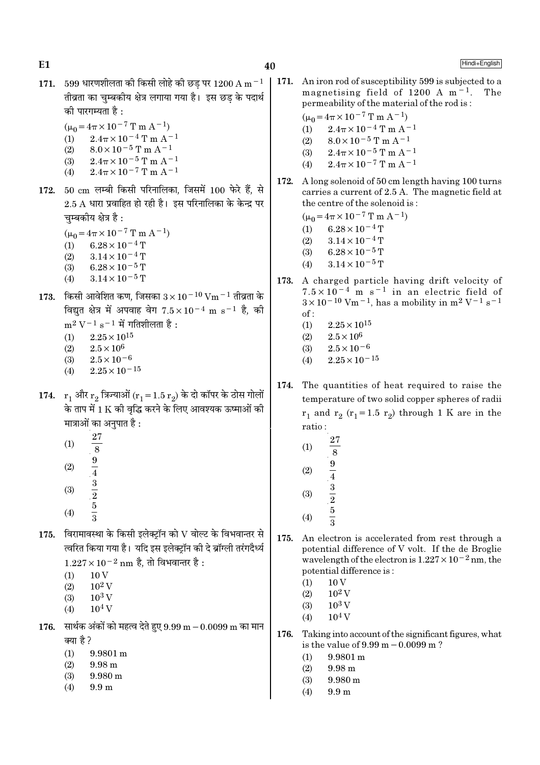171. 599 धारणशीलता की किसी लोहे की छड़ पर $1200 \text{ A m}^{-1}$ तीव्रता का चुम्बकीय क्षेत्र लगाया गया है। इस छड़ के पदार्थ की पारगम्यता है :

($\mu_0 = 4\pi \times 10^{-7}$ T m $\text{A}^{-1}$)

(1) $2.4\pi \times 10^{-4}$ T m $\text{A}^{-1}$
(2) $8.0 \times 10^{-5}$ T m $\text{A}^{-1}$
(3) $2.4\pi \times 10^{-5}$ T m $\text{A}^{-1}$
(4) $2.4\pi \times 10^{-7}$ T m $\text{A}^{-1}$

172. 50 cm लम्बी किसी परिनालिका, जिसमें 100 फेरे हैं, से 2.5 A धारा प्रवाहित हो रही है। इस परिनालिका के केन्द्र पर चुम्बकीय क्षेत्र है :

($\mu_0 = 4\pi \times 10^{-7}$ T m $\text{A}^{-1}$)

(1) $6.28 \times 10^{-4}$ T
(2) $3.14 \times 10^{-4}$ T
(3) $6.28 \times 10^{-5}$ T
(4) $3.14 \times 10^{-5}$ T

173. किसी आवेशित कण, जिसका $3 \times 10^{-10}$ $\text{Vm}^{-1}$ तीव्रता के विद्युत क्षेत्र में अपवाह वेग $7.5 \times 10^{-4}$ m $\text{s}^{-1}$ है, की $\text{m}^2 \text{ V}^{-1} \text{ s}^{-1}$ में गतिशीलता है :

(1) $2.25 \times 10^{15}$
(2) $2.5 \times 10^{6}$
(3) $2.5 \times 10^{-6}$
(4) $2.25 \times 10^{-15}$

174. $r_1$ और $r_2$ त्रिज्याओं ($r_1 = 1.5\, r_2$) के दो कॉपर के ठोस गोलों के ताप में 1 K की वृद्धि करने के लिए आवश्यक ऊष्माओं की मात्राओं का अनुपात है :

(1) $\frac{27}{8}$
(2) $\frac{9}{4}$
(3) $\frac{3}{2}$
(4) $\frac{5}{3}$

175. विरामावस्था के किसी इलेक्ट्रॉन को V वोल्ट के विभवान्तर से त्वरित किया गया है। यदि इस इलेक्ट्रॉन की दे ब्रॉग्ली तरंगदैर्ध्य $1.227 \times 10^{-2}$ nm है, तो विभवान्तर है :

(1) 10 V
(2) $10^2$ V
(3) $10^3$ V
(4) $10^4$ V

176. सार्थक अंकों को महत्व देते हुए 9.99 m − 0.0099 m का मान क्या है ?

(1) 9.9801 m
(2) 9.98 m
(3) 9.980 m
(4) 9.9 m

171. An iron rod of susceptibility 599 is subjected to a magnetising field of $1200 \text{ A m}^{-1}$. The permeability of the material of the rod is :

($\mu_0 = 4\pi \times 10^{-7}$ T m $\text{A}^{-1}$)

(1) $2.4\pi \times 10^{-4}$ T m $\text{A}^{-1}$
(2) $8.0 \times 10^{-5}$ T m $\text{A}^{-1}$
(3) $2.4\pi \times 10^{-5}$ T m $\text{A}^{-1}$
(4) $2.4\pi \times 10^{-7}$ T m $\text{A}^{-1}$

172. A long solenoid of 50 cm length having 100 turns carries a current of 2.5 A. The magnetic field at the centre of the solenoid is :

($\mu_0 = 4\pi \times 10^{-7}$ T m $\text{A}^{-1}$)

(1) $6.28 \times 10^{-4}$ T
(2) $3.14 \times 10^{-4}$ T
(3) $6.28 \times 10^{-5}$ T
(4) $3.14 \times 10^{-5}$ T

173. A charged particle having drift velocity of $7.5 \times 10^{-4}$ m $\text{s}^{-1}$ in an electric field of $3 \times 10^{-10}$ $\text{Vm}^{-1}$, has a mobility in $\text{m}^2 \text{ V}^{-1} \text{ s}^{-1}$ of :

(1) $2.25 \times 10^{15}$
(2) $2.5 \times 10^{6}$
(3) $2.5 \times 10^{-6}$
(4) $2.25 \times 10^{-15}$

174. The quantities of heat required to raise the temperature of two solid copper spheres of radii $r_1$ and $r_2$ ($r_1 = 1.5\, r_2$) through 1 K are in the ratio :

(1) $\frac{27}{8}$
(2) $\frac{9}{4}$
(3) $\frac{3}{2}$
(4) $\frac{5}{3}$

175. An electron is accelerated from rest through a potential difference of V volt. If the de Broglie wavelength of the electron is $1.227 \times 10^{-2}$ nm, the potential difference is :

(1) 10 V
(2) $10^2$ V
(3) $10^3$ V
(4) $10^4$ V

176. Taking into account of the significant figures, what is the value of 9.99 m − 0.0099 m ?

(1) 9.9801 m
(2) 9.98 m
(3) 9.980 m
(4) 9.9 m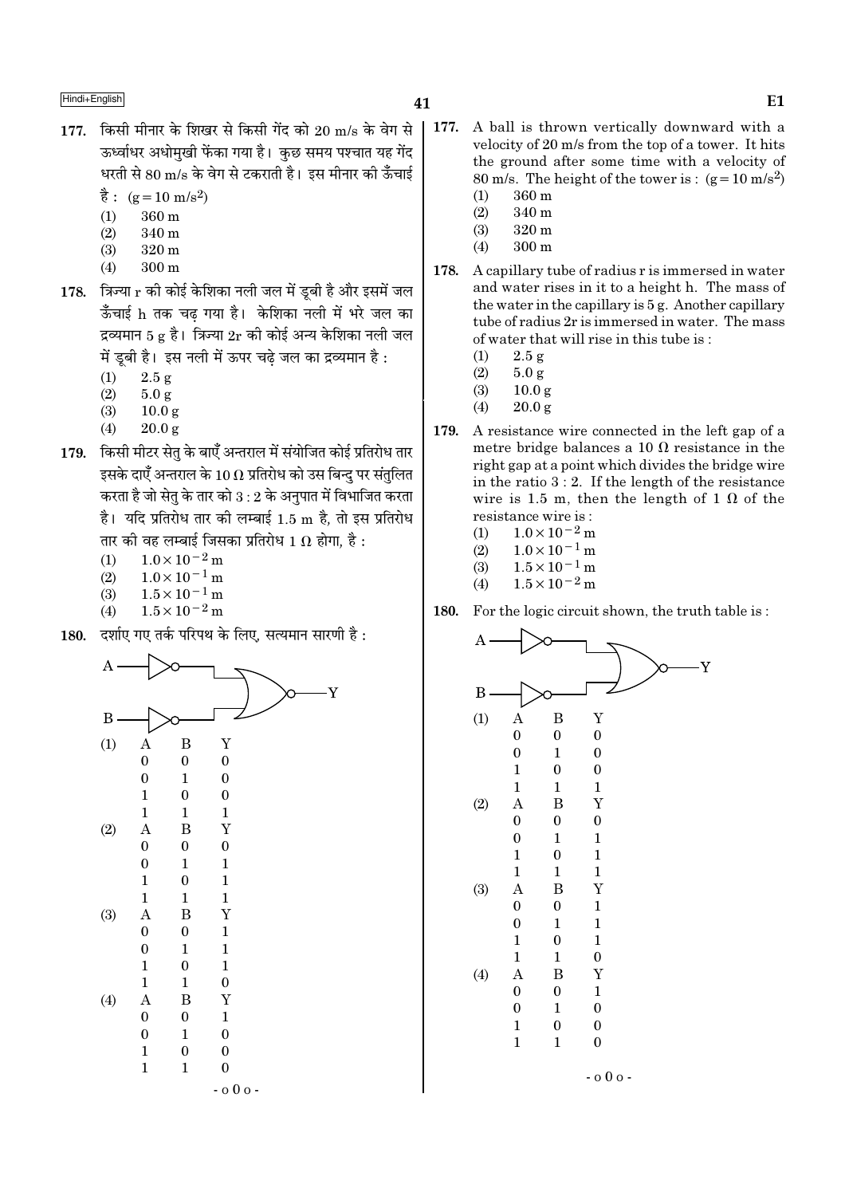177. किसी मीनार के शिखर से किसी गेंद को 20 m/s के वेग से ऊर्ध्वाधर अधोमुखी फेंका गया है। कुछ समय पश्चात यह गेंद धरती से 80 m/s के वेग से टकराती है। इस मीनार की ऊँचाई है : $(g = 10 \text{ m/s}^2)$

(1) 360 m
(2) 340 m
(3) 320 m
(4) 300 m

178. त्रिज्या r की कोई केशिका नली जल में डूबी है और इसमें जल ऊँचाई h तक चढ़ गया है। केशिका नली में भरे जल का द्रव्यमान 5 g है। त्रिज्या 2r की कोई अन्य केशिका नली जल में डूबी है। इस नली में ऊपर चढ़े जल का द्रव्यमान है :

(1) 2.5 g
(2) 5.0 g
(3) 10.0 g
(4) 20.0 g

179. किसी मीटर सेतु के बाएँ अन्तराल में संयोजित कोई प्रतिरोध तार इसके दाएँ अन्तराल के 10 Ω प्रतिरोध को उस बिन्दु पर संतुलित करता है जो सेतु के तार को 3 : 2 के अनुपात में विभाजित करता है। यदि प्रतिरोध तार की लम्बाई 1.5 m है, तो इस प्रतिरोध तार की वह लम्बाई जिसका प्रतिरोध 1 Ω होगा, है :

(1) $1.0 \times 10^{-2}$ m
(2) $1.0 \times 10^{-1}$ m
(3) $1.5 \times 10^{-1}$ m
(4) $1.5 \times 10^{-2}$ m

180. दर्शाए गए तर्क परिपथ के लिए, सत्यमान सारणी है :

(1)

| A | B | Y |
|---|---|---|
| 0 | 0 | 0 |
| 0 | 1 | 0 |
| 1 | 0 | 0 |
| 1 | 1 | 1 |

(2)

| A | B | Y |
|---|---|---|
| 0 | 0 | 0 |
| 0 | 1 | 1 |
| 1 | 0 | 1 |
| 1 | 1 | 1 |

(3)

| A | B | Y |
|---|---|---|
| 0 | 0 | 1 |
| 0 | 1 | 1 |
| 1 | 0 | 1 |
| 1 | 1 | 0 |

(4)

| A | B | Y |
|---|---|---|
| 0 | 0 | 1 |
| 0 | 1 | 0 |
| 1 | 0 | 0 |
| 1 | 1 | 0 |

- o 0 o -

177. A ball is thrown vertically downward with a velocity of 20 m/s from the top of a tower. It hits the ground after some time with a velocity of 80 m/s. The height of the tower is : $(g = 10 \text{ m/s}^2)$

(1) 360 m
(2) 340 m
(3) 320 m
(4) 300 m

178. A capillary tube of radius r is immersed in water and water rises in it to a height h. The mass of the water in the capillary is 5 g. Another capillary tube of radius 2r is immersed in water. The mass of water that will rise in this tube is :

(1) 2.5 g
(2) 5.0 g
(3) 10.0 g
(4) 20.0 g

179. A resistance wire connected in the left gap of a metre bridge balances a 10 Ω resistance in the right gap at a point which divides the bridge wire in the ratio 3 : 2. If the length of the resistance wire is 1.5 m, then the length of 1 Ω of the resistance wire is :

(1) $1.0 \times 10^{-2}$ m
(2) $1.0 \times 10^{-1}$ m
(3) $1.5 \times 10^{-1}$ m
(4) $1.5 \times 10^{-2}$ m

180. For the logic circuit shown, the truth table is :

(1)

| A | B | Y |
|---|---|---|
| 0 | 0 | 0 |
| 0 | 1 | 0 |
| 1 | 0 | 0 |
| 1 | 1 | 1 |

(2)

| A | B | Y |
|---|---|---|
| 0 | 0 | 0 |
| 0 | 1 | 1 |
| 1 | 0 | 1 |
| 1 | 1 | 1 |

(3)

| A | B | Y |
|---|---|---|
| 0 | 0 | 1 |
| 0 | 1 | 1 |
| 1 | 0 | 1 |
| 1 | 1 | 0 |

(4)

| A | B | Y |
|---|---|---|
| 0 | 0 | 1 |
| 0 | 1 | 0 |
| 1 | 0 | 0 |
| 1 | 1 | 0 |

- o 0 o -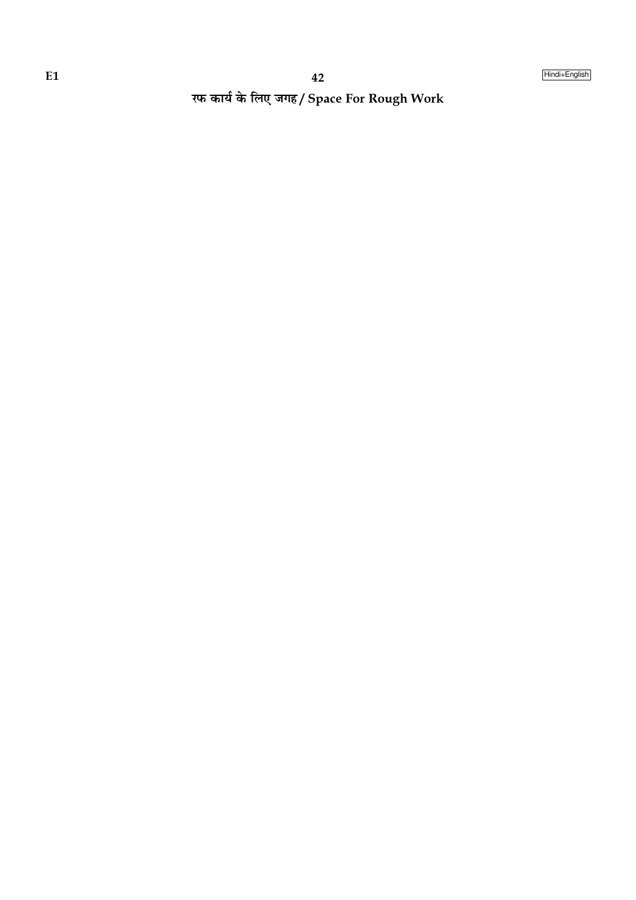रफ कार्य के लिए जगह / Space For Rough Work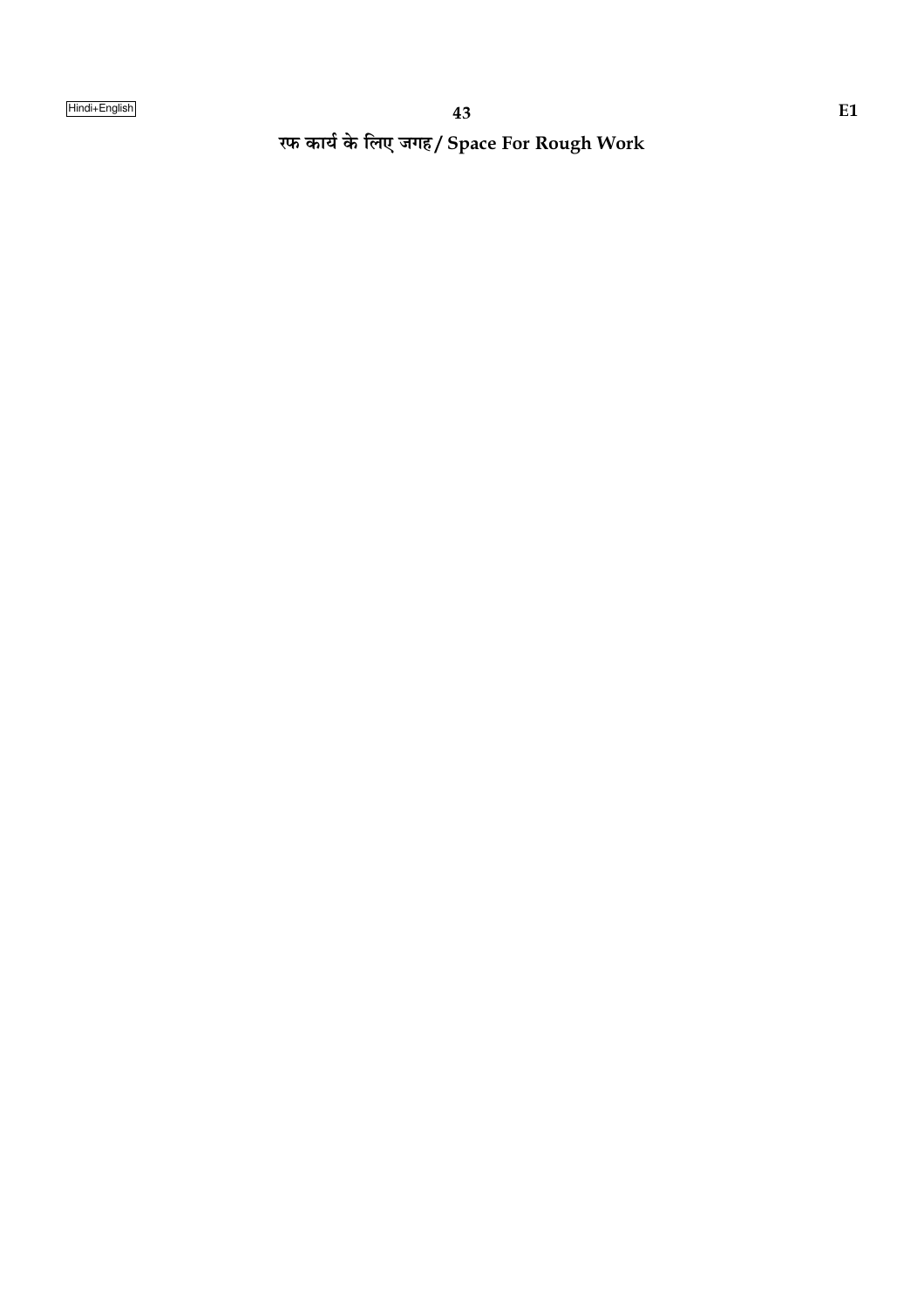रफ कार्य के लिए जगह / Space For Rough Work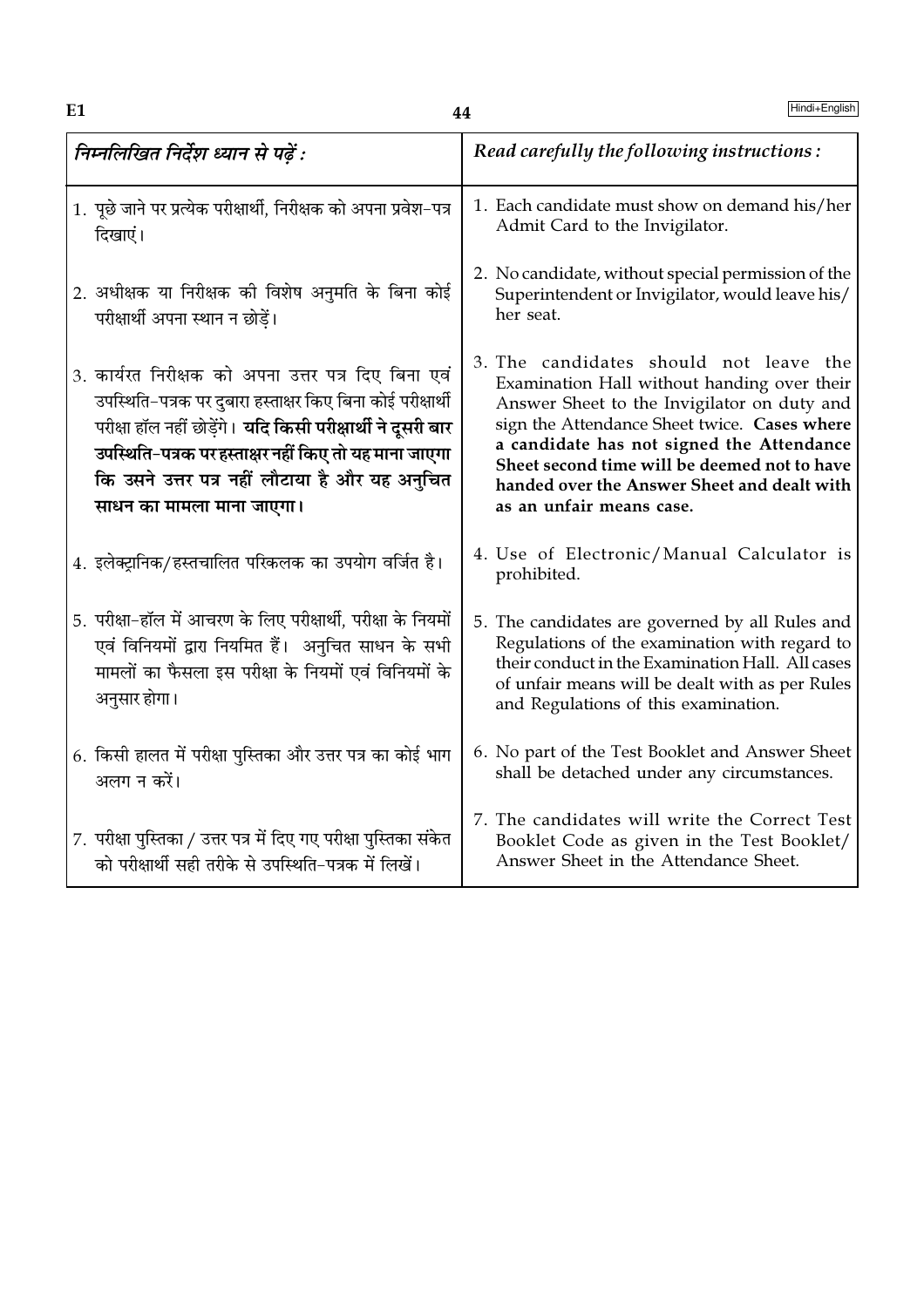| निम्नलिखित निर्देश ध्यान से पढ़ें : | Read carefully the following instructions : |
| --- | --- |
| 1. पूछे जाने पर प्रत्येक परीक्षार्थी, निरीक्षक को अपना प्रवेश-पत्र दिखाएं। | 1. Each candidate must show on demand his/her Admit Card to the Invigilator. |
| 2. अधीक्षक या निरीक्षक की विशेष अनुमति के बिना कोई परीक्षार्थी अपना स्थान न छोड़ें। | 2. No candidate, without special permission of the Superintendent or Invigilator, would leave his/her seat. |
| 3. कार्यरत निरीक्षक को अपना उत्तर पत्र दिए बिना एवं उपस्थिति-पत्रक पर दुबारा हस्ताक्षर किए बिना कोई परीक्षार्थी परीक्षा हॉल नहीं छोड़ेंगे। **यदि किसी परीक्षार्थी ने दूसरी बार उपस्थिति-पत्रक पर हस्ताक्षर नहीं किए तो यह माना जाएगा कि उसने उत्तर पत्र नहीं लौटाया है और यह अनुचित साधन का मामला माना जाएगा।** | 3. The candidates should not leave the Examination Hall without handing over their Answer Sheet to the Invigilator on duty and sign the Attendance Sheet twice. **Cases where a candidate has not signed the Attendance Sheet second time will be deemed not to have handed over the Answer Sheet and dealt with as an unfair means case.** |
| 4. इलेक्ट्रानिक/हस्तचालित परिकलक का उपयोग वर्जित है। | 4. Use of Electronic/Manual Calculator is prohibited. |
| 5. परीक्षा-हॉल में आचरण के लिए परीक्षार्थी, परीक्षा के नियमों एवं विनियमों द्वारा नियमित हैं। अनुचित साधन के सभी मामलों का फैसला इस परीक्षा के नियमों एवं विनियमों के अनुसार होगा। | 5. The candidates are governed by all Rules and Regulations of the examination with regard to their conduct in the Examination Hall. All cases of unfair means will be dealt with as per Rules and Regulations of this examination. |
| 6. किसी हालत में परीक्षा पुस्तिका और उत्तर पत्र का कोई भाग अलग न करें। | 6. No part of the Test Booklet and Answer Sheet shall be detached under any circumstances. |
| 7. परीक्षा पुस्तिका / उत्तर पत्र में दिए गए परीक्षा पुस्तिका संकेत को परीक्षार्थी सही तरीके से उपस्थिति-पत्रक में लिखें। | 7. The candidates will write the Correct Test Booklet Code as given in the Test Booklet/ Answer Sheet in the Attendance Sheet. |